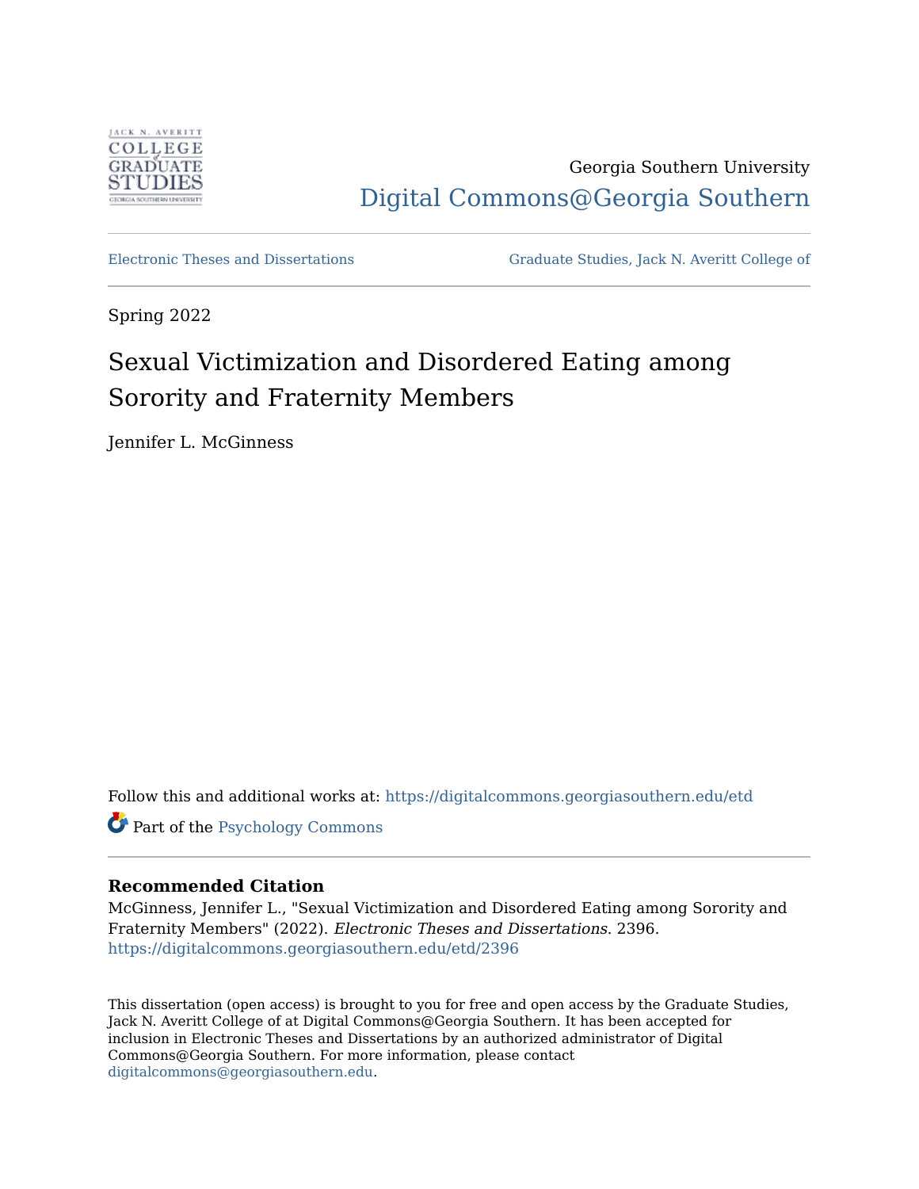JACK N. AVERITT COLLEGE of GRADUATE STUDIES GEORGIA SOUTHERN UNIVERSITY

Georgia Southern University

Digital Commons@Georgia Southern

Electronic Theses and Dissertations

Graduate Studies, Jack N. Averitt College of

Spring 2022

# Sexual Victimization and Disordered Eating among Sorority and Fraternity Members

Jennifer L. McGinness

Follow this and additional works at: https://digitalcommons.georgiasouthern.edu/etd

Part of the Psychology Commons

**Recommended Citation**

McGinness, Jennifer L., "Sexual Victimization and Disordered Eating among Sorority and Fraternity Members" (2022). *Electronic Theses and Dissertations*. 2396.
https://digitalcommons.georgiasouthern.edu/etd/2396

This dissertation (open access) is brought to you for free and open access by the Graduate Studies, Jack N. Averitt College of at Digital Commons@Georgia Southern. It has been accepted for inclusion in Electronic Theses and Dissertations by an authorized administrator of Digital Commons@Georgia Southern. For more information, please contact digitalcommons@georgiasouthern.edu.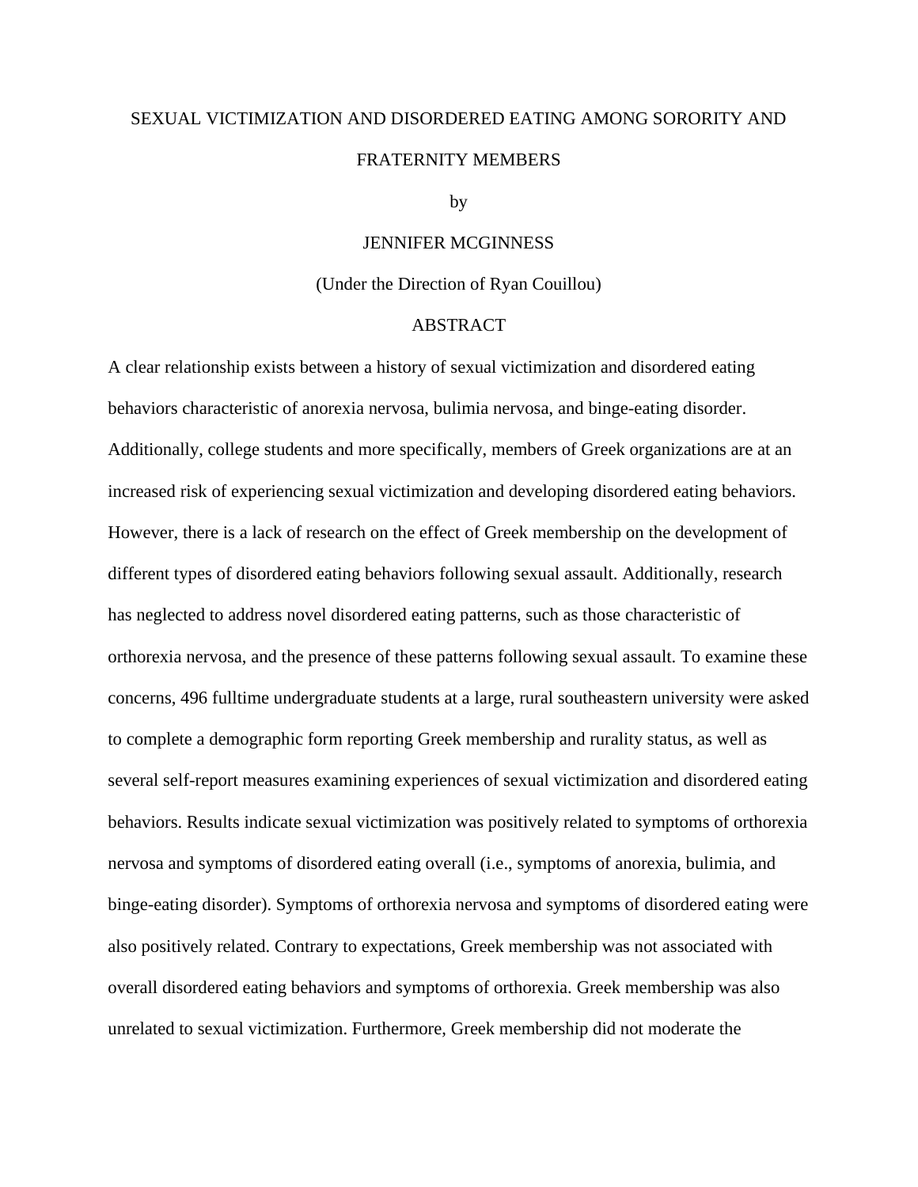SEXUAL VICTIMIZATION AND DISORDERED EATING AMONG SORORITY AND FRATERNITY MEMBERS

by

JENNIFER MCGINNESS

(Under the Direction of Ryan Couillou)

ABSTRACT

A clear relationship exists between a history of sexual victimization and disordered eating behaviors characteristic of anorexia nervosa, bulimia nervosa, and binge-eating disorder. Additionally, college students and more specifically, members of Greek organizations are at an increased risk of experiencing sexual victimization and developing disordered eating behaviors. However, there is a lack of research on the effect of Greek membership on the development of different types of disordered eating behaviors following sexual assault. Additionally, research has neglected to address novel disordered eating patterns, such as those characteristic of orthorexia nervosa, and the presence of these patterns following sexual assault. To examine these concerns, 496 fulltime undergraduate students at a large, rural southeastern university were asked to complete a demographic form reporting Greek membership and rurality status, as well as several self-report measures examining experiences of sexual victimization and disordered eating behaviors. Results indicate sexual victimization was positively related to symptoms of orthorexia nervosa and symptoms of disordered eating overall (i.e., symptoms of anorexia, bulimia, and binge-eating disorder). Symptoms of orthorexia nervosa and symptoms of disordered eating were also positively related. Contrary to expectations, Greek membership was not associated with overall disordered eating behaviors and symptoms of orthorexia. Greek membership was also unrelated to sexual victimization. Furthermore, Greek membership did not moderate the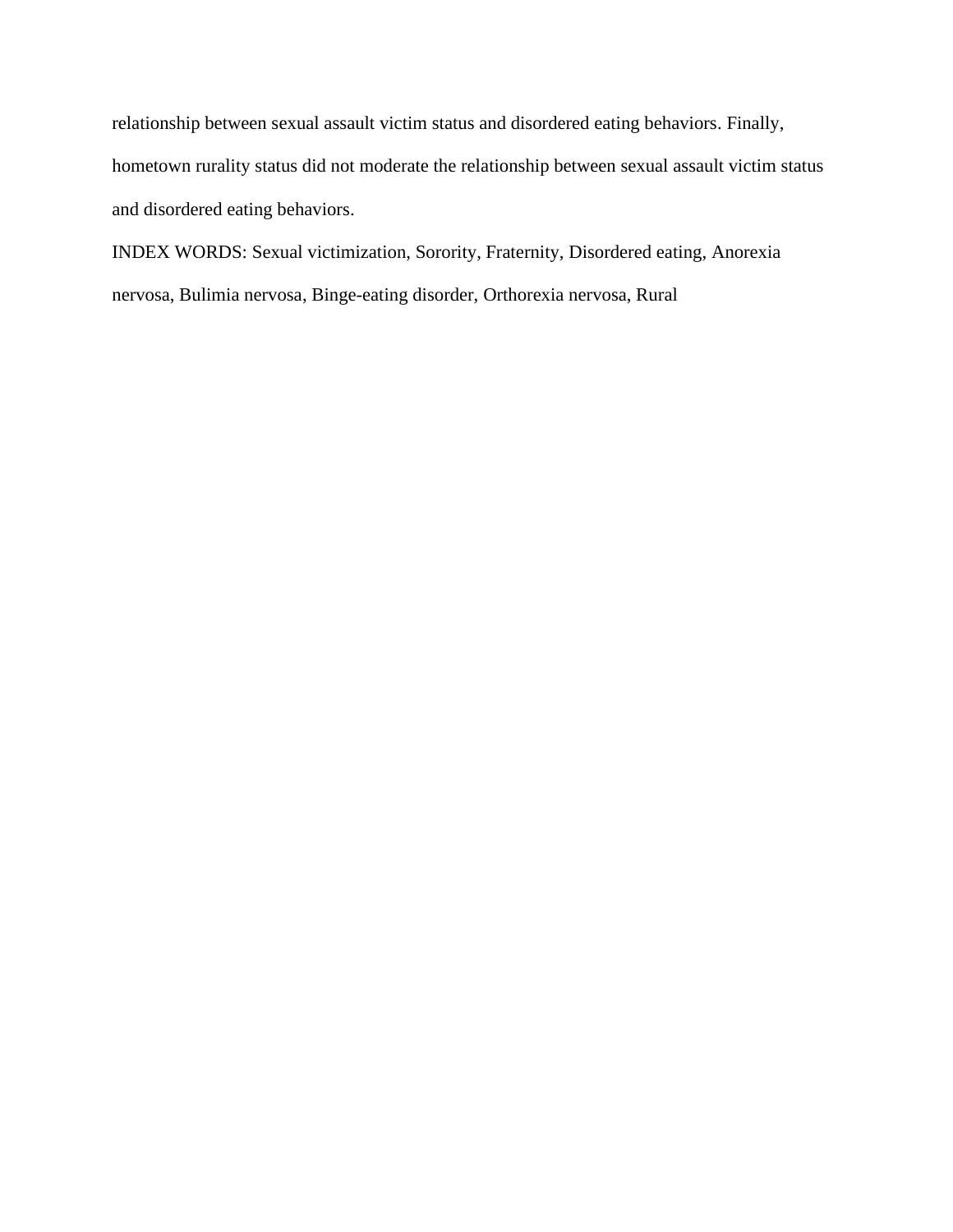relationship between sexual assault victim status and disordered eating behaviors. Finally, hometown rurality status did not moderate the relationship between sexual assault victim status and disordered eating behaviors.

INDEX WORDS: Sexual victimization, Sorority, Fraternity, Disordered eating, Anorexia nervosa, Bulimia nervosa, Binge-eating disorder, Orthorexia nervosa, Rural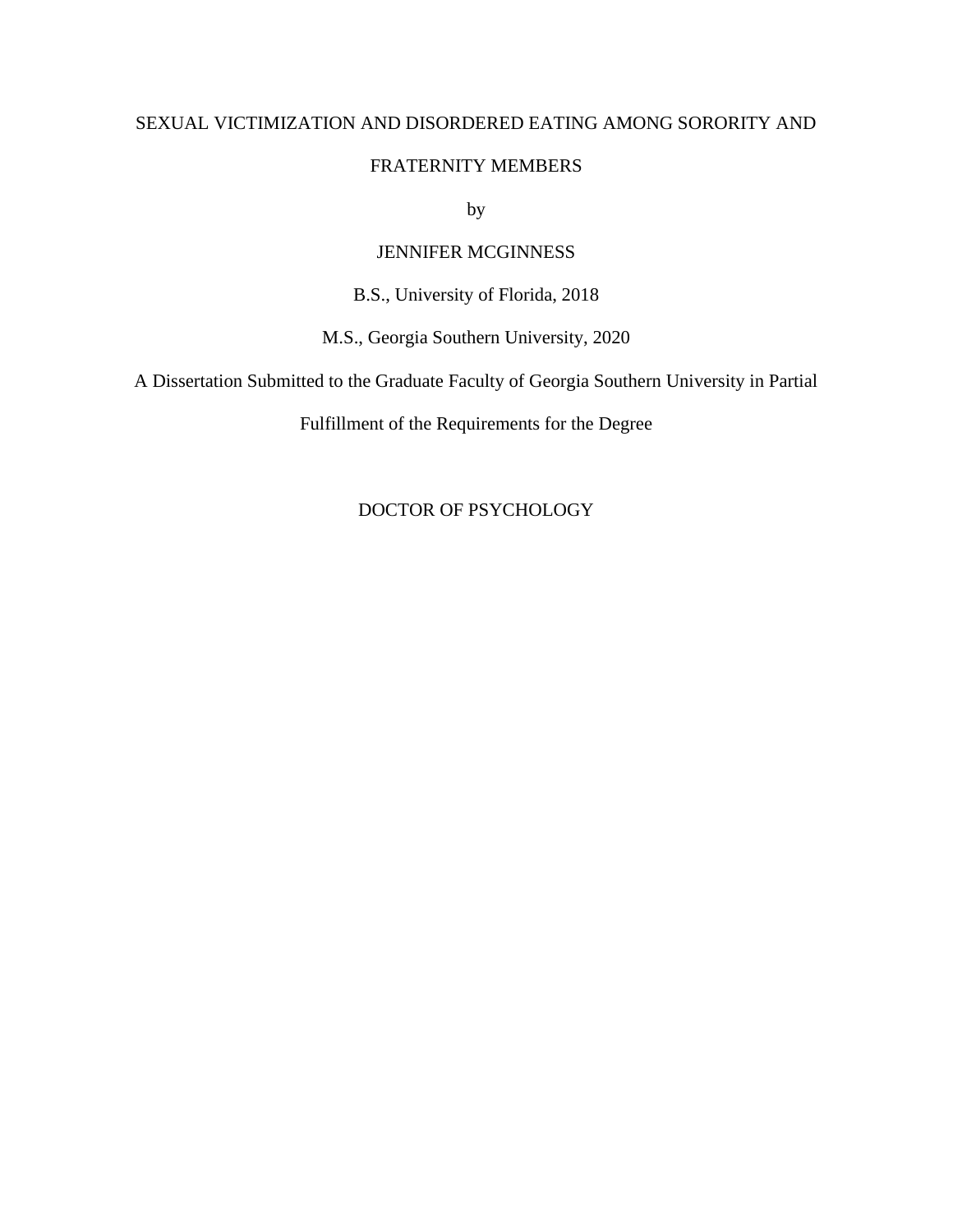SEXUAL VICTIMIZATION AND DISORDERED EATING AMONG SORORITY AND FRATERNITY MEMBERS

by

JENNIFER MCGINNESS

B.S., University of Florida, 2018

M.S., Georgia Southern University, 2020

A Dissertation Submitted to the Graduate Faculty of Georgia Southern University in Partial Fulfillment of the Requirements for the Degree

DOCTOR OF PSYCHOLOGY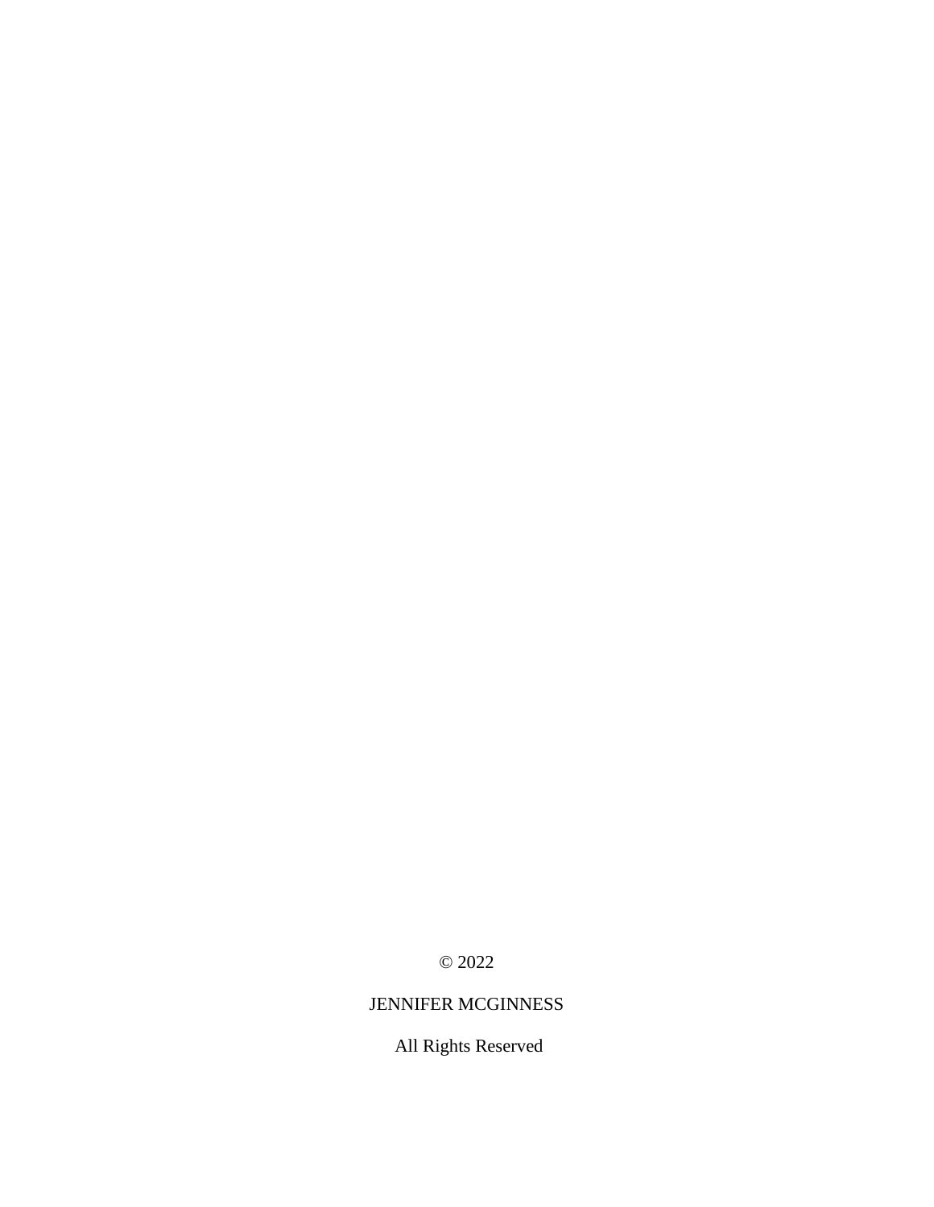© 2022

JENNIFER MCGINNESS

All Rights Reserved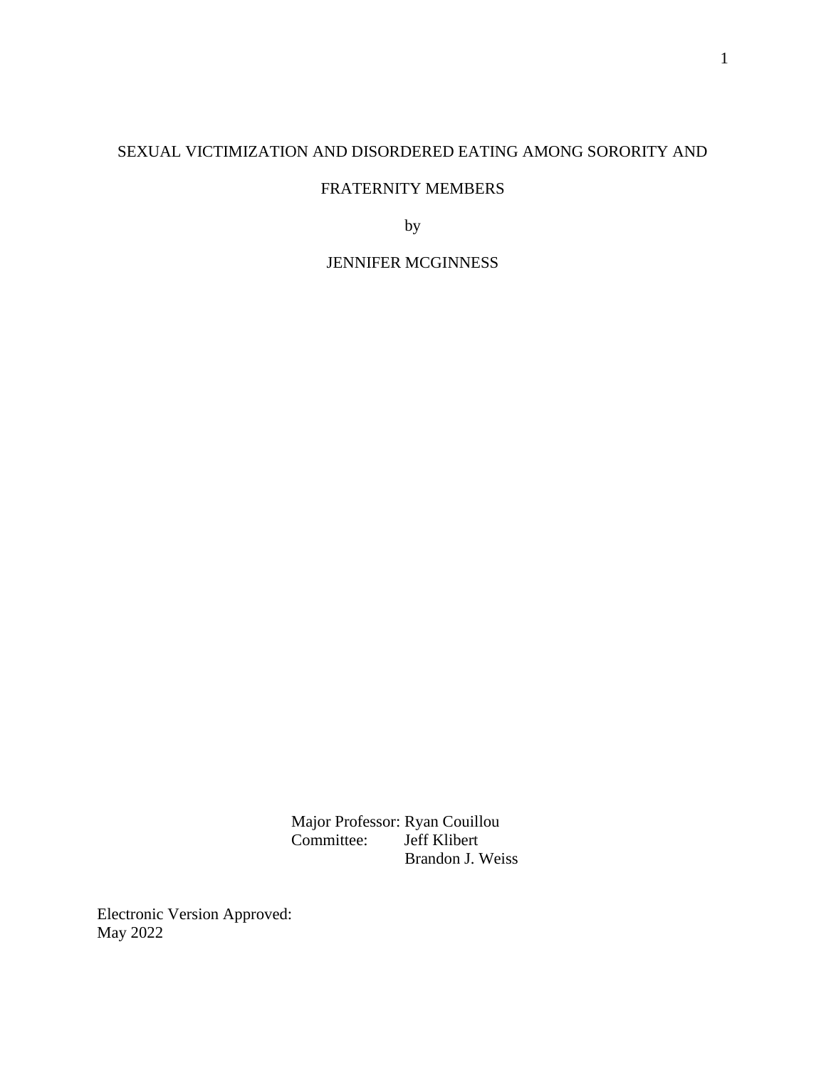SEXUAL VICTIMIZATION AND DISORDERED EATING AMONG SORORITY AND FRATERNITY MEMBERS

by

JENNIFER MCGINNESS

Major Professor: Ryan Couillou  
Committee: Jeff Klibert  
Brandon J. Weiss

Electronic Version Approved:  
May 2022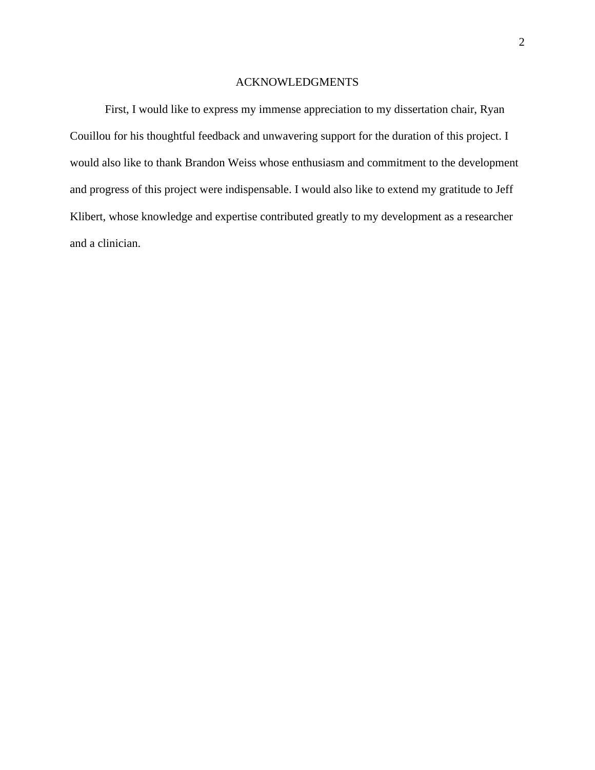# ACKNOWLEDGMENTS

First, I would like to express my immense appreciation to my dissertation chair, Ryan Couillou for his thoughtful feedback and unwavering support for the duration of this project. I would also like to thank Brandon Weiss whose enthusiasm and commitment to the development and progress of this project were indispensable. I would also like to extend my gratitude to Jeff Klibert, whose knowledge and expertise contributed greatly to my development as a researcher and a clinician.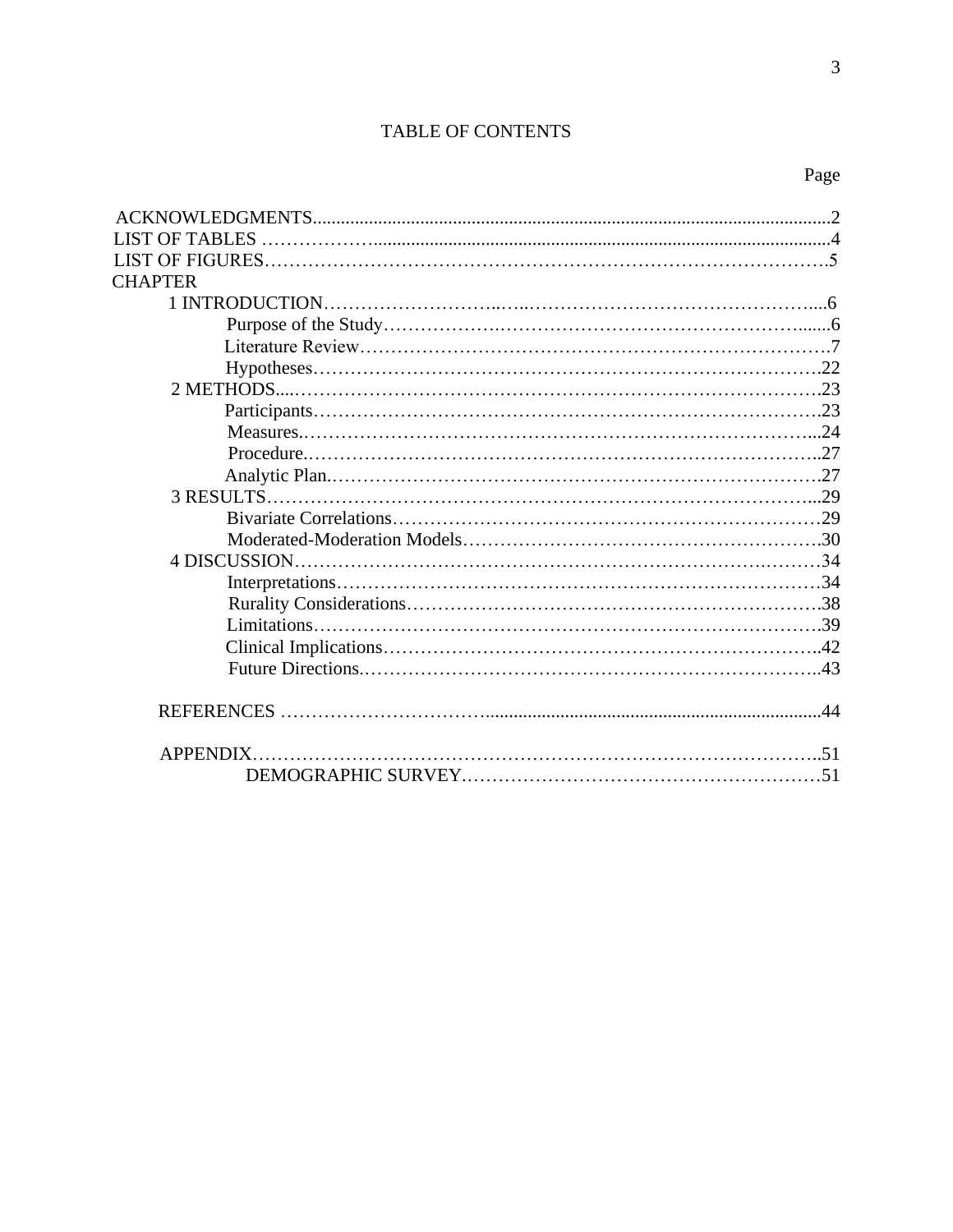# TABLE OF CONTENTS

Page

ACKNOWLEDGMENTS..........................................................................................................2
LIST OF TABLES ..................................................................................................................4
LIST OF FIGURES..................................................................................................................5
CHAPTER

- 1 INTRODUCTION.........................................................................................................6
  - Purpose of the Study......................................................................................................6
  - Literature Review...........................................................................................................7
  - Hypotheses....................................................................................................................22
- 2 METHODS....................................................................................................................23
  - Participants....................................................................................................................23
  - Measures........................................................................................................................24
  - Procedure.......................................................................................................................27
  - Analytic Plan..................................................................................................................27
- 3 RESULTS......................................................................................................................29
  - Bivariate Correlations....................................................................................................29
  - Moderated-Moderation Models.....................................................................................30
- 4 DISCUSSION...............................................................................................................34
  - Interpretations................................................................................................................34
  - Rurality Considerations..................................................................................................38
  - Limitations.....................................................................................................................39
  - Clinical Implications......................................................................................................42
  - Future Directions............................................................................................................43

REFERENCES .........................................................................................................................44

APPENDIX................................................................................................................................51
DEMOGRAPHIC SURVEY......................................................................................................51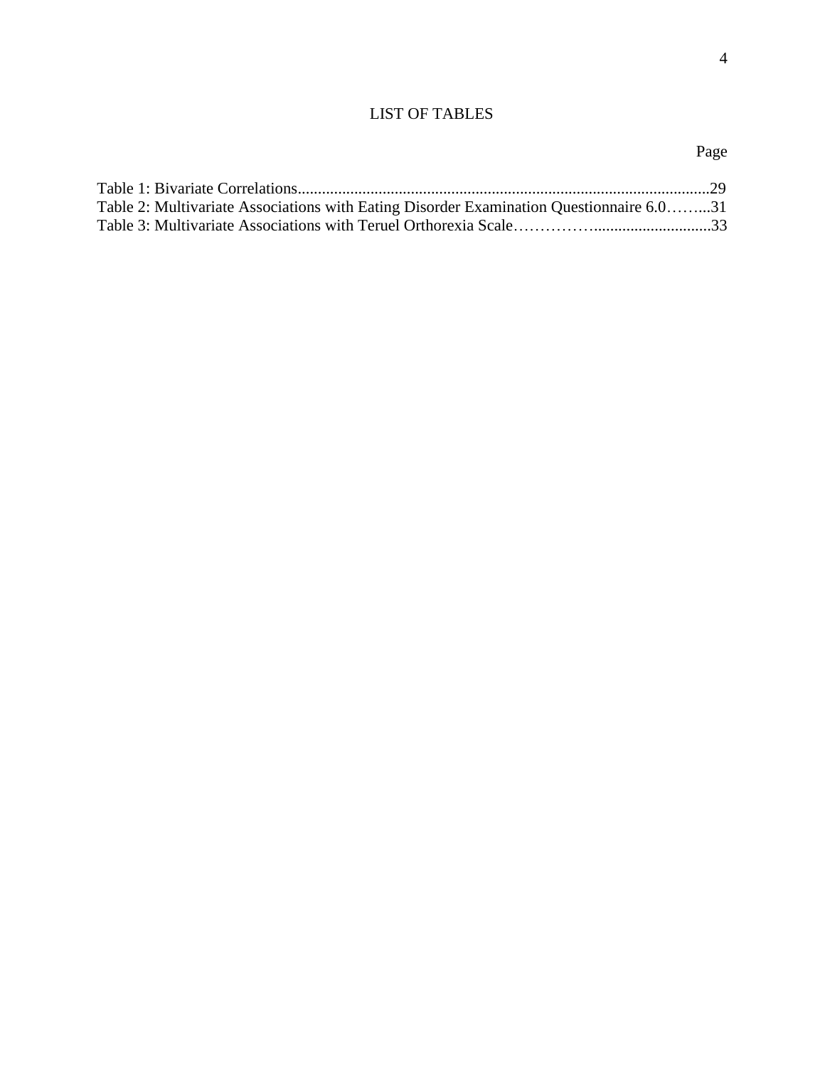# LIST OF TABLES

Page

Table 1: Bivariate Correlations......................................................................................................29
Table 2: Multivariate Associations with Eating Disorder Examination Questionnaire 6.0……...31
Table 3: Multivariate Associations with Teruel Orthorexia Scale……………............................33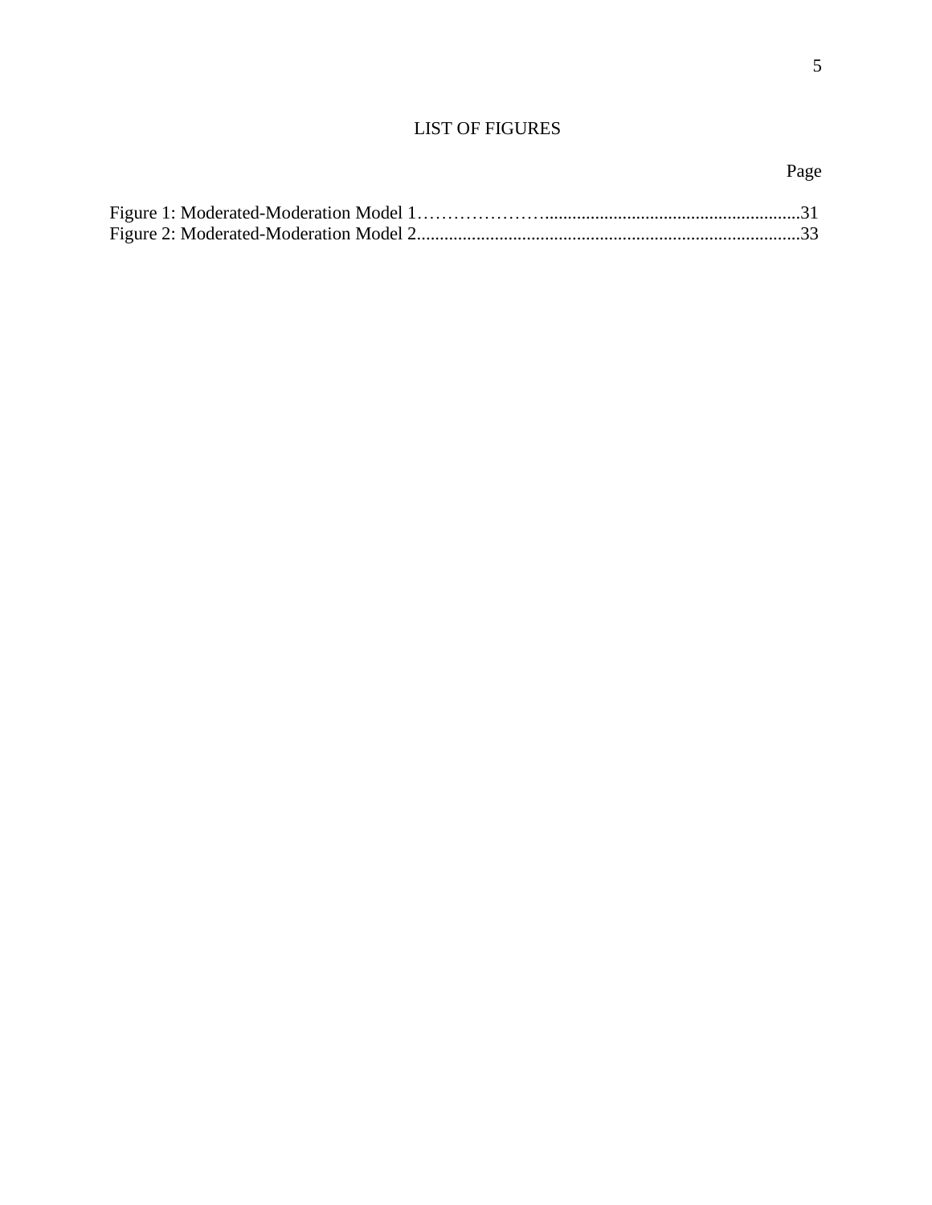# LIST OF FIGURES

Page

Figure 1: Moderated-Moderation Model 1……………………........................................................31
Figure 2: Moderated-Moderation Model 2....................................................................................33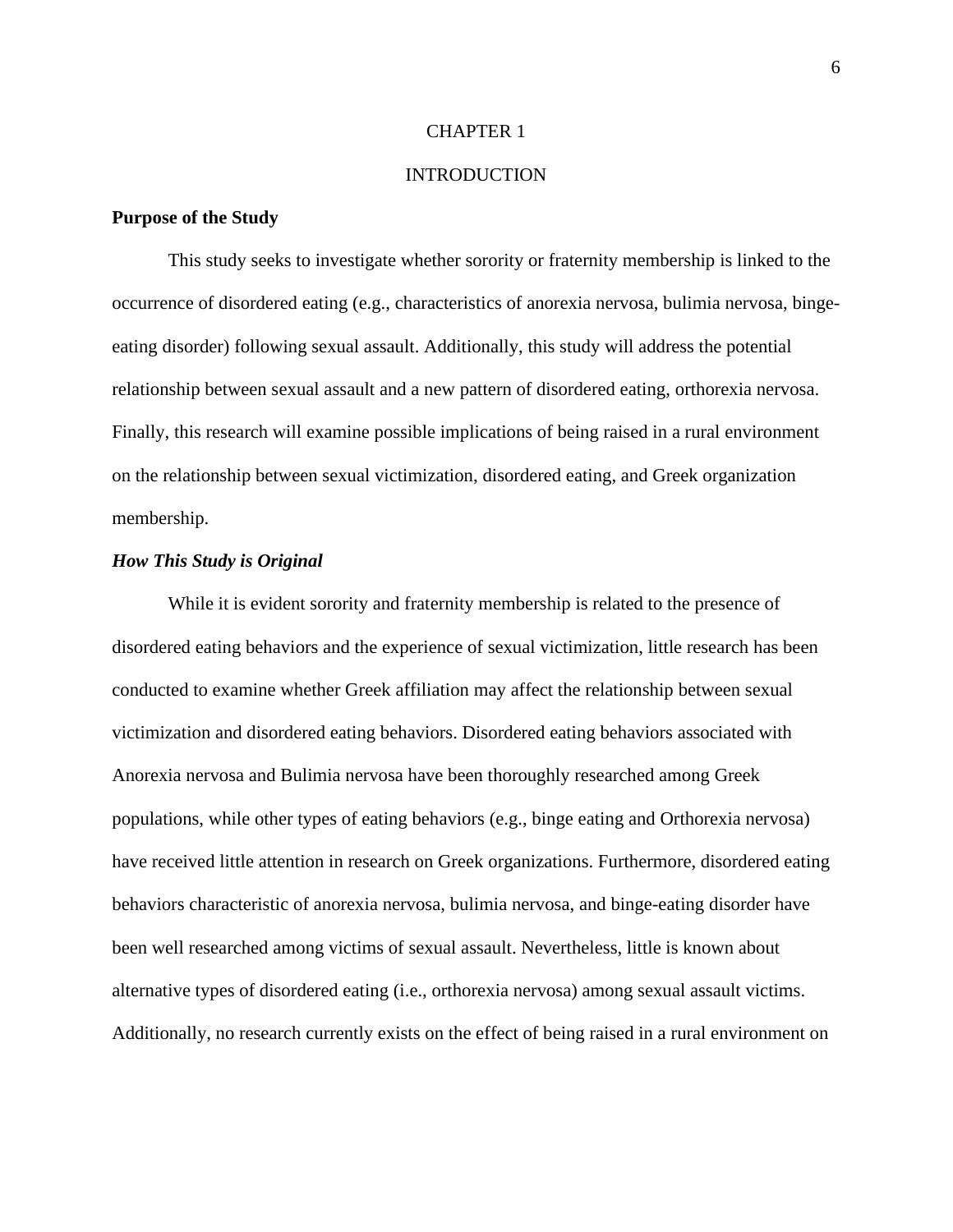# CHAPTER 1

# INTRODUCTION

## Purpose of the Study

This study seeks to investigate whether sorority or fraternity membership is linked to the occurrence of disordered eating (e.g., characteristics of anorexia nervosa, bulimia nervosa, binge-eating disorder) following sexual assault. Additionally, this study will address the potential relationship between sexual assault and a new pattern of disordered eating, orthorexia nervosa. Finally, this research will examine possible implications of being raised in a rural environment on the relationship between sexual victimization, disordered eating, and Greek organization membership.

### *How This Study is Original*

While it is evident sorority and fraternity membership is related to the presence of disordered eating behaviors and the experience of sexual victimization, little research has been conducted to examine whether Greek affiliation may affect the relationship between sexual victimization and disordered eating behaviors. Disordered eating behaviors associated with Anorexia nervosa and Bulimia nervosa have been thoroughly researched among Greek populations, while other types of eating behaviors (e.g., binge eating and Orthorexia nervosa) have received little attention in research on Greek organizations. Furthermore, disordered eating behaviors characteristic of anorexia nervosa, bulimia nervosa, and binge-eating disorder have been well researched among victims of sexual assault. Nevertheless, little is known about alternative types of disordered eating (i.e., orthorexia nervosa) among sexual assault victims. Additionally, no research currently exists on the effect of being raised in a rural environment on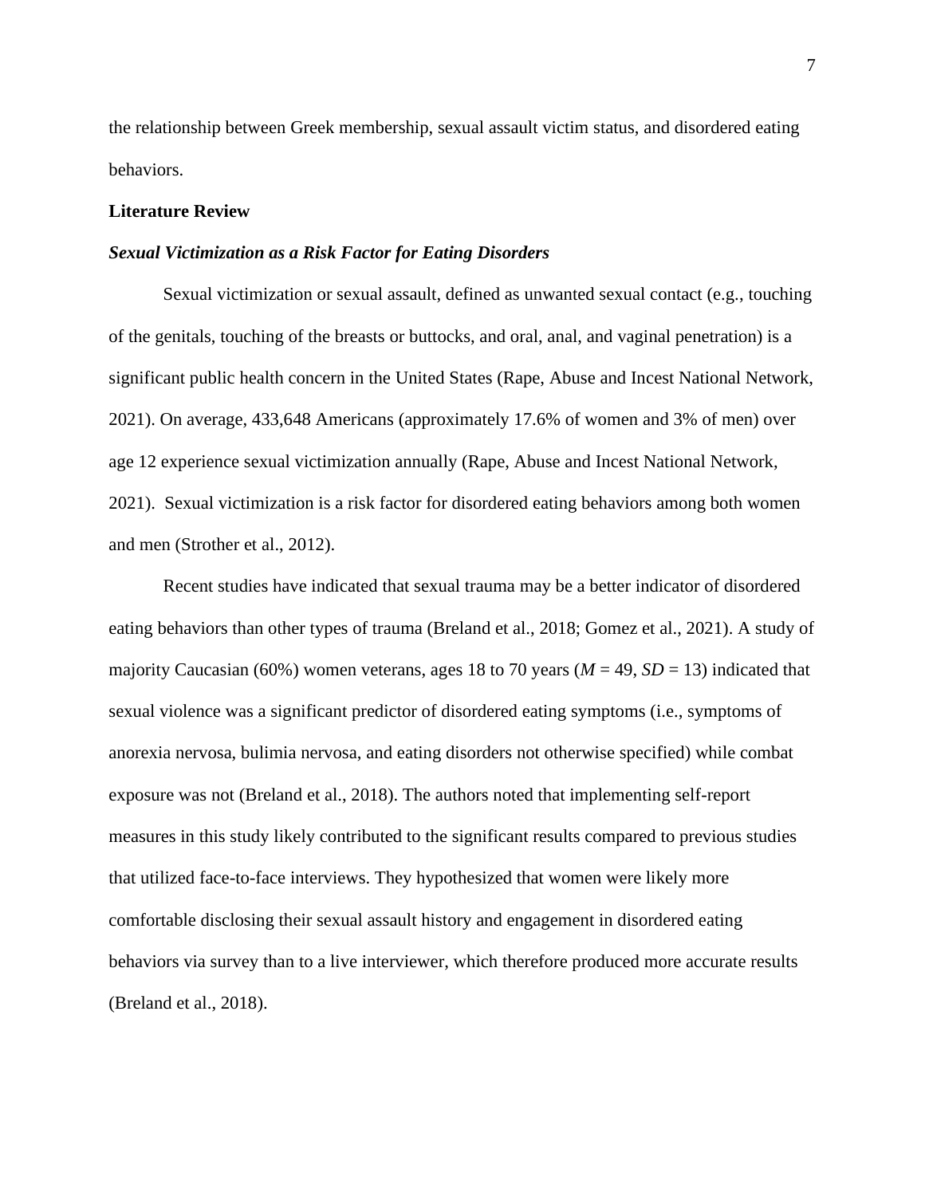the relationship between Greek membership, sexual assault victim status, and disordered eating behaviors.

## Literature Review

### ***Sexual Victimization as a Risk Factor for Eating Disorders***

Sexual victimization or sexual assault, defined as unwanted sexual contact (e.g., touching of the genitals, touching of the breasts or buttocks, and oral, anal, and vaginal penetration) is a significant public health concern in the United States (Rape, Abuse and Incest National Network, 2021). On average, 433,648 Americans (approximately 17.6% of women and 3% of men) over age 12 experience sexual victimization annually (Rape, Abuse and Incest National Network, 2021). Sexual victimization is a risk factor for disordered eating behaviors among both women and men (Strother et al., 2012).

Recent studies have indicated that sexual trauma may be a better indicator of disordered eating behaviors than other types of trauma (Breland et al., 2018; Gomez et al., 2021). A study of majority Caucasian (60%) women veterans, ages 18 to 70 years ($M$ = 49, $SD$ = 13) indicated that sexual violence was a significant predictor of disordered eating symptoms (i.e., symptoms of anorexia nervosa, bulimia nervosa, and eating disorders not otherwise specified) while combat exposure was not (Breland et al., 2018). The authors noted that implementing self-report measures in this study likely contributed to the significant results compared to previous studies that utilized face-to-face interviews. They hypothesized that women were likely more comfortable disclosing their sexual assault history and engagement in disordered eating behaviors via survey than to a live interviewer, which therefore produced more accurate results (Breland et al., 2018).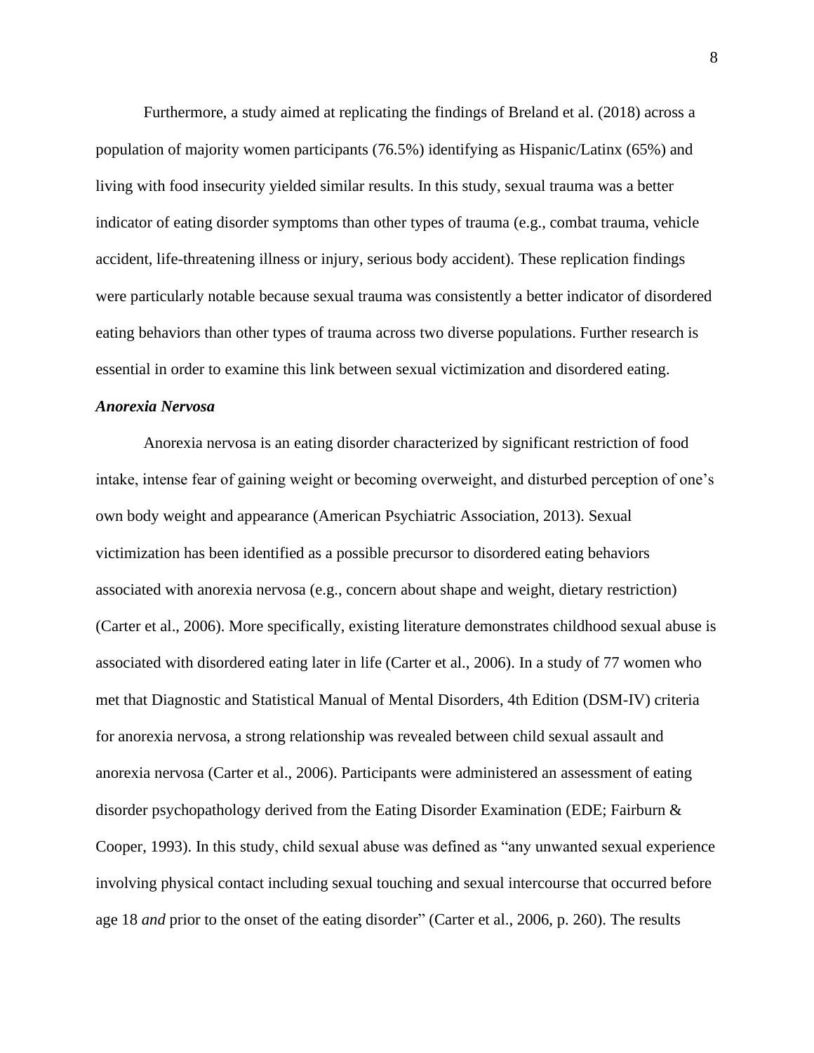Furthermore, a study aimed at replicating the findings of Breland et al. (2018) across a population of majority women participants (76.5%) identifying as Hispanic/Latinx (65%) and living with food insecurity yielded similar results. In this study, sexual trauma was a better indicator of eating disorder symptoms than other types of trauma (e.g., combat trauma, vehicle accident, life-threatening illness or injury, serious body accident). These replication findings were particularly notable because sexual trauma was consistently a better indicator of disordered eating behaviors than other types of trauma across two diverse populations. Further research is essential in order to examine this link between sexual victimization and disordered eating.

### *Anorexia Nervosa*

Anorexia nervosa is an eating disorder characterized by significant restriction of food intake, intense fear of gaining weight or becoming overweight, and disturbed perception of one's own body weight and appearance (American Psychiatric Association, 2013). Sexual victimization has been identified as a possible precursor to disordered eating behaviors associated with anorexia nervosa (e.g., concern about shape and weight, dietary restriction) (Carter et al., 2006). More specifically, existing literature demonstrates childhood sexual abuse is associated with disordered eating later in life (Carter et al., 2006). In a study of 77 women who met that Diagnostic and Statistical Manual of Mental Disorders, 4th Edition (DSM-IV) criteria for anorexia nervosa, a strong relationship was revealed between child sexual assault and anorexia nervosa (Carter et al., 2006). Participants were administered an assessment of eating disorder psychopathology derived from the Eating Disorder Examination (EDE; Fairburn & Cooper, 1993). In this study, child sexual abuse was defined as "any unwanted sexual experience involving physical contact including sexual touching and sexual intercourse that occurred before age 18 *and* prior to the onset of the eating disorder" (Carter et al., 2006, p. 260). The results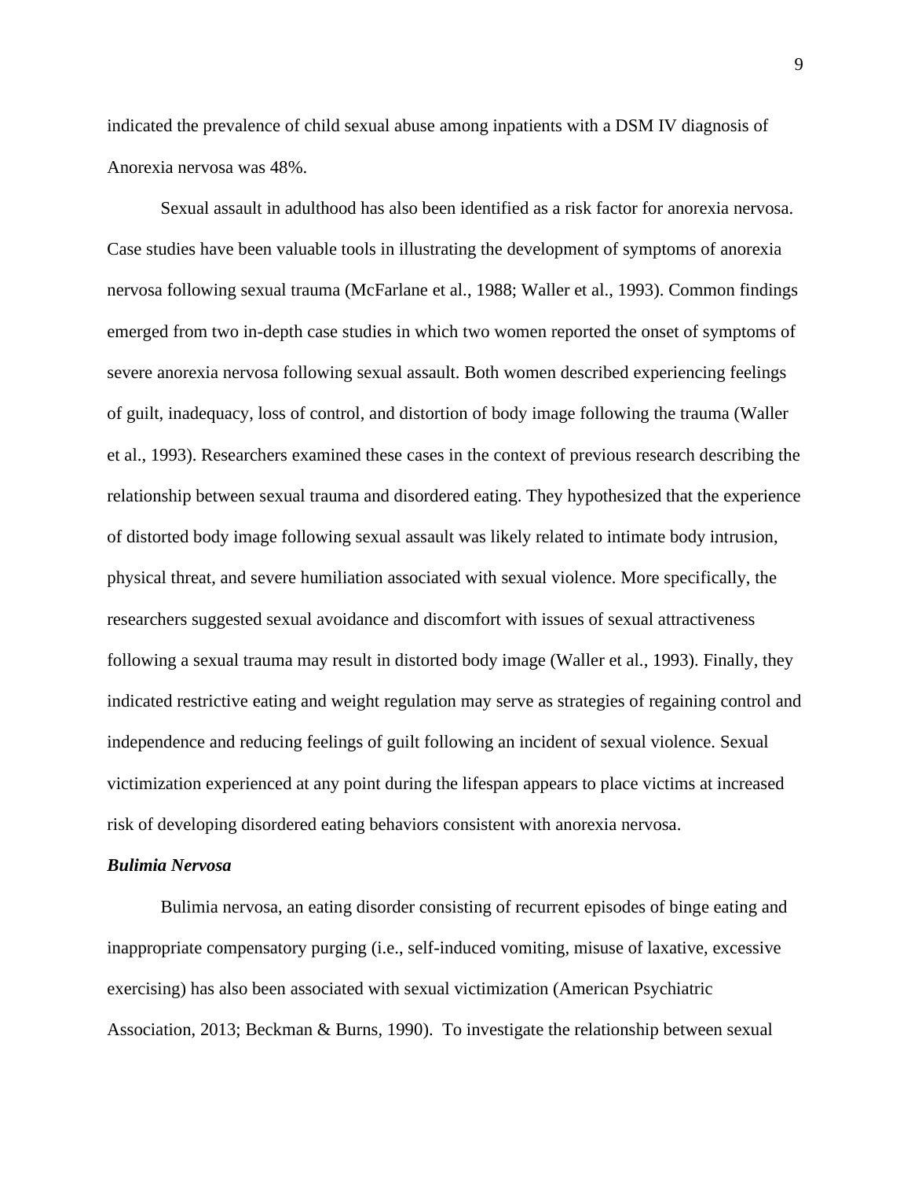indicated the prevalence of child sexual abuse among inpatients with a DSM IV diagnosis of Anorexia nervosa was 48%.

Sexual assault in adulthood has also been identified as a risk factor for anorexia nervosa. Case studies have been valuable tools in illustrating the development of symptoms of anorexia nervosa following sexual trauma (McFarlane et al., 1988; Waller et al., 1993). Common findings emerged from two in-depth case studies in which two women reported the onset of symptoms of severe anorexia nervosa following sexual assault. Both women described experiencing feelings of guilt, inadequacy, loss of control, and distortion of body image following the trauma (Waller et al., 1993). Researchers examined these cases in the context of previous research describing the relationship between sexual trauma and disordered eating. They hypothesized that the experience of distorted body image following sexual assault was likely related to intimate body intrusion, physical threat, and severe humiliation associated with sexual violence. More specifically, the researchers suggested sexual avoidance and discomfort with issues of sexual attractiveness following a sexual trauma may result in distorted body image (Waller et al., 1993). Finally, they indicated restrictive eating and weight regulation may serve as strategies of regaining control and independence and reducing feelings of guilt following an incident of sexual violence. Sexual victimization experienced at any point during the lifespan appears to place victims at increased risk of developing disordered eating behaviors consistent with anorexia nervosa.

***Bulimia Nervosa***

Bulimia nervosa, an eating disorder consisting of recurrent episodes of binge eating and inappropriate compensatory purging (i.e., self-induced vomiting, misuse of laxative, excessive exercising) has also been associated with sexual victimization (American Psychiatric Association, 2013; Beckman & Burns, 1990). To investigate the relationship between sexual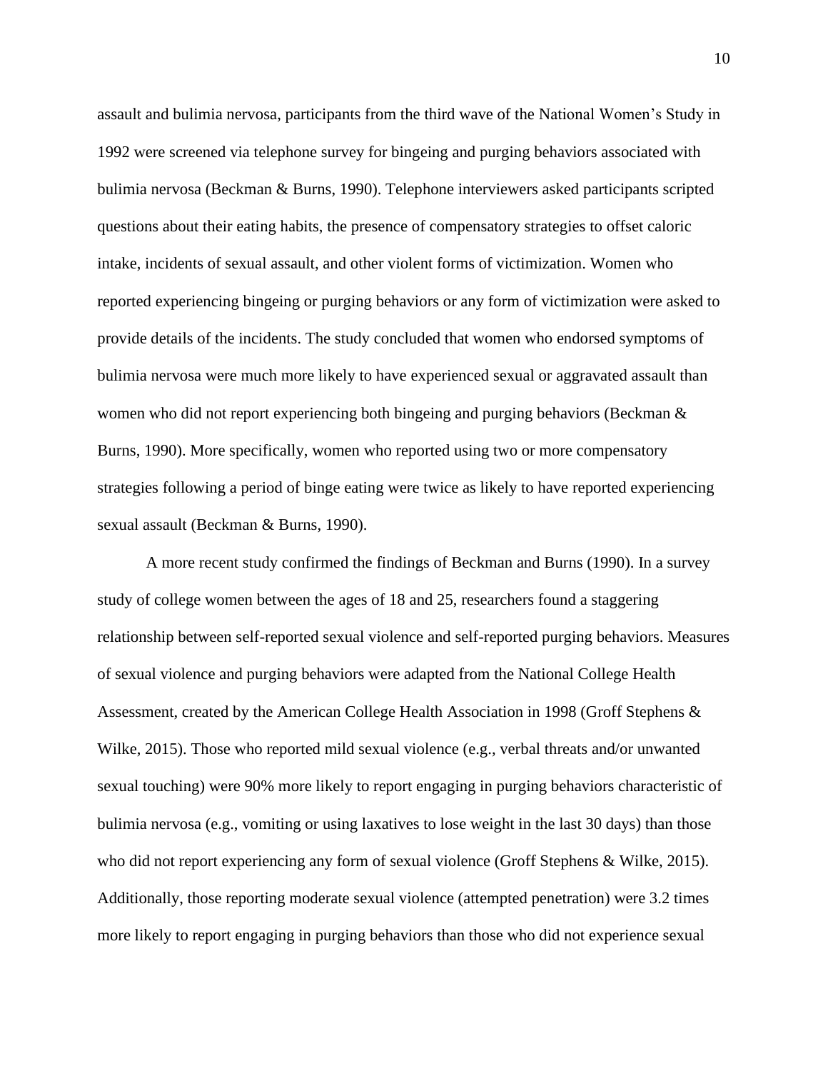assault and bulimia nervosa, participants from the third wave of the National Women's Study in 1992 were screened via telephone survey for bingeing and purging behaviors associated with bulimia nervosa (Beckman & Burns, 1990). Telephone interviewers asked participants scripted questions about their eating habits, the presence of compensatory strategies to offset caloric intake, incidents of sexual assault, and other violent forms of victimization. Women who reported experiencing bingeing or purging behaviors or any form of victimization were asked to provide details of the incidents. The study concluded that women who endorsed symptoms of bulimia nervosa were much more likely to have experienced sexual or aggravated assault than women who did not report experiencing both bingeing and purging behaviors (Beckman & Burns, 1990). More specifically, women who reported using two or more compensatory strategies following a period of binge eating were twice as likely to have reported experiencing sexual assault (Beckman & Burns, 1990).

A more recent study confirmed the findings of Beckman and Burns (1990). In a survey study of college women between the ages of 18 and 25, researchers found a staggering relationship between self-reported sexual violence and self-reported purging behaviors. Measures of sexual violence and purging behaviors were adapted from the National College Health Assessment, created by the American College Health Association in 1998 (Groff Stephens & Wilke, 2015). Those who reported mild sexual violence (e.g., verbal threats and/or unwanted sexual touching) were 90% more likely to report engaging in purging behaviors characteristic of bulimia nervosa (e.g., vomiting or using laxatives to lose weight in the last 30 days) than those who did not report experiencing any form of sexual violence (Groff Stephens & Wilke, 2015). Additionally, those reporting moderate sexual violence (attempted penetration) were 3.2 times more likely to report engaging in purging behaviors than those who did not experience sexual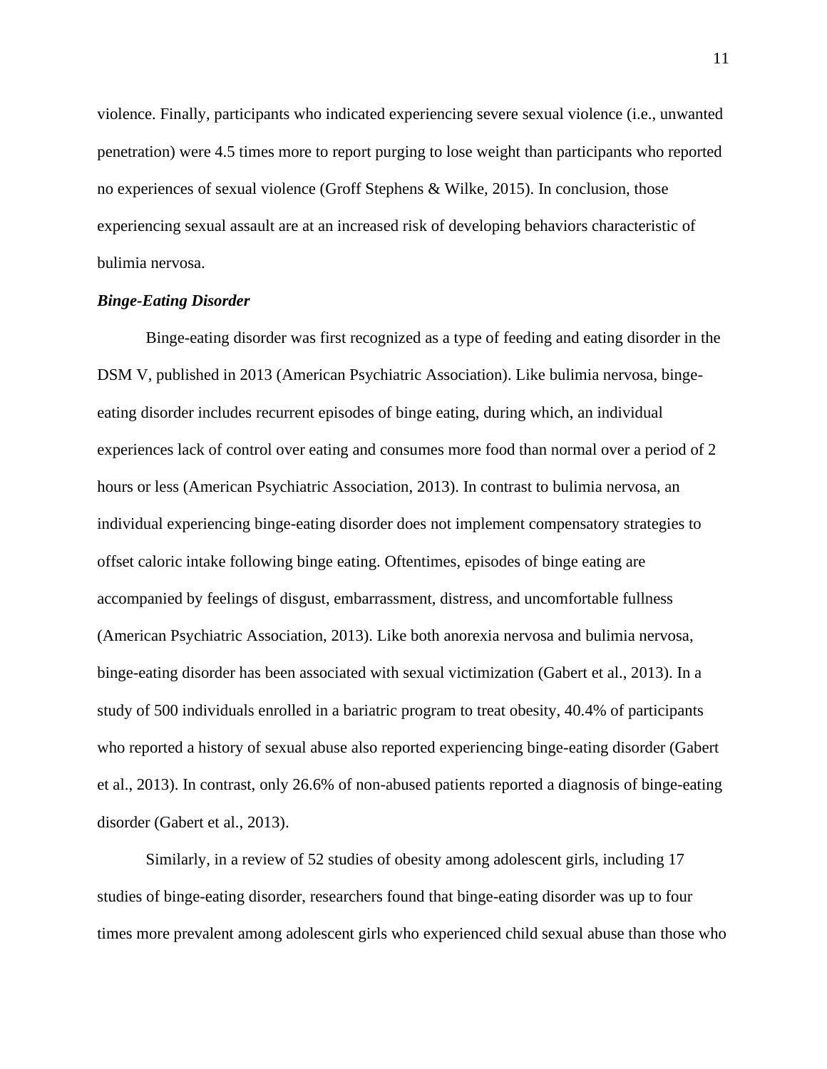violence. Finally, participants who indicated experiencing severe sexual violence (i.e., unwanted penetration) were 4.5 times more to report purging to lose weight than participants who reported no experiences of sexual violence (Groff Stephens & Wilke, 2015). In conclusion, those experiencing sexual assault are at an increased risk of developing behaviors characteristic of bulimia nervosa.

### *Binge-Eating Disorder*

Binge-eating disorder was first recognized as a type of feeding and eating disorder in the DSM V, published in 2013 (American Psychiatric Association). Like bulimia nervosa, binge-eating disorder includes recurrent episodes of binge eating, during which, an individual experiences lack of control over eating and consumes more food than normal over a period of 2 hours or less (American Psychiatric Association, 2013). In contrast to bulimia nervosa, an individual experiencing binge-eating disorder does not implement compensatory strategies to offset caloric intake following binge eating. Oftentimes, episodes of binge eating are accompanied by feelings of disgust, embarrassment, distress, and uncomfortable fullness (American Psychiatric Association, 2013). Like both anorexia nervosa and bulimia nervosa, binge-eating disorder has been associated with sexual victimization (Gabert et al., 2013). In a study of 500 individuals enrolled in a bariatric program to treat obesity, 40.4% of participants who reported a history of sexual abuse also reported experiencing binge-eating disorder (Gabert et al., 2013). In contrast, only 26.6% of non-abused patients reported a diagnosis of binge-eating disorder (Gabert et al., 2013).

Similarly, in a review of 52 studies of obesity among adolescent girls, including 17 studies of binge-eating disorder, researchers found that binge-eating disorder was up to four times more prevalent among adolescent girls who experienced child sexual abuse than those who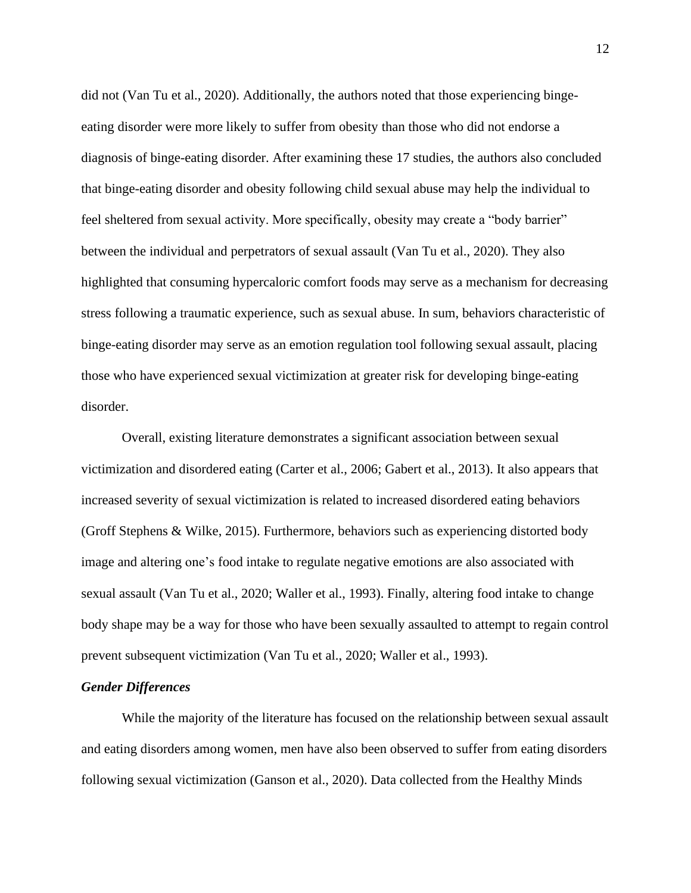did not (Van Tu et al., 2020). Additionally, the authors noted that those experiencing binge-eating disorder were more likely to suffer from obesity than those who did not endorse a diagnosis of binge-eating disorder. After examining these 17 studies, the authors also concluded that binge-eating disorder and obesity following child sexual abuse may help the individual to feel sheltered from sexual activity. More specifically, obesity may create a "body barrier" between the individual and perpetrators of sexual assault (Van Tu et al., 2020). They also highlighted that consuming hypercaloric comfort foods may serve as a mechanism for decreasing stress following a traumatic experience, such as sexual abuse. In sum, behaviors characteristic of binge-eating disorder may serve as an emotion regulation tool following sexual assault, placing those who have experienced sexual victimization at greater risk for developing binge-eating disorder.

Overall, existing literature demonstrates a significant association between sexual victimization and disordered eating (Carter et al., 2006; Gabert et al., 2013). It also appears that increased severity of sexual victimization is related to increased disordered eating behaviors (Groff Stephens & Wilke, 2015). Furthermore, behaviors such as experiencing distorted body image and altering one's food intake to regulate negative emotions are also associated with sexual assault (Van Tu et al., 2020; Waller et al., 1993). Finally, altering food intake to change body shape may be a way for those who have been sexually assaulted to attempt to regain control prevent subsequent victimization (Van Tu et al., 2020; Waller et al., 1993).

### *Gender Differences*

While the majority of the literature has focused on the relationship between sexual assault and eating disorders among women, men have also been observed to suffer from eating disorders following sexual victimization (Ganson et al., 2020). Data collected from the Healthy Minds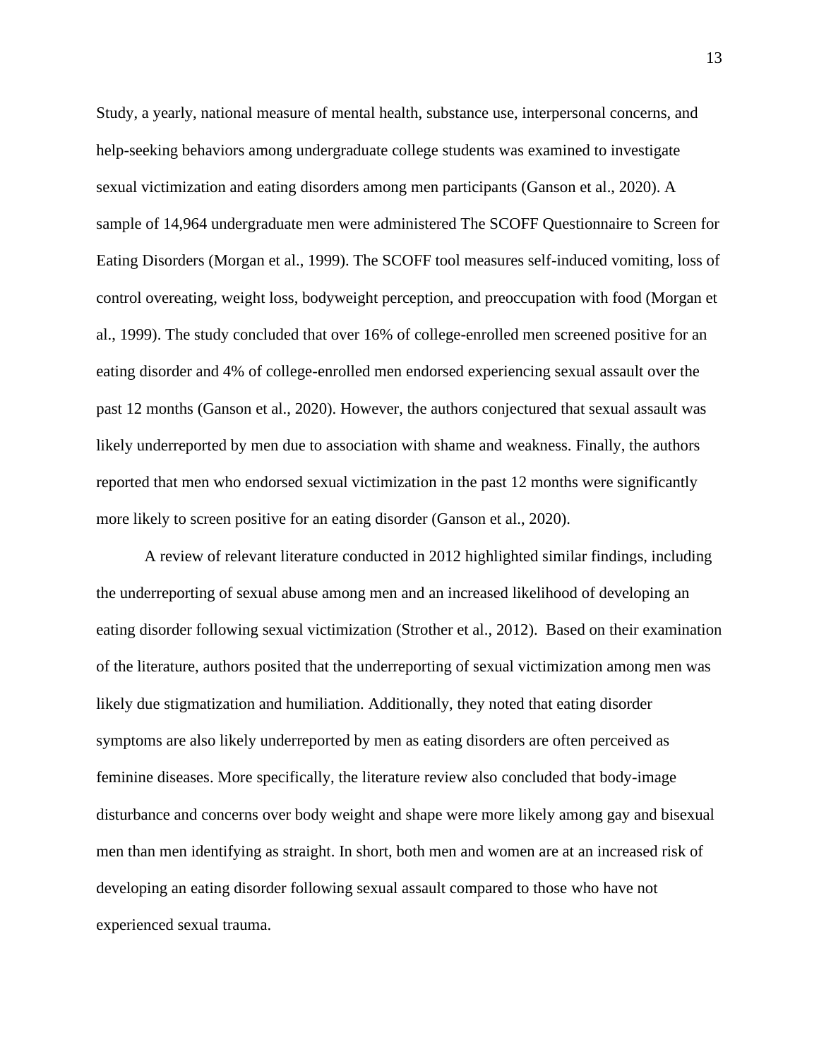Study, a yearly, national measure of mental health, substance use, interpersonal concerns, and help-seeking behaviors among undergraduate college students was examined to investigate sexual victimization and eating disorders among men participants (Ganson et al., 2020). A sample of 14,964 undergraduate men were administered The SCOFF Questionnaire to Screen for Eating Disorders (Morgan et al., 1999). The SCOFF tool measures self-induced vomiting, loss of control overeating, weight loss, bodyweight perception, and preoccupation with food (Morgan et al., 1999). The study concluded that over 16% of college-enrolled men screened positive for an eating disorder and 4% of college-enrolled men endorsed experiencing sexual assault over the past 12 months (Ganson et al., 2020). However, the authors conjectured that sexual assault was likely underreported by men due to association with shame and weakness. Finally, the authors reported that men who endorsed sexual victimization in the past 12 months were significantly more likely to screen positive for an eating disorder (Ganson et al., 2020).

A review of relevant literature conducted in 2012 highlighted similar findings, including the underreporting of sexual abuse among men and an increased likelihood of developing an eating disorder following sexual victimization (Strother et al., 2012). Based on their examination of the literature, authors posited that the underreporting of sexual victimization among men was likely due stigmatization and humiliation. Additionally, they noted that eating disorder symptoms are also likely underreported by men as eating disorders are often perceived as feminine diseases. More specifically, the literature review also concluded that body-image disturbance and concerns over body weight and shape were more likely among gay and bisexual men than men identifying as straight. In short, both men and women are at an increased risk of developing an eating disorder following sexual assault compared to those who have not experienced sexual trauma.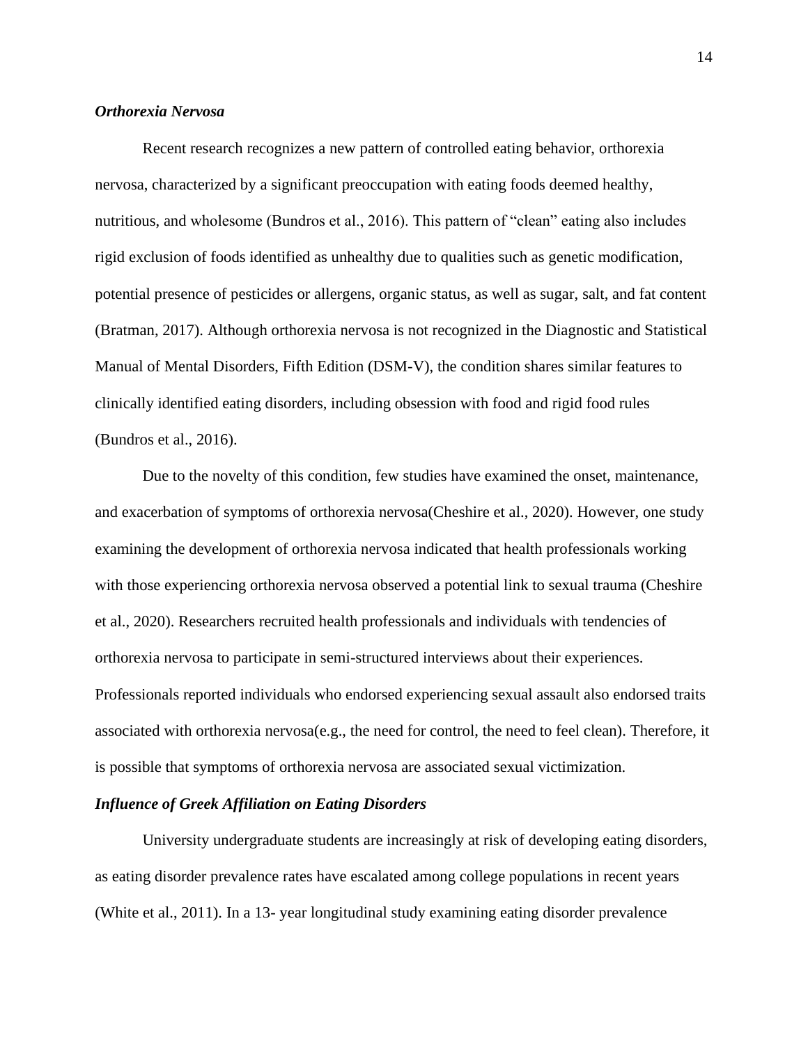### *Orthorexia Nervosa*

Recent research recognizes a new pattern of controlled eating behavior, orthorexia nervosa, characterized by a significant preoccupation with eating foods deemed healthy, nutritious, and wholesome (Bundros et al., 2016). This pattern of "clean" eating also includes rigid exclusion of foods identified as unhealthy due to qualities such as genetic modification, potential presence of pesticides or allergens, organic status, as well as sugar, salt, and fat content (Bratman, 2017). Although orthorexia nervosa is not recognized in the Diagnostic and Statistical Manual of Mental Disorders, Fifth Edition (DSM-V), the condition shares similar features to clinically identified eating disorders, including obsession with food and rigid food rules (Bundros et al., 2016).

Due to the novelty of this condition, few studies have examined the onset, maintenance, and exacerbation of symptoms of orthorexia nervosa(Cheshire et al., 2020). However, one study examining the development of orthorexia nervosa indicated that health professionals working with those experiencing orthorexia nervosa observed a potential link to sexual trauma (Cheshire et al., 2020). Researchers recruited health professionals and individuals with tendencies of orthorexia nervosa to participate in semi-structured interviews about their experiences. Professionals reported individuals who endorsed experiencing sexual assault also endorsed traits associated with orthorexia nervosa(e.g., the need for control, the need to feel clean). Therefore, it is possible that symptoms of orthorexia nervosa are associated sexual victimization.

### *Influence of Greek Affiliation on Eating Disorders*

University undergraduate students are increasingly at risk of developing eating disorders, as eating disorder prevalence rates have escalated among college populations in recent years (White et al., 2011). In a 13- year longitudinal study examining eating disorder prevalence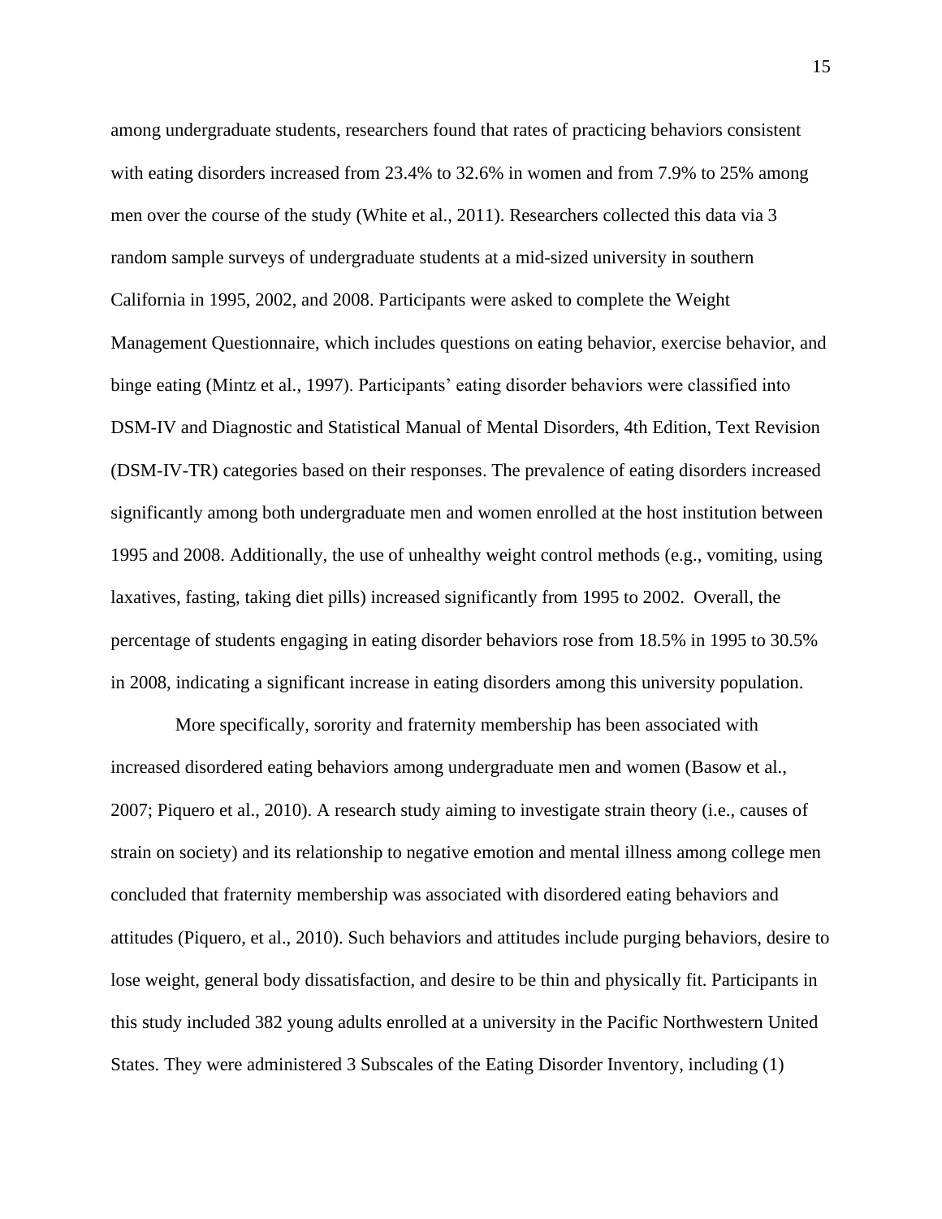among undergraduate students, researchers found that rates of practicing behaviors consistent with eating disorders increased from 23.4% to 32.6% in women and from 7.9% to 25% among men over the course of the study (White et al., 2011). Researchers collected this data via 3 random sample surveys of undergraduate students at a mid-sized university in southern California in 1995, 2002, and 2008. Participants were asked to complete the Weight Management Questionnaire, which includes questions on eating behavior, exercise behavior, and binge eating (Mintz et al., 1997). Participants' eating disorder behaviors were classified into DSM-IV and Diagnostic and Statistical Manual of Mental Disorders, 4th Edition, Text Revision (DSM-IV-TR) categories based on their responses. The prevalence of eating disorders increased significantly among both undergraduate men and women enrolled at the host institution between 1995 and 2008. Additionally, the use of unhealthy weight control methods (e.g., vomiting, using laxatives, fasting, taking diet pills) increased significantly from 1995 to 2002. Overall, the percentage of students engaging in eating disorder behaviors rose from 18.5% in 1995 to 30.5% in 2008, indicating a significant increase in eating disorders among this university population.

More specifically, sorority and fraternity membership has been associated with increased disordered eating behaviors among undergraduate men and women (Basow et al., 2007; Piquero et al., 2010). A research study aiming to investigate strain theory (i.e., causes of strain on society) and its relationship to negative emotion and mental illness among college men concluded that fraternity membership was associated with disordered eating behaviors and attitudes (Piquero, et al., 2010). Such behaviors and attitudes include purging behaviors, desire to lose weight, general body dissatisfaction, and desire to be thin and physically fit. Participants in this study included 382 young adults enrolled at a university in the Pacific Northwestern United States. They were administered 3 Subscales of the Eating Disorder Inventory, including (1)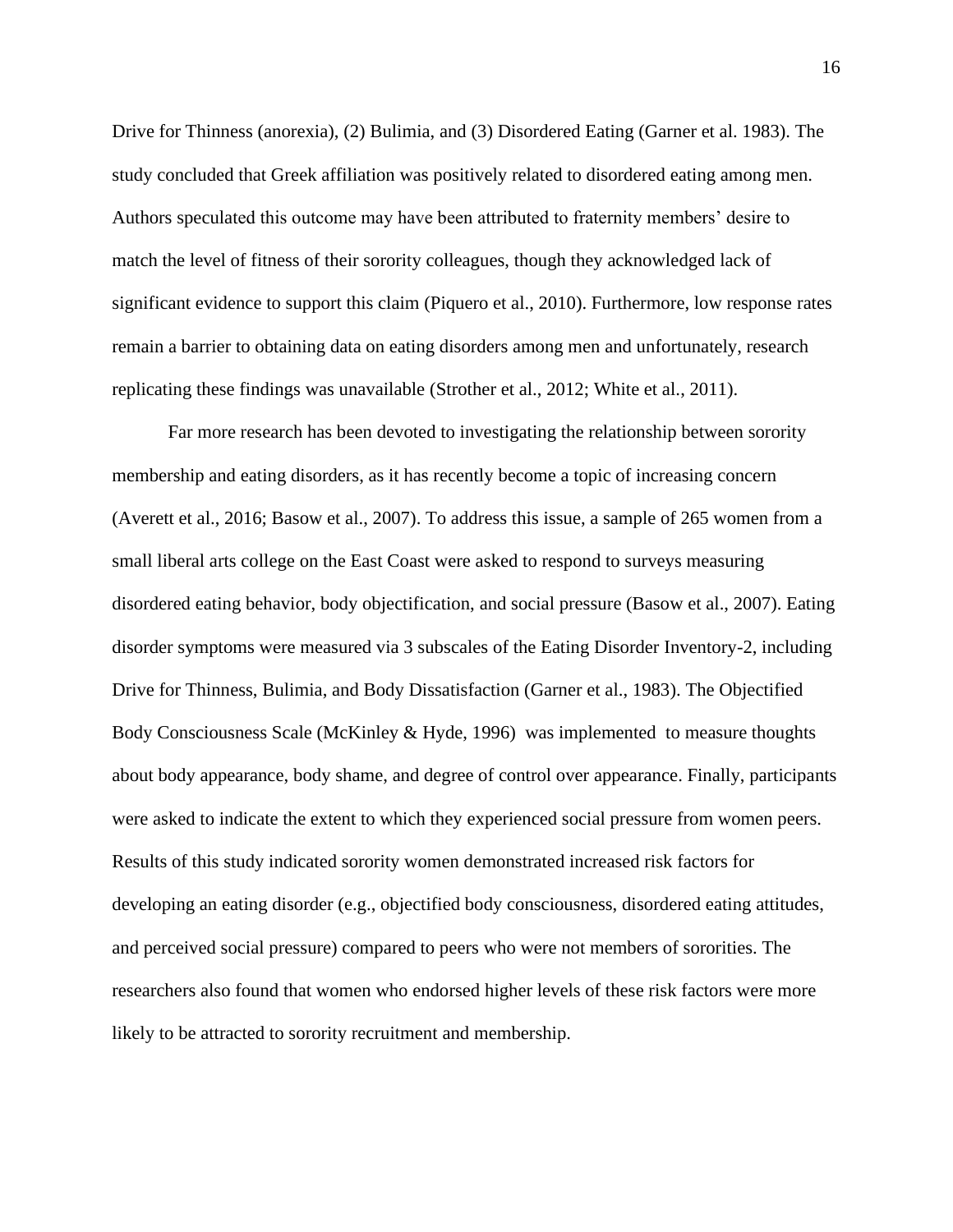Drive for Thinness (anorexia), (2) Bulimia, and (3) Disordered Eating (Garner et al. 1983). The study concluded that Greek affiliation was positively related to disordered eating among men. Authors speculated this outcome may have been attributed to fraternity members' desire to match the level of fitness of their sorority colleagues, though they acknowledged lack of significant evidence to support this claim (Piquero et al., 2010). Furthermore, low response rates remain a barrier to obtaining data on eating disorders among men and unfortunately, research replicating these findings was unavailable (Strother et al., 2012; White et al., 2011).

Far more research has been devoted to investigating the relationship between sorority membership and eating disorders, as it has recently become a topic of increasing concern (Averett et al., 2016; Basow et al., 2007). To address this issue, a sample of 265 women from a small liberal arts college on the East Coast were asked to respond to surveys measuring disordered eating behavior, body objectification, and social pressure (Basow et al., 2007). Eating disorder symptoms were measured via 3 subscales of the Eating Disorder Inventory-2, including Drive for Thinness, Bulimia, and Body Dissatisfaction (Garner et al., 1983). The Objectified Body Consciousness Scale (McKinley & Hyde, 1996) was implemented to measure thoughts about body appearance, body shame, and degree of control over appearance. Finally, participants were asked to indicate the extent to which they experienced social pressure from women peers. Results of this study indicated sorority women demonstrated increased risk factors for developing an eating disorder (e.g., objectified body consciousness, disordered eating attitudes, and perceived social pressure) compared to peers who were not members of sororities. The researchers also found that women who endorsed higher levels of these risk factors were more likely to be attracted to sorority recruitment and membership.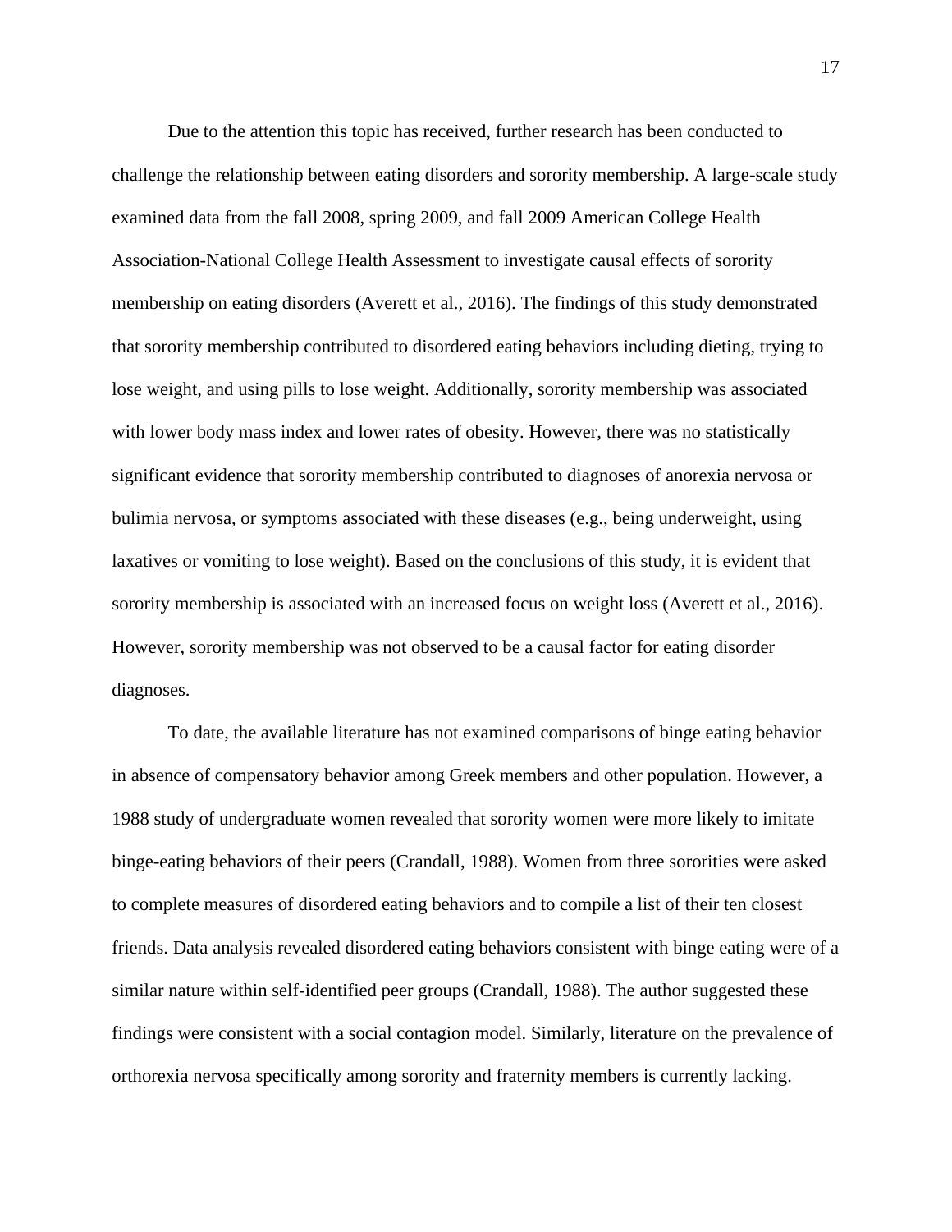Due to the attention this topic has received, further research has been conducted to challenge the relationship between eating disorders and sorority membership. A large-scale study examined data from the fall 2008, spring 2009, and fall 2009 American College Health Association-National College Health Assessment to investigate causal effects of sorority membership on eating disorders (Averett et al., 2016). The findings of this study demonstrated that sorority membership contributed to disordered eating behaviors including dieting, trying to lose weight, and using pills to lose weight. Additionally, sorority membership was associated with lower body mass index and lower rates of obesity. However, there was no statistically significant evidence that sorority membership contributed to diagnoses of anorexia nervosa or bulimia nervosa, or symptoms associated with these diseases (e.g., being underweight, using laxatives or vomiting to lose weight). Based on the conclusions of this study, it is evident that sorority membership is associated with an increased focus on weight loss (Averett et al., 2016). However, sorority membership was not observed to be a causal factor for eating disorder diagnoses.

To date, the available literature has not examined comparisons of binge eating behavior in absence of compensatory behavior among Greek members and other population. However, a 1988 study of undergraduate women revealed that sorority women were more likely to imitate binge-eating behaviors of their peers (Crandall, 1988). Women from three sororities were asked to complete measures of disordered eating behaviors and to compile a list of their ten closest friends. Data analysis revealed disordered eating behaviors consistent with binge eating were of a similar nature within self-identified peer groups (Crandall, 1988). The author suggested these findings were consistent with a social contagion model. Similarly, literature on the prevalence of orthorexia nervosa specifically among sorority and fraternity members is currently lacking.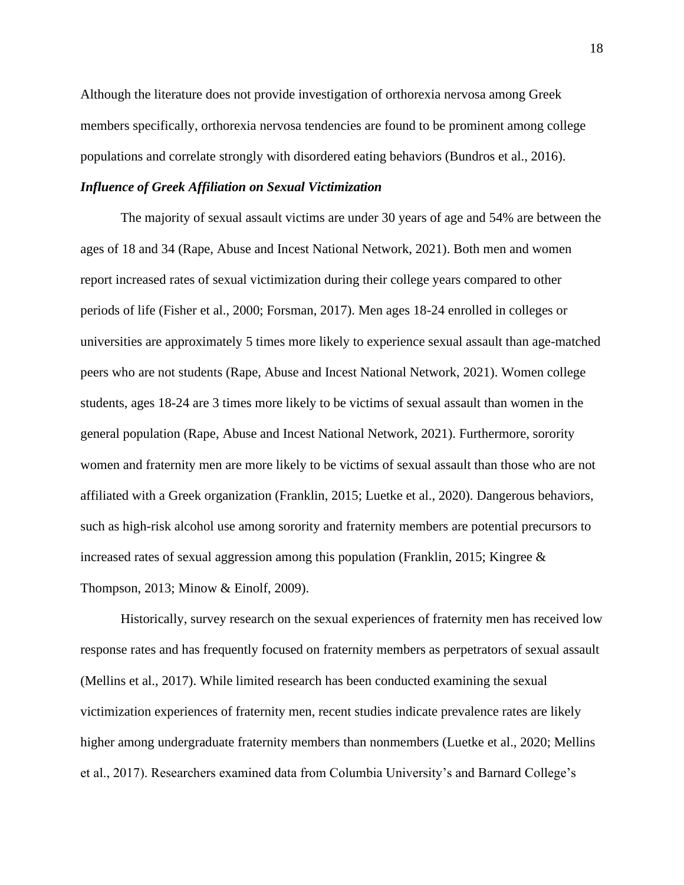Although the literature does not provide investigation of orthorexia nervosa among Greek members specifically, orthorexia nervosa tendencies are found to be prominent among college populations and correlate strongly with disordered eating behaviors (Bundros et al., 2016).

### ***Influence of Greek Affiliation on Sexual Victimization***

The majority of sexual assault victims are under 30 years of age and 54% are between the ages of 18 and 34 (Rape, Abuse and Incest National Network, 2021). Both men and women report increased rates of sexual victimization during their college years compared to other periods of life (Fisher et al., 2000; Forsman, 2017). Men ages 18-24 enrolled in colleges or universities are approximately 5 times more likely to experience sexual assault than age-matched peers who are not students (Rape, Abuse and Incest National Network, 2021). Women college students, ages 18-24 are 3 times more likely to be victims of sexual assault than women in the general population (Rape, Abuse and Incest National Network, 2021). Furthermore, sorority women and fraternity men are more likely to be victims of sexual assault than those who are not affiliated with a Greek organization (Franklin, 2015; Luetke et al., 2020). Dangerous behaviors, such as high-risk alcohol use among sorority and fraternity members are potential precursors to increased rates of sexual aggression among this population (Franklin, 2015; Kingree & Thompson, 2013; Minow & Einolf, 2009).

Historically, survey research on the sexual experiences of fraternity men has received low response rates and has frequently focused on fraternity members as perpetrators of sexual assault (Mellins et al., 2017). While limited research has been conducted examining the sexual victimization experiences of fraternity men, recent studies indicate prevalence rates are likely higher among undergraduate fraternity members than nonmembers (Luetke et al., 2020; Mellins et al., 2017). Researchers examined data from Columbia University's and Barnard College's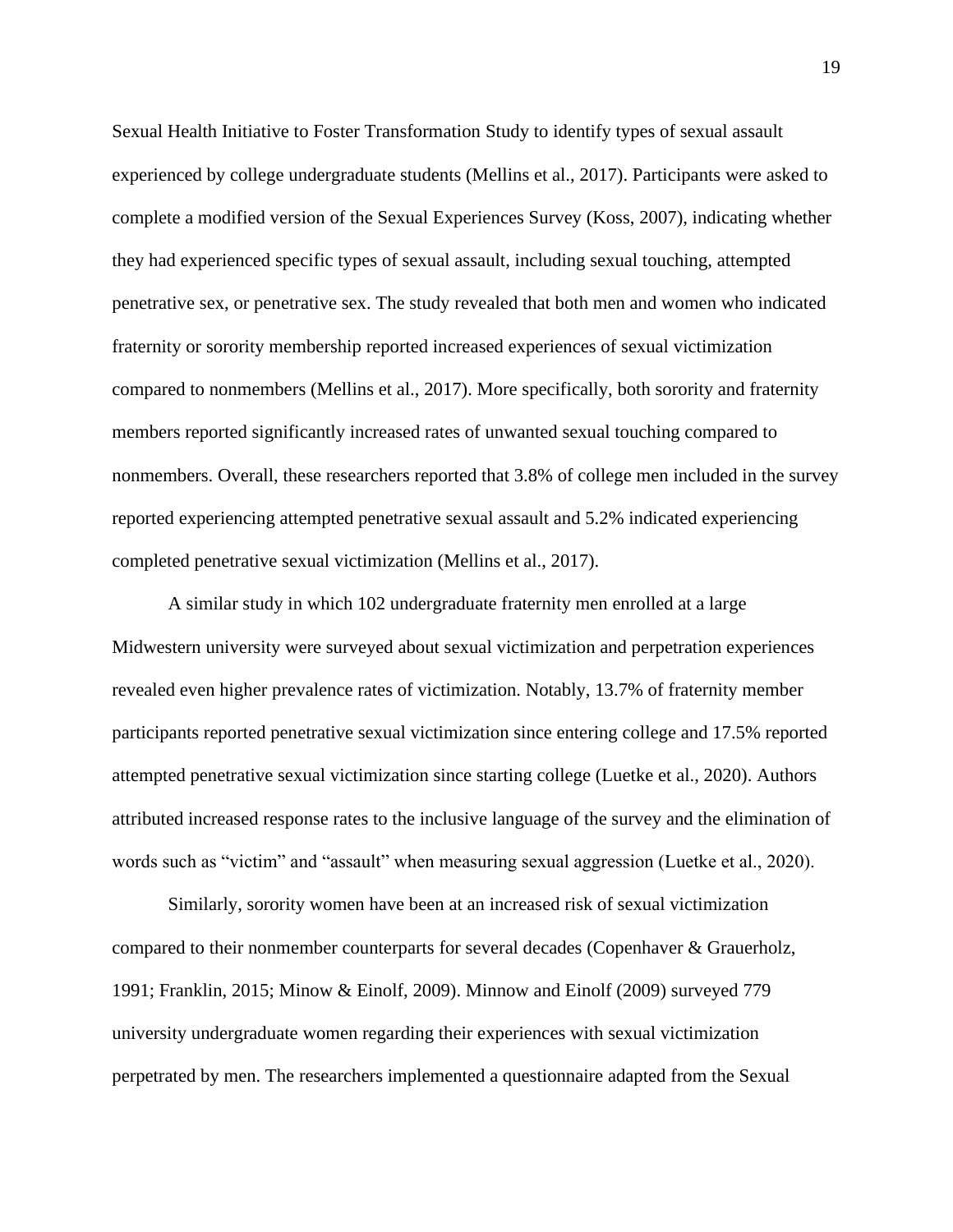Sexual Health Initiative to Foster Transformation Study to identify types of sexual assault experienced by college undergraduate students (Mellins et al., 2017). Participants were asked to complete a modified version of the Sexual Experiences Survey (Koss, 2007), indicating whether they had experienced specific types of sexual assault, including sexual touching, attempted penetrative sex, or penetrative sex. The study revealed that both men and women who indicated fraternity or sorority membership reported increased experiences of sexual victimization compared to nonmembers (Mellins et al., 2017). More specifically, both sorority and fraternity members reported significantly increased rates of unwanted sexual touching compared to nonmembers. Overall, these researchers reported that 3.8% of college men included in the survey reported experiencing attempted penetrative sexual assault and 5.2% indicated experiencing completed penetrative sexual victimization (Mellins et al., 2017).

A similar study in which 102 undergraduate fraternity men enrolled at a large Midwestern university were surveyed about sexual victimization and perpetration experiences revealed even higher prevalence rates of victimization. Notably, 13.7% of fraternity member participants reported penetrative sexual victimization since entering college and 17.5% reported attempted penetrative sexual victimization since starting college (Luetke et al., 2020). Authors attributed increased response rates to the inclusive language of the survey and the elimination of words such as "victim" and "assault" when measuring sexual aggression (Luetke et al., 2020).

Similarly, sorority women have been at an increased risk of sexual victimization compared to their nonmember counterparts for several decades (Copenhaver & Grauerholz, 1991; Franklin, 2015; Minow & Einolf, 2009). Minnow and Einolf (2009) surveyed 779 university undergraduate women regarding their experiences with sexual victimization perpetrated by men. The researchers implemented a questionnaire adapted from the Sexual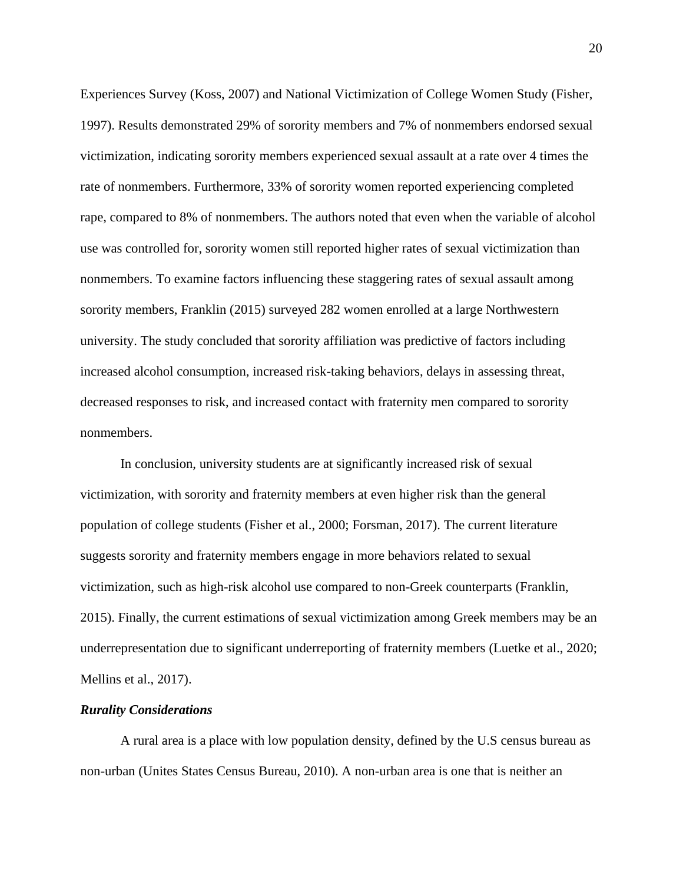Experiences Survey (Koss, 2007) and National Victimization of College Women Study (Fisher, 1997). Results demonstrated 29% of sorority members and 7% of nonmembers endorsed sexual victimization, indicating sorority members experienced sexual assault at a rate over 4 times the rate of nonmembers. Furthermore, 33% of sorority women reported experiencing completed rape, compared to 8% of nonmembers. The authors noted that even when the variable of alcohol use was controlled for, sorority women still reported higher rates of sexual victimization than nonmembers. To examine factors influencing these staggering rates of sexual assault among sorority members, Franklin (2015) surveyed 282 women enrolled at a large Northwestern university. The study concluded that sorority affiliation was predictive of factors including increased alcohol consumption, increased risk-taking behaviors, delays in assessing threat, decreased responses to risk, and increased contact with fraternity men compared to sorority nonmembers.

In conclusion, university students are at significantly increased risk of sexual victimization, with sorority and fraternity members at even higher risk than the general population of college students (Fisher et al., 2000; Forsman, 2017). The current literature suggests sorority and fraternity members engage in more behaviors related to sexual victimization, such as high-risk alcohol use compared to non-Greek counterparts (Franklin, 2015). Finally, the current estimations of sexual victimization among Greek members may be an underrepresentation due to significant underreporting of fraternity members (Luetke et al., 2020; Mellins et al., 2017).

### ***Rurality Considerations***

A rural area is a place with low population density, defined by the U.S census bureau as non-urban (Unites States Census Bureau, 2010). A non-urban area is one that is neither an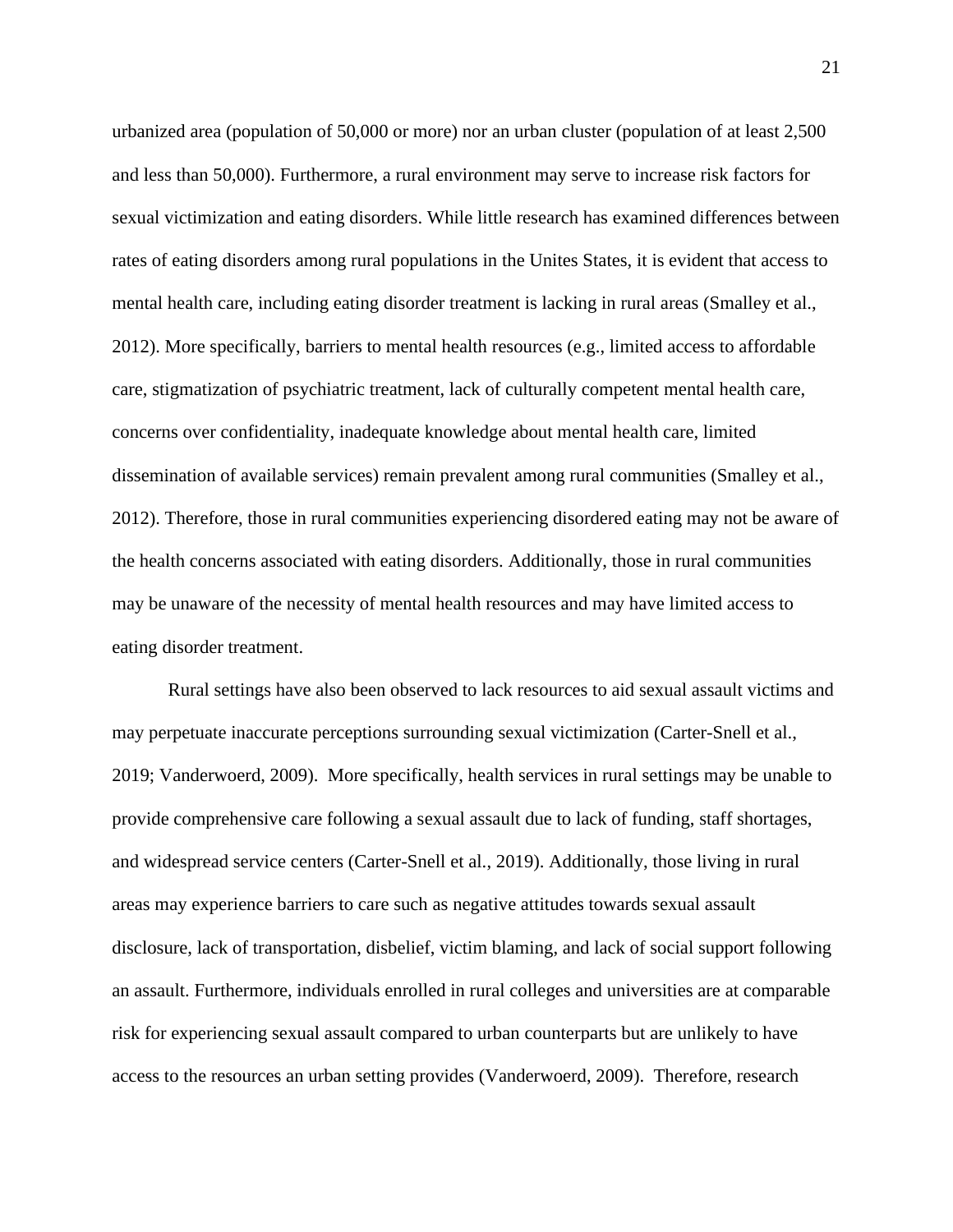urbanized area (population of 50,000 or more) nor an urban cluster (population of at least 2,500 and less than 50,000). Furthermore, a rural environment may serve to increase risk factors for sexual victimization and eating disorders. While little research has examined differences between rates of eating disorders among rural populations in the Unites States, it is evident that access to mental health care, including eating disorder treatment is lacking in rural areas (Smalley et al., 2012). More specifically, barriers to mental health resources (e.g., limited access to affordable care, stigmatization of psychiatric treatment, lack of culturally competent mental health care, concerns over confidentiality, inadequate knowledge about mental health care, limited dissemination of available services) remain prevalent among rural communities (Smalley et al., 2012). Therefore, those in rural communities experiencing disordered eating may not be aware of the health concerns associated with eating disorders. Additionally, those in rural communities may be unaware of the necessity of mental health resources and may have limited access to eating disorder treatment.

Rural settings have also been observed to lack resources to aid sexual assault victims and may perpetuate inaccurate perceptions surrounding sexual victimization (Carter-Snell et al., 2019; Vanderwoerd, 2009). More specifically, health services in rural settings may be unable to provide comprehensive care following a sexual assault due to lack of funding, staff shortages, and widespread service centers (Carter-Snell et al., 2019). Additionally, those living in rural areas may experience barriers to care such as negative attitudes towards sexual assault disclosure, lack of transportation, disbelief, victim blaming, and lack of social support following an assault. Furthermore, individuals enrolled in rural colleges and universities are at comparable risk for experiencing sexual assault compared to urban counterparts but are unlikely to have access to the resources an urban setting provides (Vanderwoerd, 2009). Therefore, research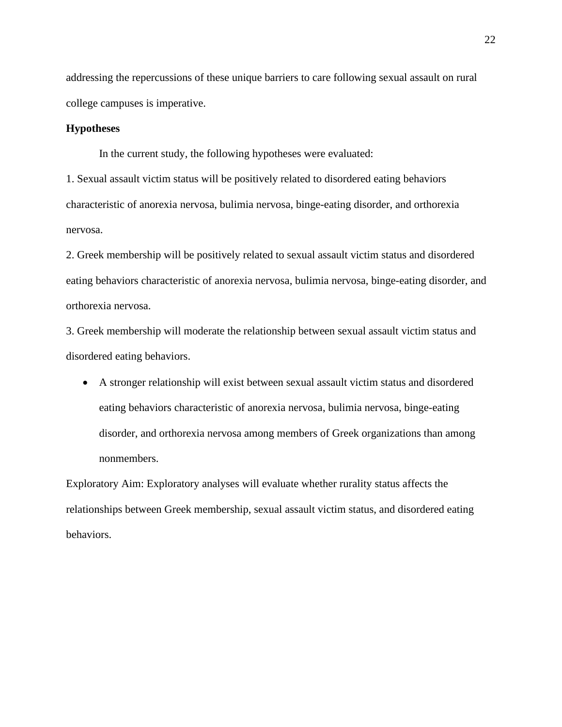addressing the repercussions of these unique barriers to care following sexual assault on rural college campuses is imperative.

**Hypotheses**

In the current study, the following hypotheses were evaluated:

1. Sexual assault victim status will be positively related to disordered eating behaviors characteristic of anorexia nervosa, bulimia nervosa, binge-eating disorder, and orthorexia nervosa.

2. Greek membership will be positively related to sexual assault victim status and disordered eating behaviors characteristic of anorexia nervosa, bulimia nervosa, binge-eating disorder, and orthorexia nervosa.

3. Greek membership will moderate the relationship between sexual assault victim status and disordered eating behaviors.

- A stronger relationship will exist between sexual assault victim status and disordered eating behaviors characteristic of anorexia nervosa, bulimia nervosa, binge-eating disorder, and orthorexia nervosa among members of Greek organizations than among nonmembers.

Exploratory Aim: Exploratory analyses will evaluate whether rurality status affects the relationships between Greek membership, sexual assault victim status, and disordered eating behaviors.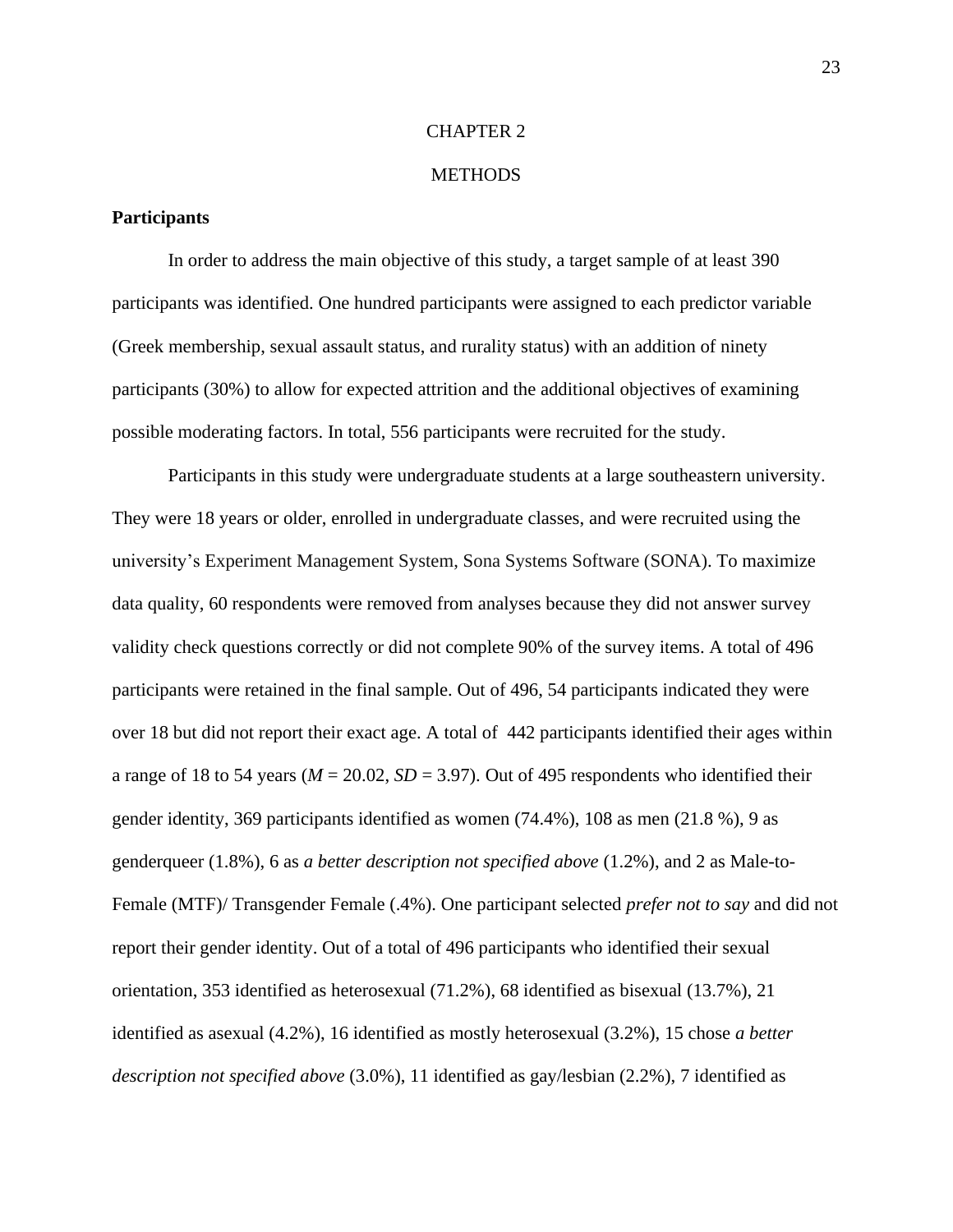# CHAPTER 2

# METHODS

## Participants

In order to address the main objective of this study, a target sample of at least 390 participants was identified. One hundred participants were assigned to each predictor variable (Greek membership, sexual assault status, and rurality status) with an addition of ninety participants (30%) to allow for expected attrition and the additional objectives of examining possible moderating factors. In total, 556 participants were recruited for the study.

Participants in this study were undergraduate students at a large southeastern university. They were 18 years or older, enrolled in undergraduate classes, and were recruited using the university's Experiment Management System, Sona Systems Software (SONA). To maximize data quality, 60 respondents were removed from analyses because they did not answer survey validity check questions correctly or did not complete 90% of the survey items. A total of 496 participants were retained in the final sample. Out of 496, 54 participants indicated they were over 18 but did not report their exact age. A total of 442 participants identified their ages within a range of 18 to 54 years ($M$ = 20.02, $SD$ = 3.97). Out of 495 respondents who identified their gender identity, 369 participants identified as women (74.4%), 108 as men (21.8 %), 9 as genderqueer (1.8%), 6 as *a better description not specified above* (1.2%), and 2 as Male-to-Female (MTF)/ Transgender Female (.4%). One participant selected *prefer not to say* and did not report their gender identity. Out of a total of 496 participants who identified their sexual orientation, 353 identified as heterosexual (71.2%), 68 identified as bisexual (13.7%), 21 identified as asexual (4.2%), 16 identified as mostly heterosexual (3.2%), 15 chose *a better description not specified above* (3.0%), 11 identified as gay/lesbian (2.2%), 7 identified as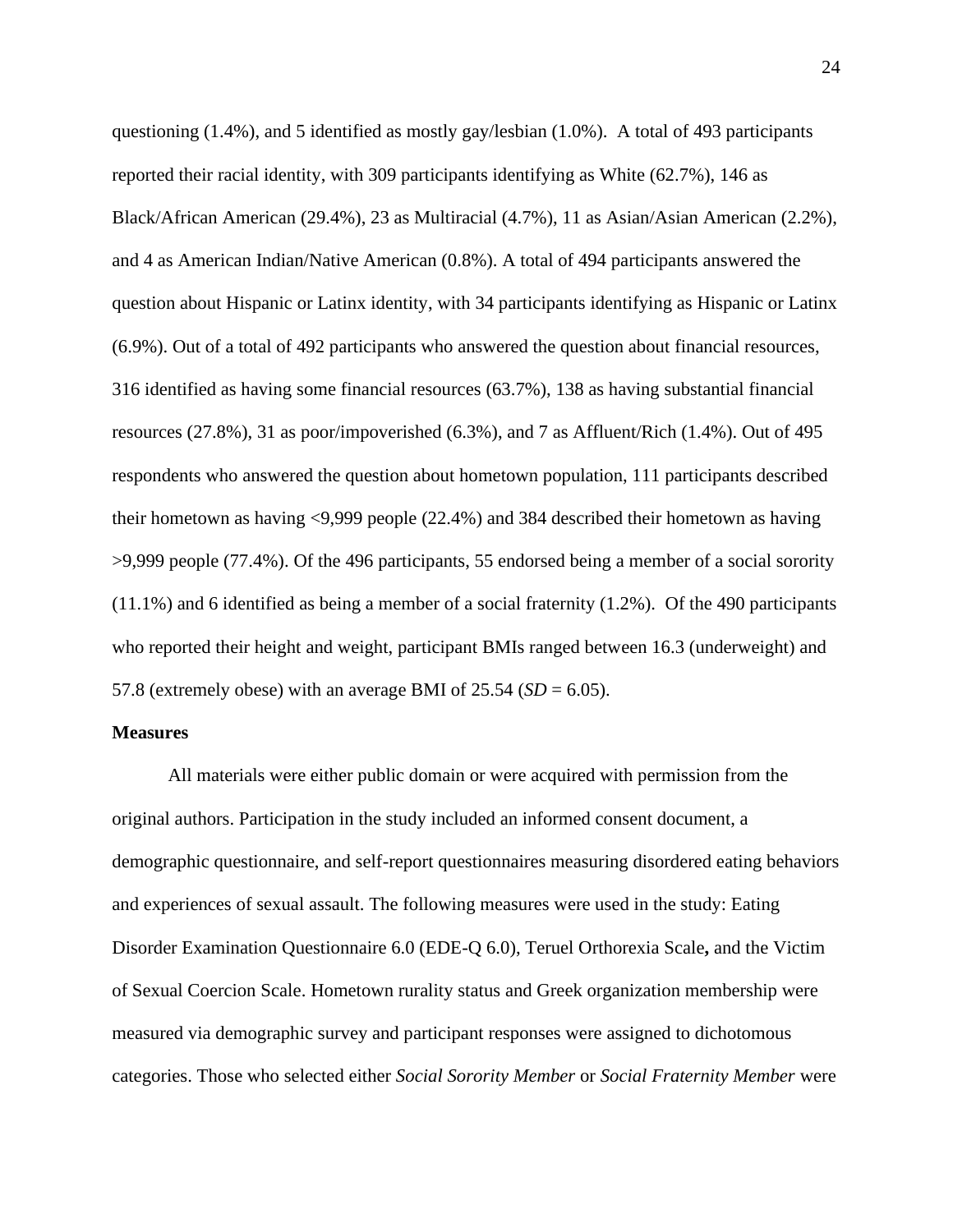questioning (1.4%), and 5 identified as mostly gay/lesbian (1.0%). A total of 493 participants reported their racial identity, with 309 participants identifying as White (62.7%), 146 as Black/African American (29.4%), 23 as Multiracial (4.7%), 11 as Asian/Asian American (2.2%), and 4 as American Indian/Native American (0.8%). A total of 494 participants answered the question about Hispanic or Latinx identity, with 34 participants identifying as Hispanic or Latinx (6.9%). Out of a total of 492 participants who answered the question about financial resources, 316 identified as having some financial resources (63.7%), 138 as having substantial financial resources (27.8%), 31 as poor/impoverished (6.3%), and 7 as Affluent/Rich (1.4%). Out of 495 respondents who answered the question about hometown population, 111 participants described their hometown as having <9,999 people (22.4%) and 384 described their hometown as having >9,999 people (77.4%). Of the 496 participants, 55 endorsed being a member of a social sorority (11.1%) and 6 identified as being a member of a social fraternity (1.2%). Of the 490 participants who reported their height and weight, participant BMIs ranged between 16.3 (underweight) and 57.8 (extremely obese) with an average BMI of 25.54 (*SD* = 6.05).

**Measures**

All materials were either public domain or were acquired with permission from the original authors. Participation in the study included an informed consent document, a demographic questionnaire, and self-report questionnaires measuring disordered eating behaviors and experiences of sexual assault. The following measures were used in the study: Eating Disorder Examination Questionnaire 6.0 (EDE-Q 6.0), Teruel Orthorexia Scale**,** and the Victim of Sexual Coercion Scale. Hometown rurality status and Greek organization membership were measured via demographic survey and participant responses were assigned to dichotomous categories. Those who selected either *Social Sorority Member* or *Social Fraternity Member* were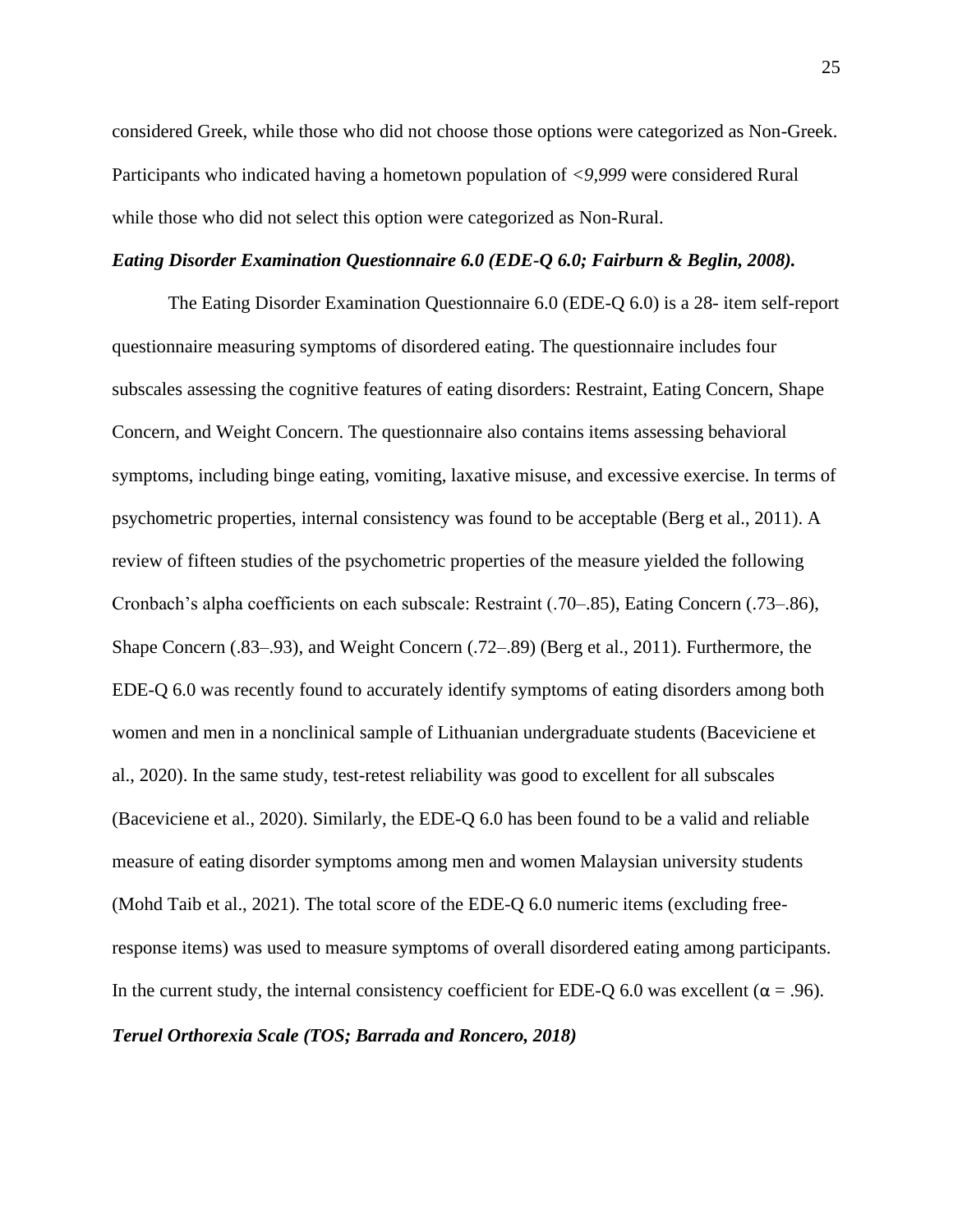considered Greek, while those who did not choose those options were categorized as Non-Greek. Participants who indicated having a hometown population of *<9,999* were considered Rural while those who did not select this option were categorized as Non-Rural.

***Eating Disorder Examination Questionnaire 6.0 (EDE-Q 6.0; Fairburn & Beglin, 2008).***

The Eating Disorder Examination Questionnaire 6.0 (EDE-Q 6.0) is a 28- item self-report questionnaire measuring symptoms of disordered eating. The questionnaire includes four subscales assessing the cognitive features of eating disorders: Restraint, Eating Concern, Shape Concern, and Weight Concern. The questionnaire also contains items assessing behavioral symptoms, including binge eating, vomiting, laxative misuse, and excessive exercise. In terms of psychometric properties, internal consistency was found to be acceptable (Berg et al., 2011). A review of fifteen studies of the psychometric properties of the measure yielded the following Cronbach's alpha coefficients on each subscale: Restraint (.70–.85), Eating Concern (.73–.86), Shape Concern (.83–.93), and Weight Concern (.72–.89) (Berg et al., 2011). Furthermore, the EDE-Q 6.0 was recently found to accurately identify symptoms of eating disorders among both women and men in a nonclinical sample of Lithuanian undergraduate students (Baceviciene et al., 2020). In the same study, test-retest reliability was good to excellent for all subscales (Baceviciene et al., 2020). Similarly, the EDE-Q 6.0 has been found to be a valid and reliable measure of eating disorder symptoms among men and women Malaysian university students (Mohd Taib et al., 2021). The total score of the EDE-Q 6.0 numeric items (excluding free-response items) was used to measure symptoms of overall disordered eating among participants. In the current study, the internal consistency coefficient for EDE-Q 6.0 was excellent ($\alpha = .96$).

***Teruel Orthorexia Scale (TOS; Barrada and Roncero, 2018)***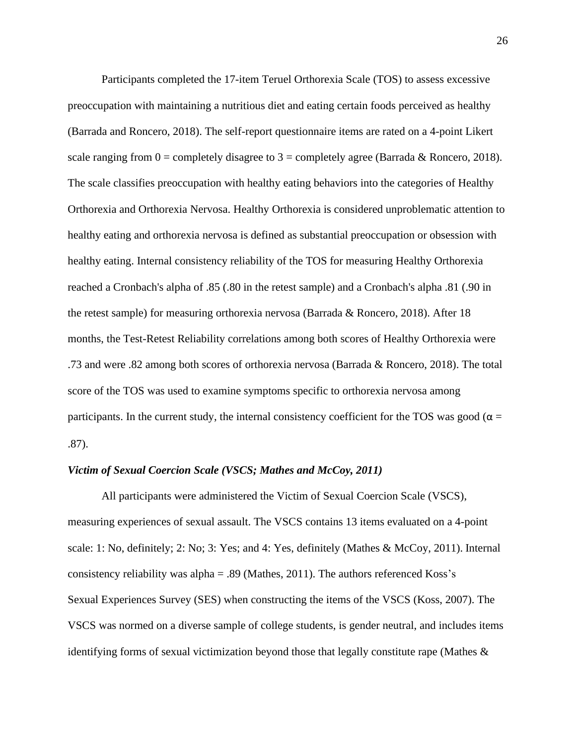Participants completed the 17-item Teruel Orthorexia Scale (TOS) to assess excessive preoccupation with maintaining a nutritious diet and eating certain foods perceived as healthy (Barrada and Roncero, 2018). The self-report questionnaire items are rated on a 4-point Likert scale ranging from 0 = completely disagree to 3 = completely agree (Barrada & Roncero, 2018). The scale classifies preoccupation with healthy eating behaviors into the categories of Healthy Orthorexia and Orthorexia Nervosa. Healthy Orthorexia is considered unproblematic attention to healthy eating and orthorexia nervosa is defined as substantial preoccupation or obsession with healthy eating. Internal consistency reliability of the TOS for measuring Healthy Orthorexia reached a Cronbach's alpha of .85 (.80 in the retest sample) and a Cronbach's alpha .81 (.90 in the retest sample) for measuring orthorexia nervosa (Barrada & Roncero, 2018). After 18 months, the Test-Retest Reliability correlations among both scores of Healthy Orthorexia were .73 and were .82 among both scores of orthorexia nervosa (Barrada & Roncero, 2018). The total score of the TOS was used to examine symptoms specific to orthorexia nervosa among participants. In the current study, the internal consistency coefficient for the TOS was good ($\alpha$ = .87).

***Victim of Sexual Coercion Scale (VSCS; Mathes and McCoy, 2011)***

All participants were administered the Victim of Sexual Coercion Scale (VSCS), measuring experiences of sexual assault. The VSCS contains 13 items evaluated on a 4-point scale: 1: No, definitely; 2: No; 3: Yes; and 4: Yes, definitely (Mathes & McCoy, 2011). Internal consistency reliability was alpha = .89 (Mathes, 2011). The authors referenced Koss's Sexual Experiences Survey (SES) when constructing the items of the VSCS (Koss, 2007). The VSCS was normed on a diverse sample of college students, is gender neutral, and includes items identifying forms of sexual victimization beyond those that legally constitute rape (Mathes &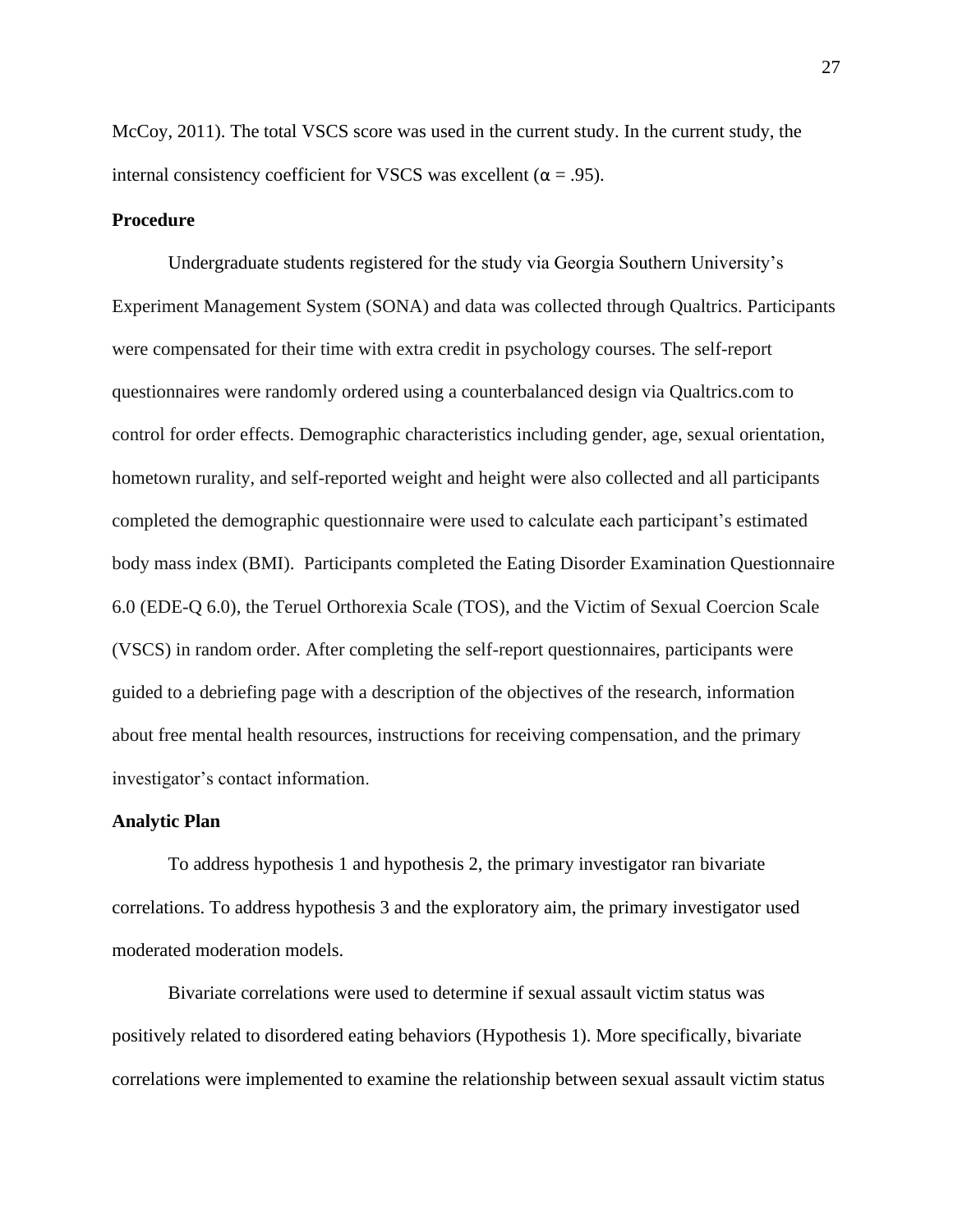McCoy, 2011). The total VSCS score was used in the current study. In the current study, the internal consistency coefficient for VSCS was excellent (α = .95).

**Procedure**

Undergraduate students registered for the study via Georgia Southern University's Experiment Management System (SONA) and data was collected through Qualtrics. Participants were compensated for their time with extra credit in psychology courses. The self-report questionnaires were randomly ordered using a counterbalanced design via Qualtrics.com to control for order effects. Demographic characteristics including gender, age, sexual orientation, hometown rurality, and self-reported weight and height were also collected and all participants completed the demographic questionnaire were used to calculate each participant's estimated body mass index (BMI). Participants completed the Eating Disorder Examination Questionnaire 6.0 (EDE-Q 6.0), the Teruel Orthorexia Scale (TOS), and the Victim of Sexual Coercion Scale (VSCS) in random order. After completing the self-report questionnaires, participants were guided to a debriefing page with a description of the objectives of the research, information about free mental health resources, instructions for receiving compensation, and the primary investigator's contact information.

**Analytic Plan**

To address hypothesis 1 and hypothesis 2, the primary investigator ran bivariate correlations. To address hypothesis 3 and the exploratory aim, the primary investigator used moderated moderation models.

Bivariate correlations were used to determine if sexual assault victim status was positively related to disordered eating behaviors (Hypothesis 1). More specifically, bivariate correlations were implemented to examine the relationship between sexual assault victim status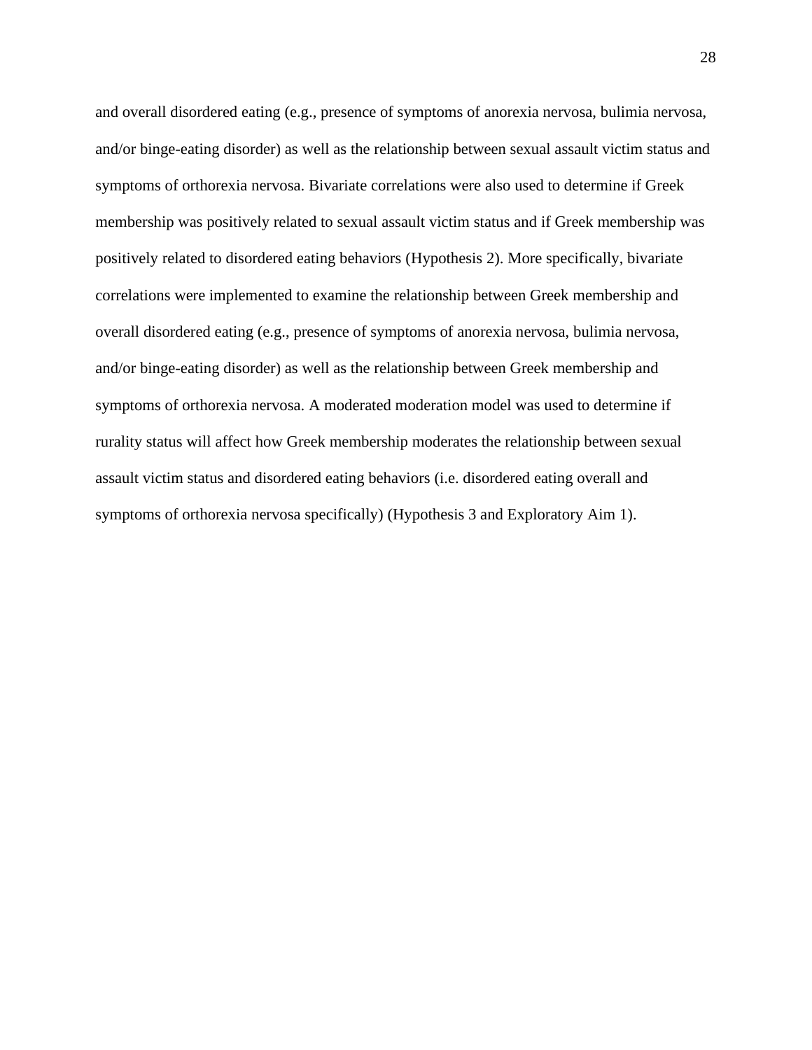and overall disordered eating (e.g., presence of symptoms of anorexia nervosa, bulimia nervosa, and/or binge-eating disorder) as well as the relationship between sexual assault victim status and symptoms of orthorexia nervosa. Bivariate correlations were also used to determine if Greek membership was positively related to sexual assault victim status and if Greek membership was positively related to disordered eating behaviors (Hypothesis 2). More specifically, bivariate correlations were implemented to examine the relationship between Greek membership and overall disordered eating (e.g., presence of symptoms of anorexia nervosa, bulimia nervosa, and/or binge-eating disorder) as well as the relationship between Greek membership and symptoms of orthorexia nervosa. A moderated moderation model was used to determine if rurality status will affect how Greek membership moderates the relationship between sexual assault victim status and disordered eating behaviors (i.e. disordered eating overall and symptoms of orthorexia nervosa specifically) (Hypothesis 3 and Exploratory Aim 1).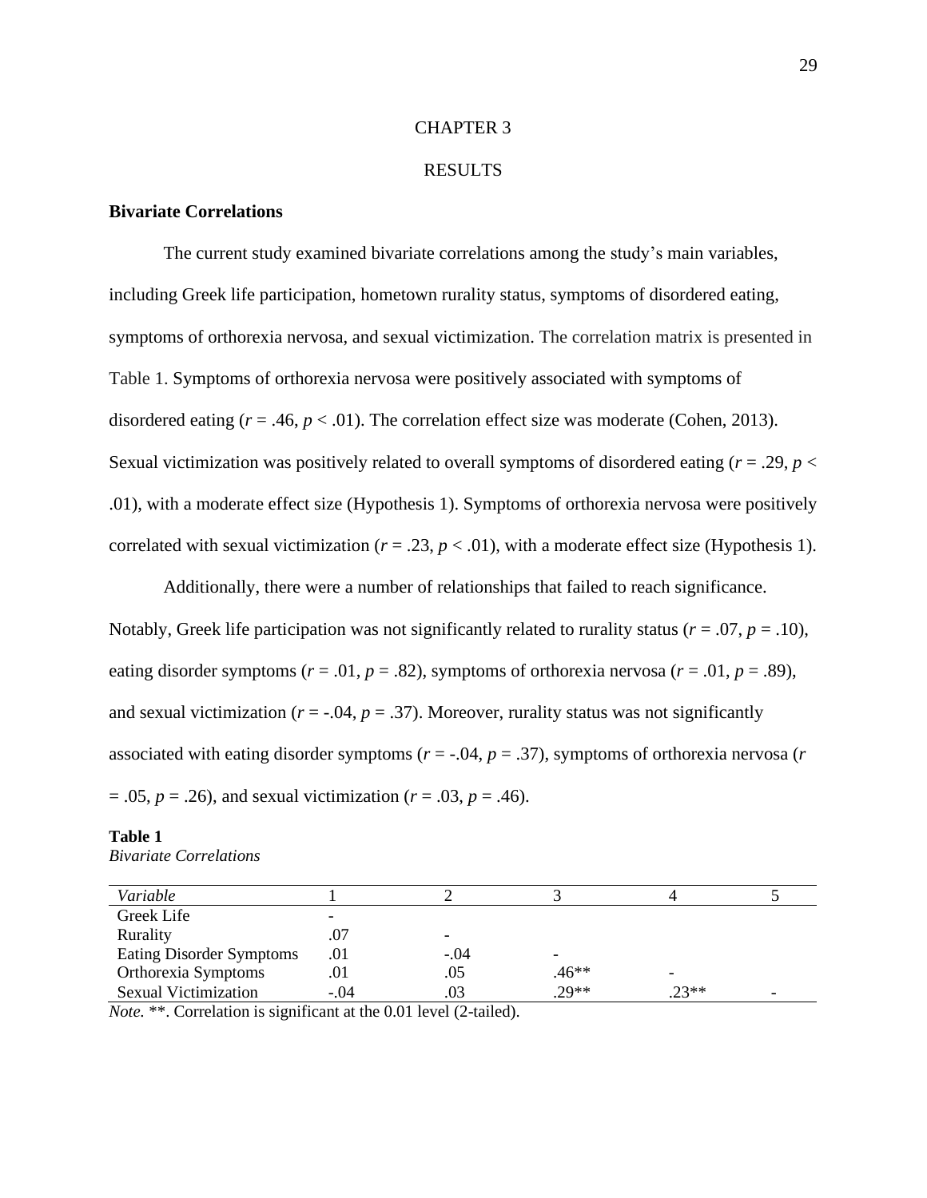# CHAPTER 3

# RESULTS

## Bivariate Correlations

The current study examined bivariate correlations among the study's main variables, including Greek life participation, hometown rurality status, symptoms of disordered eating, symptoms of orthorexia nervosa, and sexual victimization. The correlation matrix is presented in Table 1. Symptoms of orthorexia nervosa were positively associated with symptoms of disordered eating ($r = .46$, $p < .01$). The correlation effect size was moderate (Cohen, 2013). Sexual victimization was positively related to overall symptoms of disordered eating ($r = .29$, $p < .01$), with a moderate effect size (Hypothesis 1). Symptoms of orthorexia nervosa were positively correlated with sexual victimization ($r = .23$, $p < .01$), with a moderate effect size (Hypothesis 1).

Additionally, there were a number of relationships that failed to reach significance. Notably, Greek life participation was not significantly related to rurality status ($r = .07$, $p = .10$), eating disorder symptoms ($r = .01$, $p = .82$), symptoms of orthorexia nervosa ($r = .01$, $p = .89$), and sexual victimization ($r = -.04$, $p = .37$). Moreover, rurality status was not significantly associated with eating disorder symptoms ($r = -.04$, $p = .37$), symptoms of orthorexia nervosa ($r = .05$, $p = .26$), and sexual victimization ($r = .03$, $p = .46$).

**Table 1**
*Bivariate Correlations*

| *Variable* | 1 | 2 | 3 | 4 | 5 |
|---|---|---|---|---|---|
| Greek Life | - | | | | |
| Rurality | .07 | - | | | |
| Eating Disorder Symptoms | .01 | -.04 | - | | |
| Orthorexia Symptoms | .01 | .05 | .46** | - | |
| Sexual Victimization | -.04 | .03 | .29** | .23** | - |

*Note.* **. Correlation is significant at the 0.01 level (2-tailed).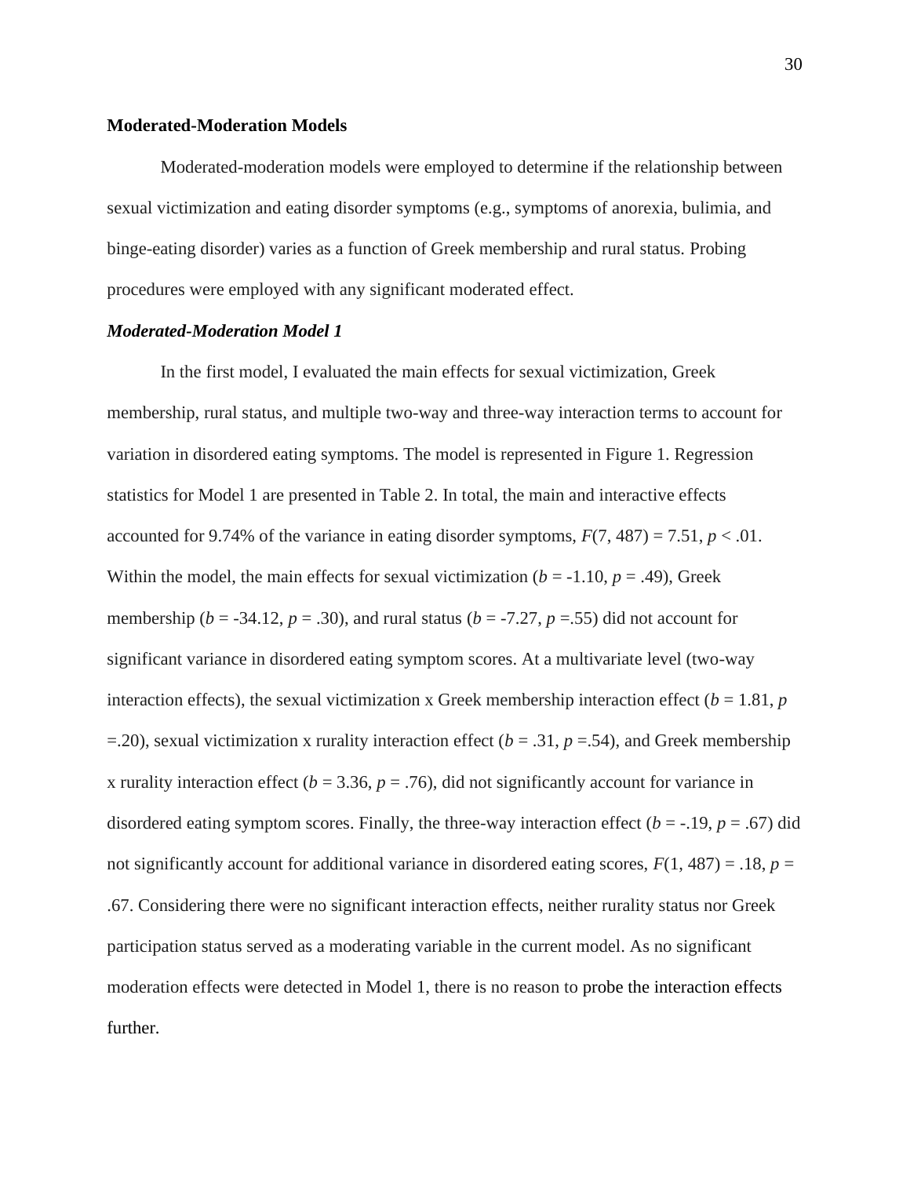## Moderated-Moderation Models

Moderated-moderation models were employed to determine if the relationship between sexual victimization and eating disorder symptoms (e.g., symptoms of anorexia, bulimia, and binge-eating disorder) varies as a function of Greek membership and rural status. Probing procedures were employed with any significant moderated effect.

### *Moderated-Moderation Model 1*

In the first model, I evaluated the main effects for sexual victimization, Greek membership, rural status, and multiple two-way and three-way interaction terms to account for variation in disordered eating symptoms. The model is represented in Figure 1. Regression statistics for Model 1 are presented in Table 2. In total, the main and interactive effects accounted for 9.74% of the variance in eating disorder symptoms, $F(7, 487) = 7.51$, $p < .01$. Within the model, the main effects for sexual victimization ($b = -1.10$, $p = .49$), Greek membership ($b = -34.12$, $p = .30$), and rural status ($b = -7.27$, $p = .55$) did not account for significant variance in disordered eating symptom scores. At a multivariate level (two-way interaction effects), the sexual victimization x Greek membership interaction effect ($b = 1.81$, $p = .20$), sexual victimization x rurality interaction effect ($b = .31$, $p = .54$), and Greek membership x rurality interaction effect ($b = 3.36$, $p = .76$), did not significantly account for variance in disordered eating symptom scores. Finally, the three-way interaction effect ($b = -.19$, $p = .67$) did not significantly account for additional variance in disordered eating scores, $F(1, 487) = .18$, $p = .67$. Considering there were no significant interaction effects, neither rurality status nor Greek participation status served as a moderating variable in the current model. As no significant moderation effects were detected in Model 1, there is no reason to probe the interaction effects further.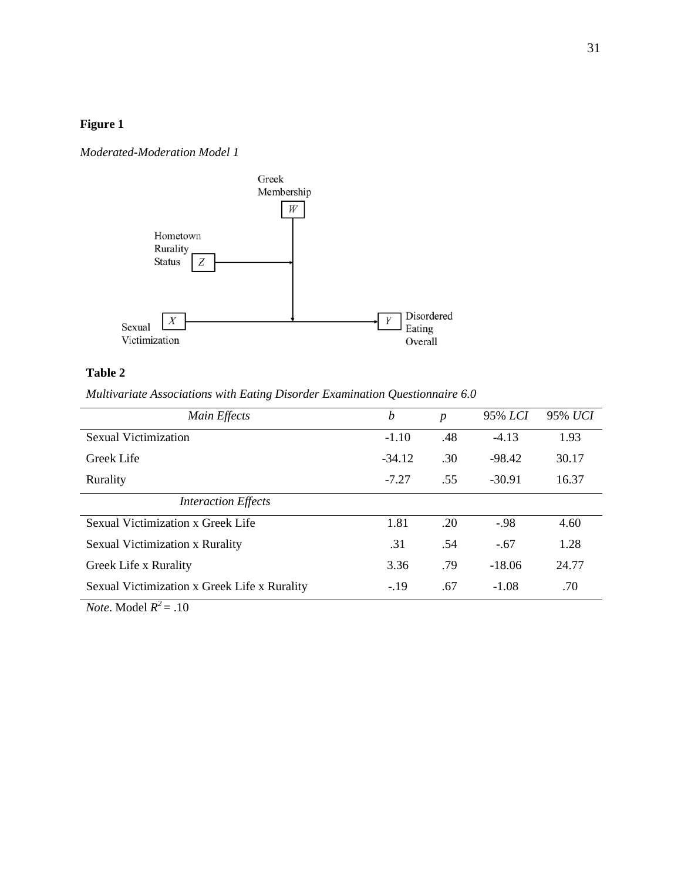**Figure 1**

*Moderated-Moderation Model 1*

**Table 2**

*Multivariate Associations with Eating Disorder Examination Questionnaire 6.0*

| *Main Effects* | *b* | *p* | 95% *LCI* | 95% *UCI* |
|---|---|---|---|---|
| Sexual Victimization | -1.10 | .48 | -4.13 | 1.93 |
| Greek Life | -34.12 | .30 | -98.42 | 30.17 |
| Rurality | -7.27 | .55 | -30.91 | 16.37 |
| *Interaction Effects* | | | | |
| Sexual Victimization x Greek Life | 1.81 | .20 | -.98 | 4.60 |
| Sexual Victimization x Rurality | .31 | .54 | -.67 | 1.28 |
| Greek Life x Rurality | 3.36 | .79 | -18.06 | 24.77 |
| Sexual Victimization x Greek Life x Rurality | -.19 | .67 | -1.08 | .70 |

*Note*. Model $R^2$ = .10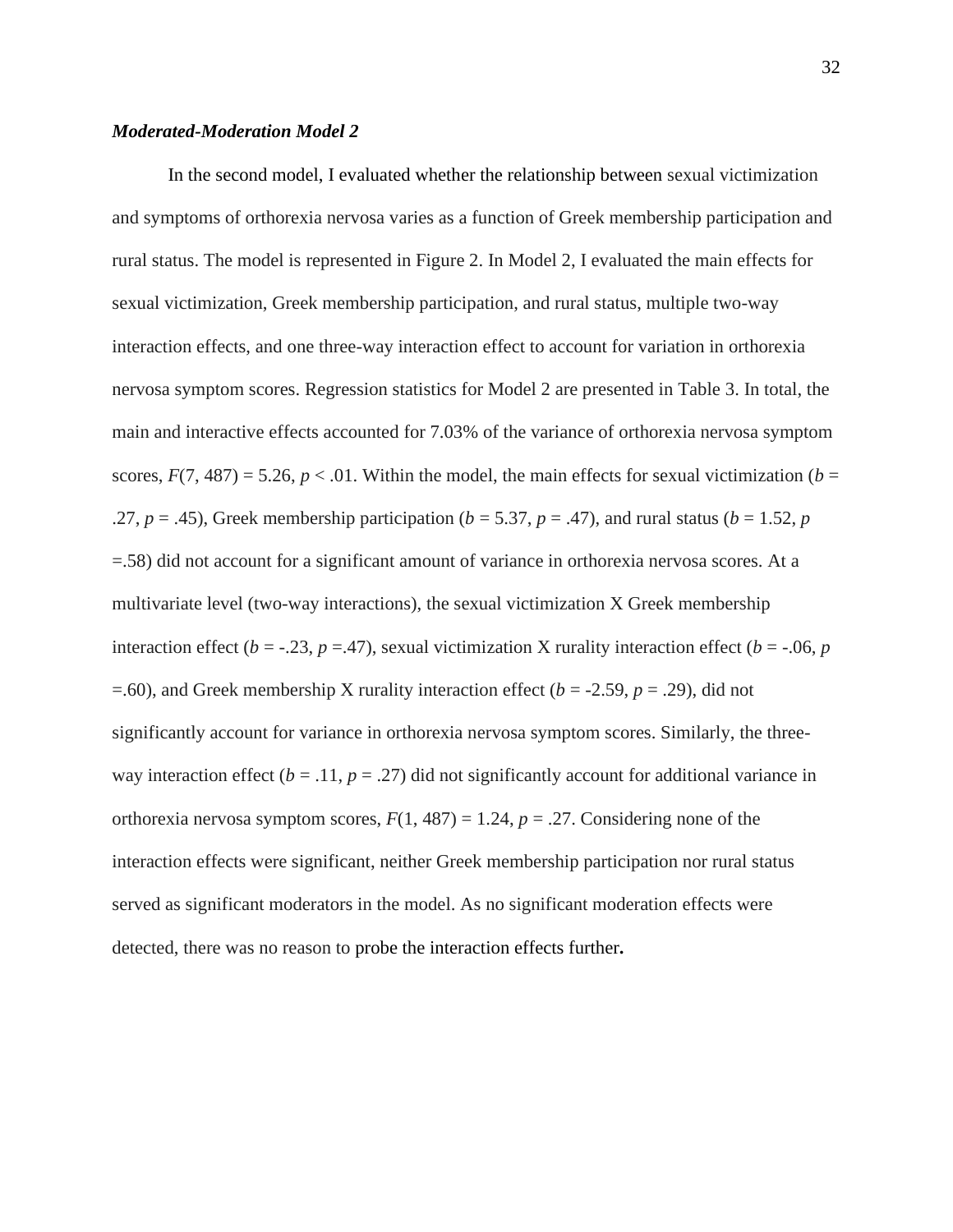### ***Moderated-Moderation Model 2***

In the second model, I evaluated whether the relationship between sexual victimization and symptoms of orthorexia nervosa varies as a function of Greek membership participation and rural status. The model is represented in Figure 2. In Model 2, I evaluated the main effects for sexual victimization, Greek membership participation, and rural status, multiple two-way interaction effects, and one three-way interaction effect to account for variation in orthorexia nervosa symptom scores. Regression statistics for Model 2 are presented in Table 3. In total, the main and interactive effects accounted for 7.03% of the variance of orthorexia nervosa symptom scores, $F(7, 487) = 5.26$, $p < .01$. Within the model, the main effects for sexual victimization ($b = .27$, $p = .45$), Greek membership participation ($b = 5.37$, $p = .47$), and rural status ($b = 1.52$, $p = .58$) did not account for a significant amount of variance in orthorexia nervosa scores. At a multivariate level (two-way interactions), the sexual victimization X Greek membership interaction effect ($b = -.23$, $p = .47$), sexual victimization X rurality interaction effect ($b = -.06$, $p = .60$), and Greek membership X rurality interaction effect ($b = -2.59$, $p = .29$), did not significantly account for variance in orthorexia nervosa symptom scores. Similarly, the three-way interaction effect ($b = .11$, $p = .27$) did not significantly account for additional variance in orthorexia nervosa symptom scores, $F(1, 487) = 1.24$, $p = .27$. Considering none of the interaction effects were significant, neither Greek membership participation nor rural status served as significant moderators in the model. As no significant moderation effects were detected, there was no reason to probe the interaction effects further.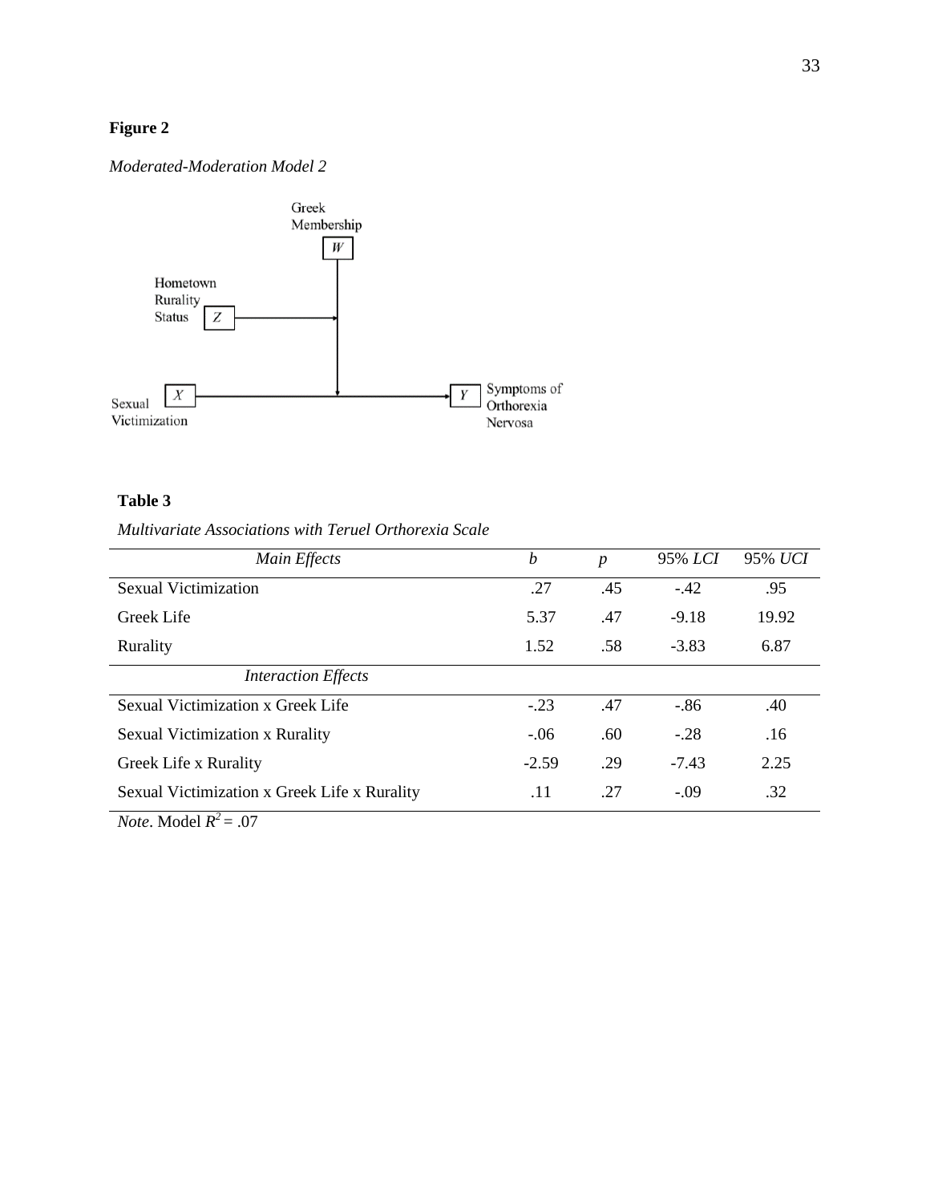**Figure 2**

*Moderated-Moderation Model 2*

**Table 3**

*Multivariate Associations with Teruel Orthorexia Scale*

| *Main Effects* | *b* | *p* | 95% *LCI* | 95% *UCI* |
|---|---|---|---|---|
| Sexual Victimization | .27 | .45 | -.42 | .95 |
| Greek Life | 5.37 | .47 | -9.18 | 19.92 |
| Rurality | 1.52 | .58 | -3.83 | 6.87 |
| *Interaction Effects* | | | | |
| Sexual Victimization x Greek Life | -.23 | .47 | -.86 | .40 |
| Sexual Victimization x Rurality | -.06 | .60 | -.28 | .16 |
| Greek Life x Rurality | -2.59 | .29 | -7.43 | 2.25 |
| Sexual Victimization x Greek Life x Rurality | .11 | .27 | -.09 | .32 |

*Note*. Model $R^2$ = .07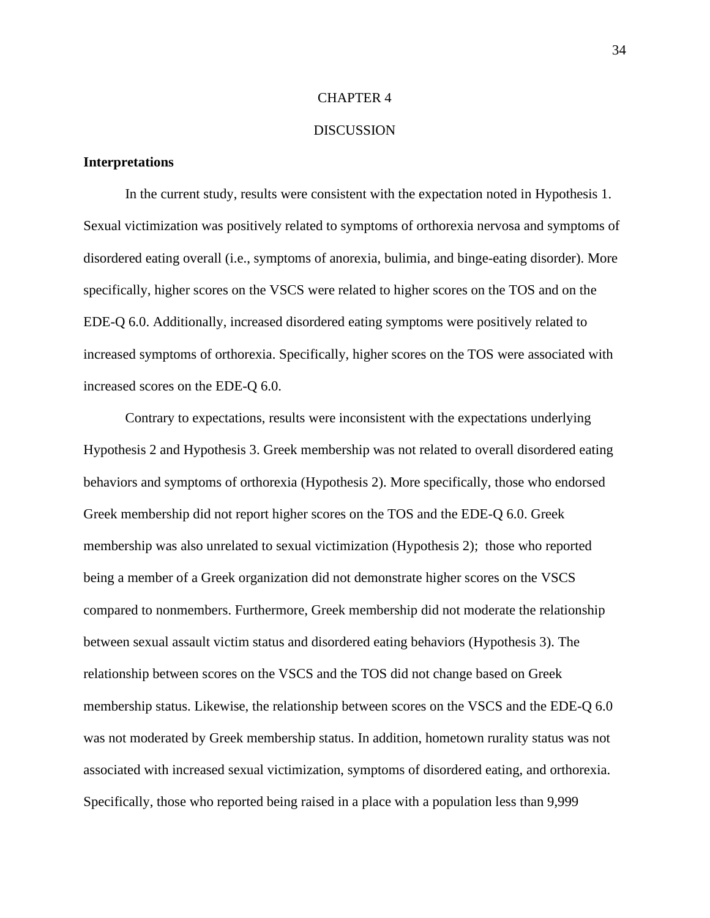# CHAPTER 4

# DISCUSSION

## Interpretations

In the current study, results were consistent with the expectation noted in Hypothesis 1. Sexual victimization was positively related to symptoms of orthorexia nervosa and symptoms of disordered eating overall (i.e., symptoms of anorexia, bulimia, and binge-eating disorder). More specifically, higher scores on the VSCS were related to higher scores on the TOS and on the EDE-Q 6.0. Additionally, increased disordered eating symptoms were positively related to increased symptoms of orthorexia. Specifically, higher scores on the TOS were associated with increased scores on the EDE-Q 6.0.

Contrary to expectations, results were inconsistent with the expectations underlying Hypothesis 2 and Hypothesis 3. Greek membership was not related to overall disordered eating behaviors and symptoms of orthorexia (Hypothesis 2). More specifically, those who endorsed Greek membership did not report higher scores on the TOS and the EDE-Q 6.0. Greek membership was also unrelated to sexual victimization (Hypothesis 2); those who reported being a member of a Greek organization did not demonstrate higher scores on the VSCS compared to nonmembers. Furthermore, Greek membership did not moderate the relationship between sexual assault victim status and disordered eating behaviors (Hypothesis 3). The relationship between scores on the VSCS and the TOS did not change based on Greek membership status. Likewise, the relationship between scores on the VSCS and the EDE-Q 6.0 was not moderated by Greek membership status. In addition, hometown rurality status was not associated with increased sexual victimization, symptoms of disordered eating, and orthorexia. Specifically, those who reported being raised in a place with a population less than 9,999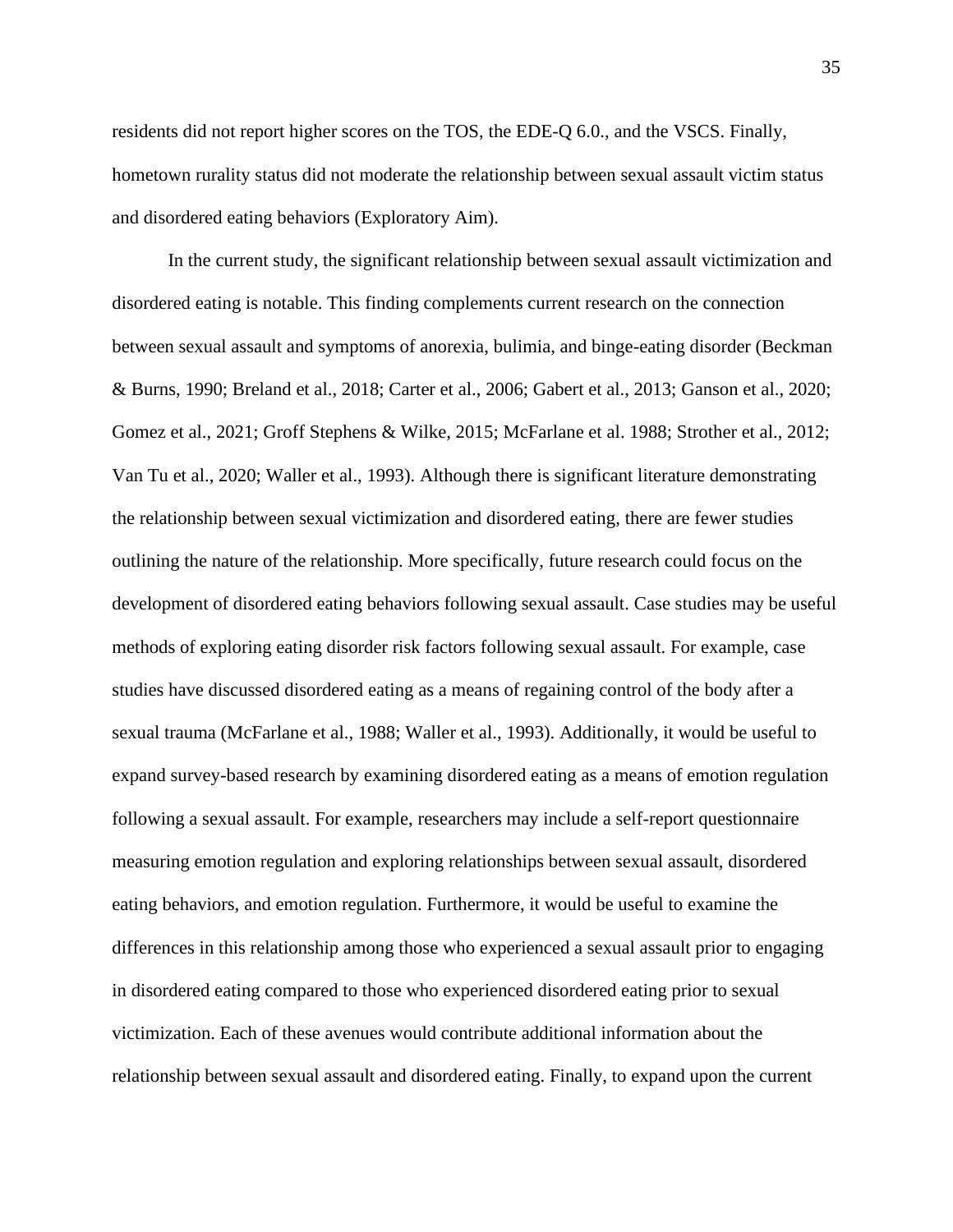residents did not report higher scores on the TOS, the EDE-Q 6.0., and the VSCS. Finally, hometown rurality status did not moderate the relationship between sexual assault victim status and disordered eating behaviors (Exploratory Aim).

In the current study, the significant relationship between sexual assault victimization and disordered eating is notable. This finding complements current research on the connection between sexual assault and symptoms of anorexia, bulimia, and binge-eating disorder (Beckman & Burns, 1990; Breland et al., 2018; Carter et al., 2006; Gabert et al., 2013; Ganson et al., 2020; Gomez et al., 2021; Groff Stephens & Wilke, 2015; McFarlane et al. 1988; Strother et al., 2012; Van Tu et al., 2020; Waller et al., 1993). Although there is significant literature demonstrating the relationship between sexual victimization and disordered eating, there are fewer studies outlining the nature of the relationship. More specifically, future research could focus on the development of disordered eating behaviors following sexual assault. Case studies may be useful methods of exploring eating disorder risk factors following sexual assault. For example, case studies have discussed disordered eating as a means of regaining control of the body after a sexual trauma (McFarlane et al., 1988; Waller et al., 1993). Additionally, it would be useful to expand survey-based research by examining disordered eating as a means of emotion regulation following a sexual assault. For example, researchers may include a self-report questionnaire measuring emotion regulation and exploring relationships between sexual assault, disordered eating behaviors, and emotion regulation. Furthermore, it would be useful to examine the differences in this relationship among those who experienced a sexual assault prior to engaging in disordered eating compared to those who experienced disordered eating prior to sexual victimization. Each of these avenues would contribute additional information about the relationship between sexual assault and disordered eating. Finally, to expand upon the current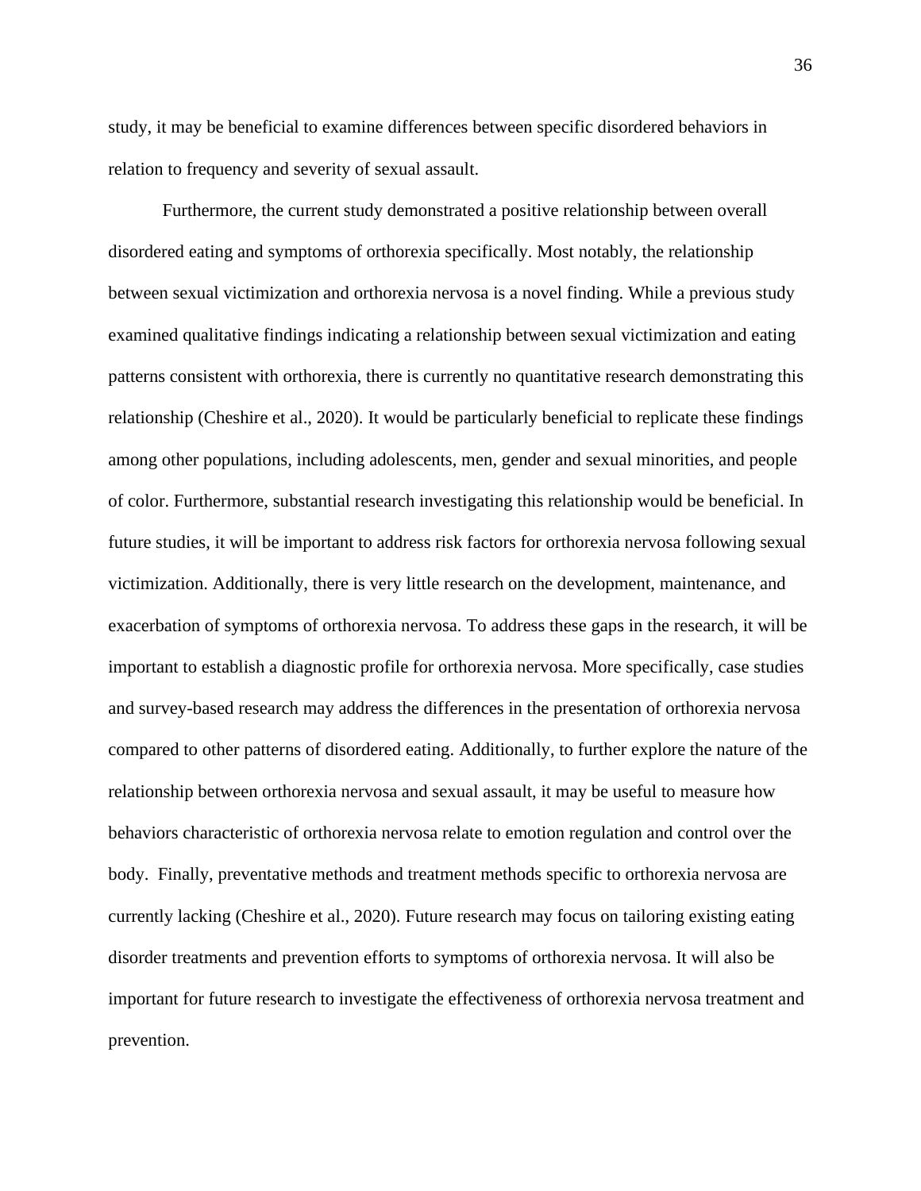study, it may be beneficial to examine differences between specific disordered behaviors in relation to frequency and severity of sexual assault.

Furthermore, the current study demonstrated a positive relationship between overall disordered eating and symptoms of orthorexia specifically. Most notably, the relationship between sexual victimization and orthorexia nervosa is a novel finding. While a previous study examined qualitative findings indicating a relationship between sexual victimization and eating patterns consistent with orthorexia, there is currently no quantitative research demonstrating this relationship (Cheshire et al., 2020). It would be particularly beneficial to replicate these findings among other populations, including adolescents, men, gender and sexual minorities, and people of color. Furthermore, substantial research investigating this relationship would be beneficial. In future studies, it will be important to address risk factors for orthorexia nervosa following sexual victimization. Additionally, there is very little research on the development, maintenance, and exacerbation of symptoms of orthorexia nervosa. To address these gaps in the research, it will be important to establish a diagnostic profile for orthorexia nervosa. More specifically, case studies and survey-based research may address the differences in the presentation of orthorexia nervosa compared to other patterns of disordered eating. Additionally, to further explore the nature of the relationship between orthorexia nervosa and sexual assault, it may be useful to measure how behaviors characteristic of orthorexia nervosa relate to emotion regulation and control over the body. Finally, preventative methods and treatment methods specific to orthorexia nervosa are currently lacking (Cheshire et al., 2020). Future research may focus on tailoring existing eating disorder treatments and prevention efforts to symptoms of orthorexia nervosa. It will also be important for future research to investigate the effectiveness of orthorexia nervosa treatment and prevention.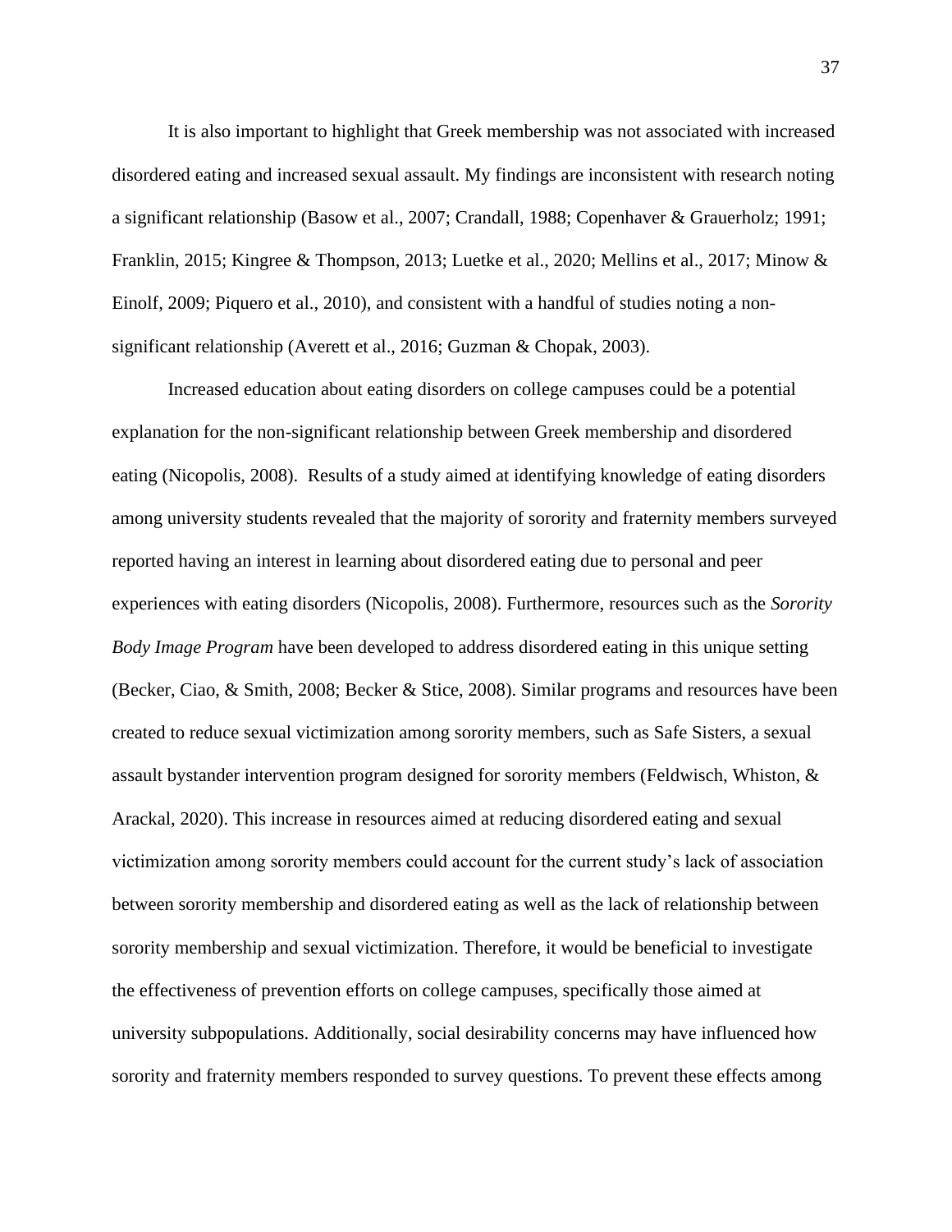It is also important to highlight that Greek membership was not associated with increased disordered eating and increased sexual assault. My findings are inconsistent with research noting a significant relationship (Basow et al., 2007; Crandall, 1988; Copenhaver & Grauerholz; 1991; Franklin, 2015; Kingree & Thompson, 2013; Luetke et al., 2020; Mellins et al., 2017; Minow & Einolf, 2009; Piquero et al., 2010), and consistent with a handful of studies noting a non-significant relationship (Averett et al., 2016; Guzman & Chopak, 2003).

Increased education about eating disorders on college campuses could be a potential explanation for the non-significant relationship between Greek membership and disordered eating (Nicopolis, 2008). Results of a study aimed at identifying knowledge of eating disorders among university students revealed that the majority of sorority and fraternity members surveyed reported having an interest in learning about disordered eating due to personal and peer experiences with eating disorders (Nicopolis, 2008). Furthermore, resources such as the *Sorority Body Image Program* have been developed to address disordered eating in this unique setting (Becker, Ciao, & Smith, 2008; Becker & Stice, 2008). Similar programs and resources have been created to reduce sexual victimization among sorority members, such as Safe Sisters, a sexual assault bystander intervention program designed for sorority members (Feldwisch, Whiston, & Arackal, 2020). This increase in resources aimed at reducing disordered eating and sexual victimization among sorority members could account for the current study's lack of association between sorority membership and disordered eating as well as the lack of relationship between sorority membership and sexual victimization. Therefore, it would be beneficial to investigate the effectiveness of prevention efforts on college campuses, specifically those aimed at university subpopulations. Additionally, social desirability concerns may have influenced how sorority and fraternity members responded to survey questions. To prevent these effects among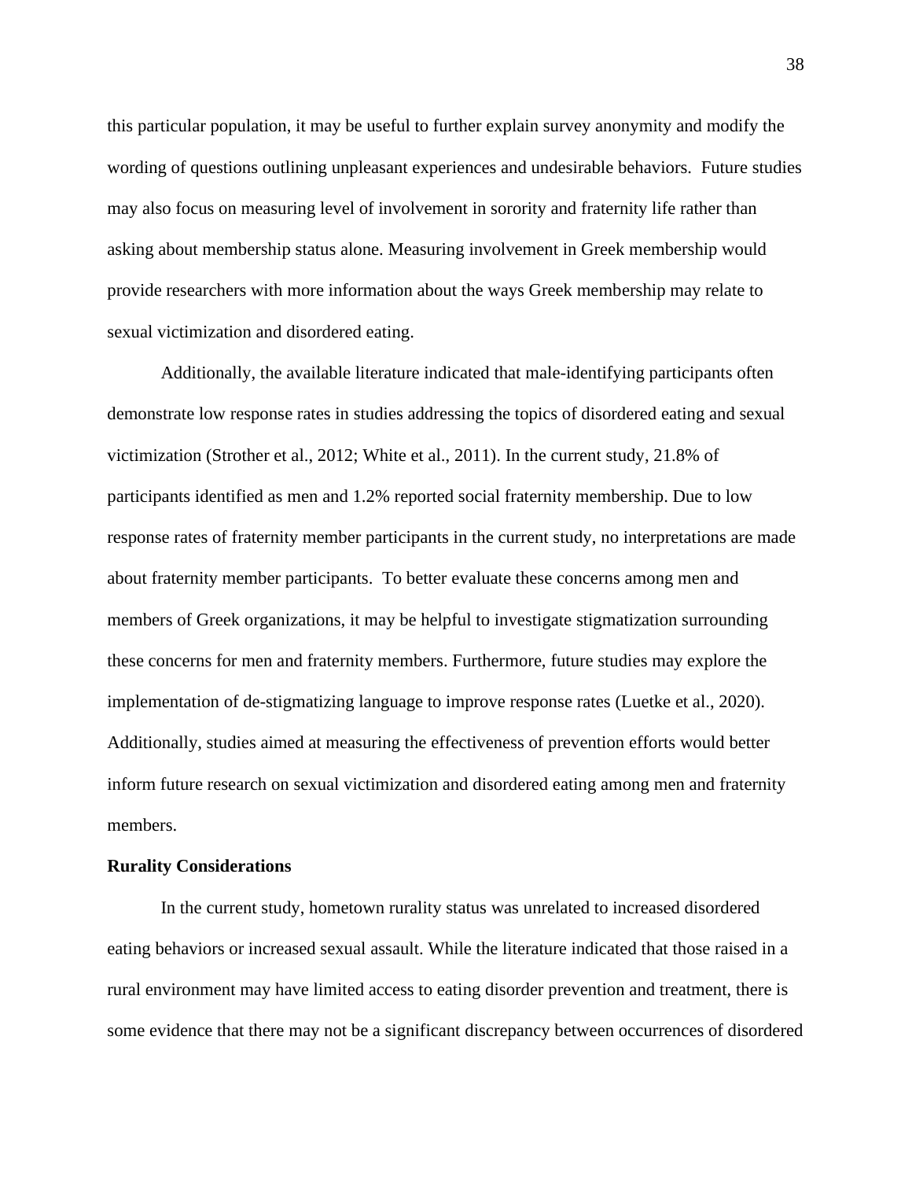this particular population, it may be useful to further explain survey anonymity and modify the wording of questions outlining unpleasant experiences and undesirable behaviors. Future studies may also focus on measuring level of involvement in sorority and fraternity life rather than asking about membership status alone. Measuring involvement in Greek membership would provide researchers with more information about the ways Greek membership may relate to sexual victimization and disordered eating.

Additionally, the available literature indicated that male-identifying participants often demonstrate low response rates in studies addressing the topics of disordered eating and sexual victimization (Strother et al., 2012; White et al., 2011). In the current study, 21.8% of participants identified as men and 1.2% reported social fraternity membership. Due to low response rates of fraternity member participants in the current study, no interpretations are made about fraternity member participants. To better evaluate these concerns among men and members of Greek organizations, it may be helpful to investigate stigmatization surrounding these concerns for men and fraternity members. Furthermore, future studies may explore the implementation of de-stigmatizing language to improve response rates (Luetke et al., 2020). Additionally, studies aimed at measuring the effectiveness of prevention efforts would better inform future research on sexual victimization and disordered eating among men and fraternity members.

**Rurality Considerations**

In the current study, hometown rurality status was unrelated to increased disordered eating behaviors or increased sexual assault. While the literature indicated that those raised in a rural environment may have limited access to eating disorder prevention and treatment, there is some evidence that there may not be a significant discrepancy between occurrences of disordered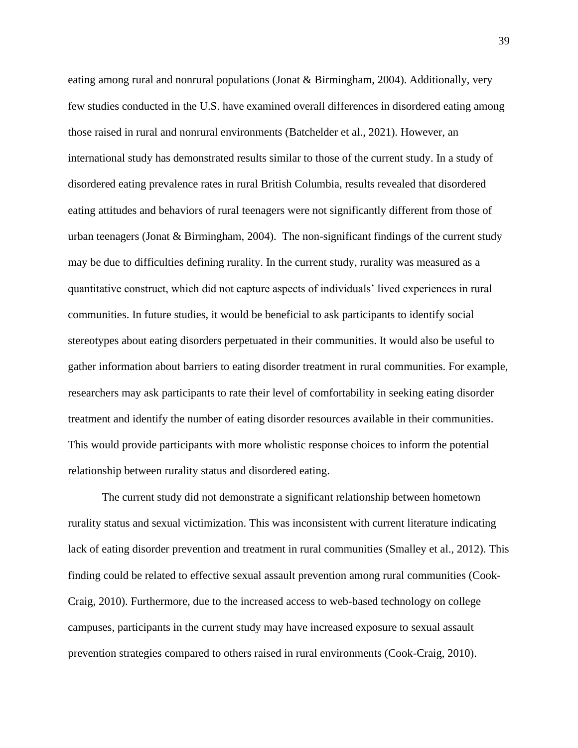eating among rural and nonrural populations (Jonat & Birmingham, 2004). Additionally, very few studies conducted in the U.S. have examined overall differences in disordered eating among those raised in rural and nonrural environments (Batchelder et al., 2021). However, an international study has demonstrated results similar to those of the current study. In a study of disordered eating prevalence rates in rural British Columbia, results revealed that disordered eating attitudes and behaviors of rural teenagers were not significantly different from those of urban teenagers (Jonat & Birmingham, 2004). The non-significant findings of the current study may be due to difficulties defining rurality. In the current study, rurality was measured as a quantitative construct, which did not capture aspects of individuals' lived experiences in rural communities. In future studies, it would be beneficial to ask participants to identify social stereotypes about eating disorders perpetuated in their communities. It would also be useful to gather information about barriers to eating disorder treatment in rural communities. For example, researchers may ask participants to rate their level of comfortability in seeking eating disorder treatment and identify the number of eating disorder resources available in their communities. This would provide participants with more wholistic response choices to inform the potential relationship between rurality status and disordered eating.

The current study did not demonstrate a significant relationship between hometown rurality status and sexual victimization. This was inconsistent with current literature indicating lack of eating disorder prevention and treatment in rural communities (Smalley et al., 2012). This finding could be related to effective sexual assault prevention among rural communities (Cook-Craig, 2010). Furthermore, due to the increased access to web-based technology on college campuses, participants in the current study may have increased exposure to sexual assault prevention strategies compared to others raised in rural environments (Cook-Craig, 2010).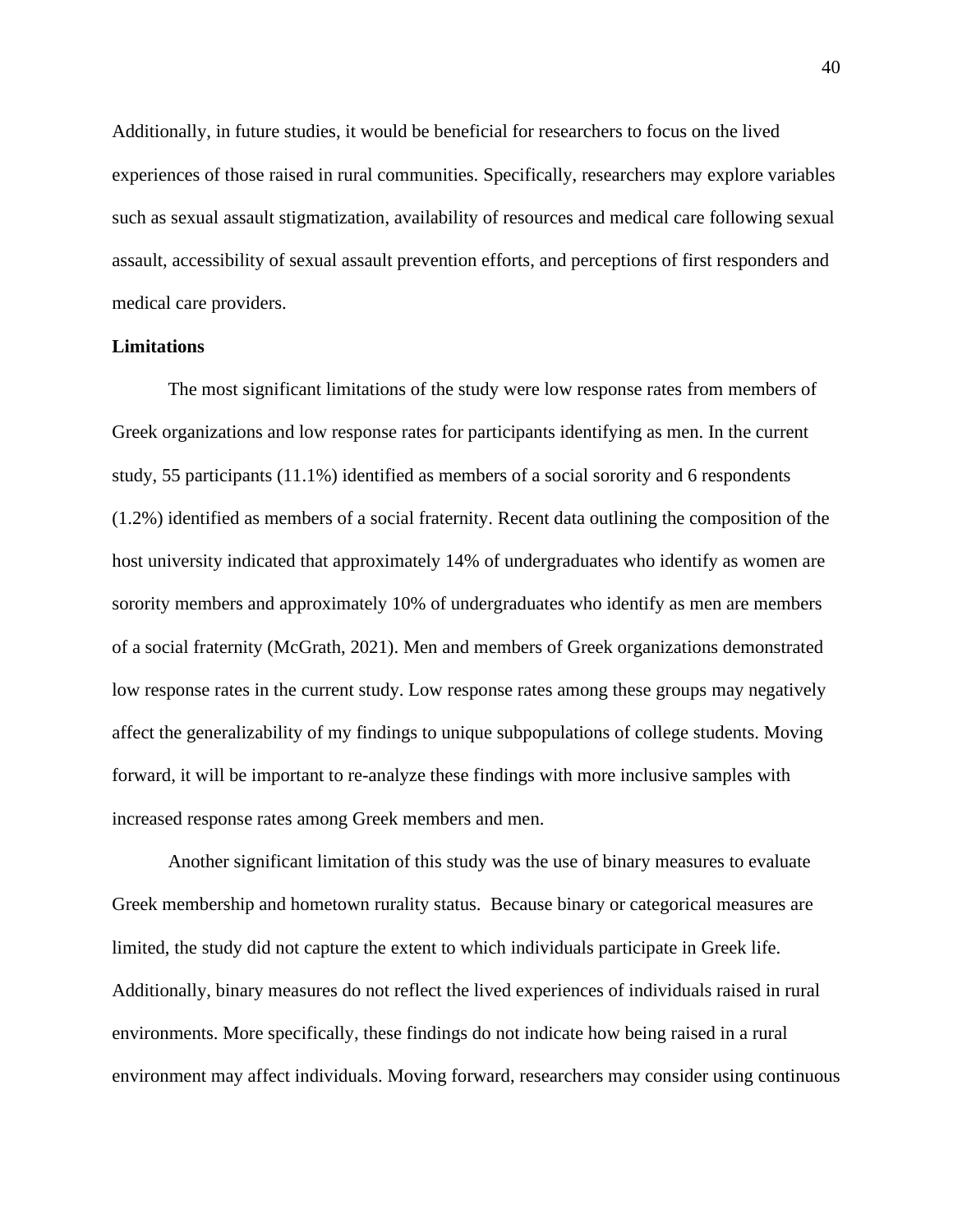Additionally, in future studies, it would be beneficial for researchers to focus on the lived experiences of those raised in rural communities. Specifically, researchers may explore variables such as sexual assault stigmatization, availability of resources and medical care following sexual assault, accessibility of sexual assault prevention efforts, and perceptions of first responders and medical care providers.

**Limitations**

The most significant limitations of the study were low response rates from members of Greek organizations and low response rates for participants identifying as men. In the current study, 55 participants (11.1%) identified as members of a social sorority and 6 respondents (1.2%) identified as members of a social fraternity. Recent data outlining the composition of the host university indicated that approximately 14% of undergraduates who identify as women are sorority members and approximately 10% of undergraduates who identify as men are members of a social fraternity (McGrath, 2021). Men and members of Greek organizations demonstrated low response rates in the current study. Low response rates among these groups may negatively affect the generalizability of my findings to unique subpopulations of college students. Moving forward, it will be important to re-analyze these findings with more inclusive samples with increased response rates among Greek members and men.

Another significant limitation of this study was the use of binary measures to evaluate Greek membership and hometown rurality status. Because binary or categorical measures are limited, the study did not capture the extent to which individuals participate in Greek life. Additionally, binary measures do not reflect the lived experiences of individuals raised in rural environments. More specifically, these findings do not indicate how being raised in a rural environment may affect individuals. Moving forward, researchers may consider using continuous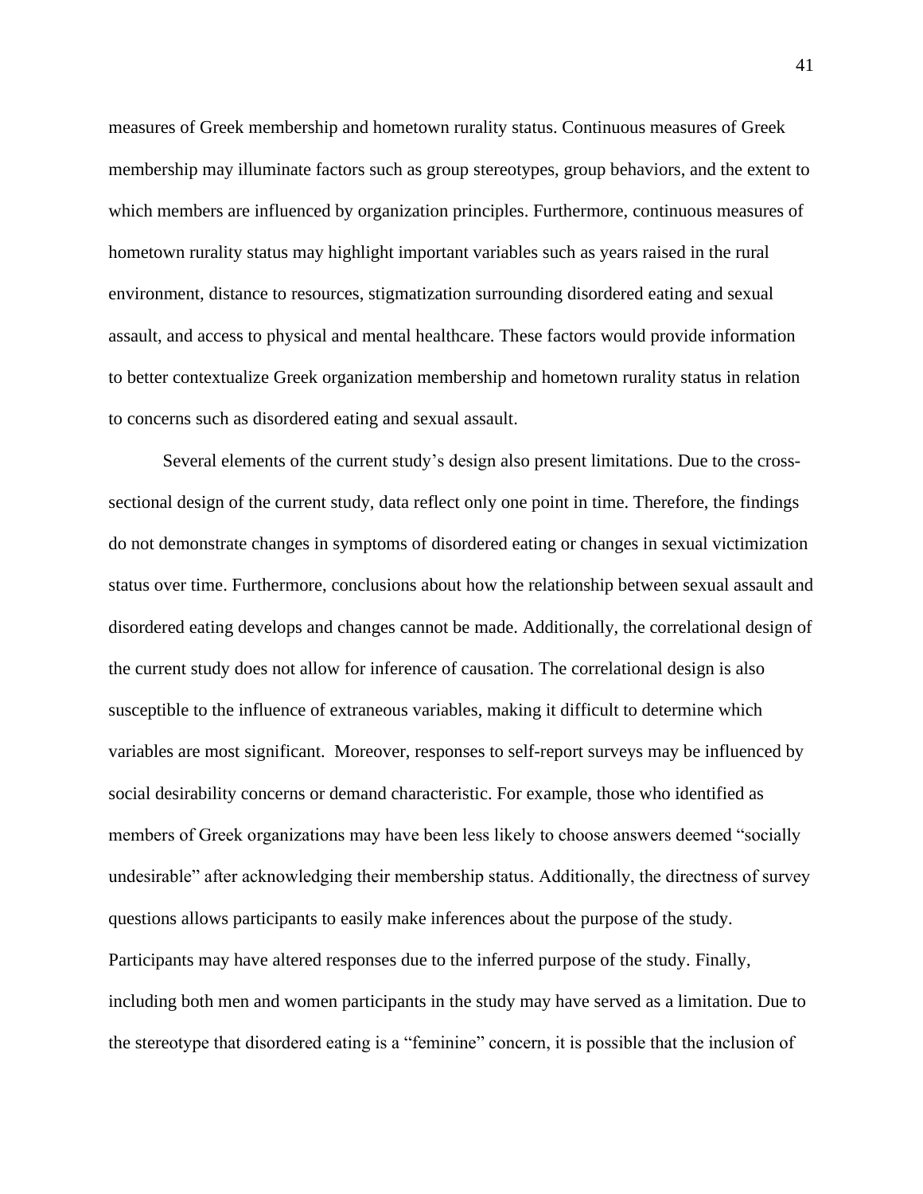measures of Greek membership and hometown rurality status. Continuous measures of Greek membership may illuminate factors such as group stereotypes, group behaviors, and the extent to which members are influenced by organization principles. Furthermore, continuous measures of hometown rurality status may highlight important variables such as years raised in the rural environment, distance to resources, stigmatization surrounding disordered eating and sexual assault, and access to physical and mental healthcare. These factors would provide information to better contextualize Greek organization membership and hometown rurality status in relation to concerns such as disordered eating and sexual assault.

Several elements of the current study's design also present limitations. Due to the cross-sectional design of the current study, data reflect only one point in time. Therefore, the findings do not demonstrate changes in symptoms of disordered eating or changes in sexual victimization status over time. Furthermore, conclusions about how the relationship between sexual assault and disordered eating develops and changes cannot be made. Additionally, the correlational design of the current study does not allow for inference of causation. The correlational design is also susceptible to the influence of extraneous variables, making it difficult to determine which variables are most significant. Moreover, responses to self-report surveys may be influenced by social desirability concerns or demand characteristic. For example, those who identified as members of Greek organizations may have been less likely to choose answers deemed "socially undesirable" after acknowledging their membership status. Additionally, the directness of survey questions allows participants to easily make inferences about the purpose of the study. Participants may have altered responses due to the inferred purpose of the study. Finally, including both men and women participants in the study may have served as a limitation. Due to the stereotype that disordered eating is a "feminine" concern, it is possible that the inclusion of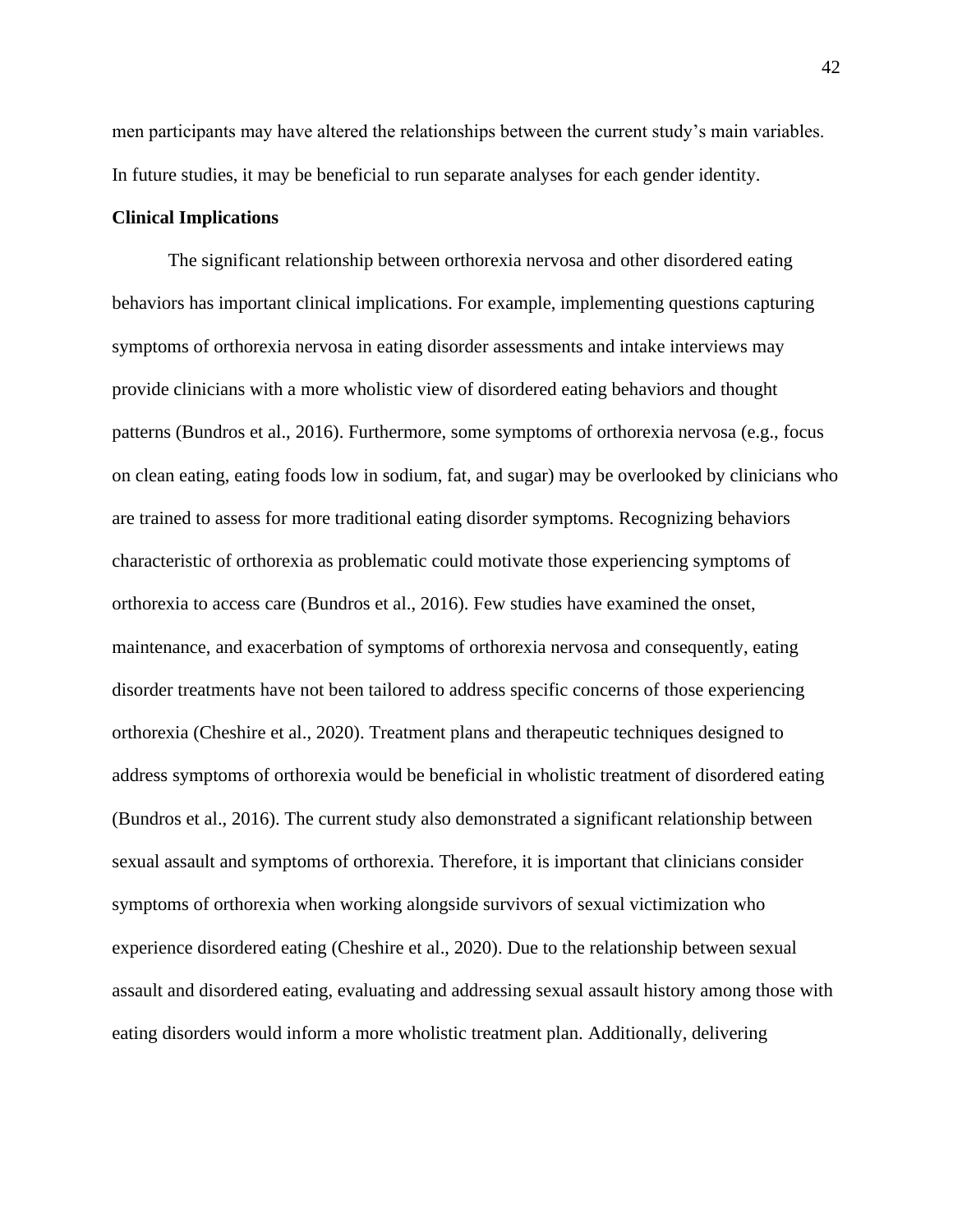men participants may have altered the relationships between the current study's main variables. In future studies, it may be beneficial to run separate analyses for each gender identity.

**Clinical Implications**

The significant relationship between orthorexia nervosa and other disordered eating behaviors has important clinical implications. For example, implementing questions capturing symptoms of orthorexia nervosa in eating disorder assessments and intake interviews may provide clinicians with a more wholistic view of disordered eating behaviors and thought patterns (Bundros et al., 2016). Furthermore, some symptoms of orthorexia nervosa (e.g., focus on clean eating, eating foods low in sodium, fat, and sugar) may be overlooked by clinicians who are trained to assess for more traditional eating disorder symptoms. Recognizing behaviors characteristic of orthorexia as problematic could motivate those experiencing symptoms of orthorexia to access care (Bundros et al., 2016). Few studies have examined the onset, maintenance, and exacerbation of symptoms of orthorexia nervosa and consequently, eating disorder treatments have not been tailored to address specific concerns of those experiencing orthorexia (Cheshire et al., 2020). Treatment plans and therapeutic techniques designed to address symptoms of orthorexia would be beneficial in wholistic treatment of disordered eating (Bundros et al., 2016). The current study also demonstrated a significant relationship between sexual assault and symptoms of orthorexia. Therefore, it is important that clinicians consider symptoms of orthorexia when working alongside survivors of sexual victimization who experience disordered eating (Cheshire et al., 2020). Due to the relationship between sexual assault and disordered eating, evaluating and addressing sexual assault history among those with eating disorders would inform a more wholistic treatment plan. Additionally, delivering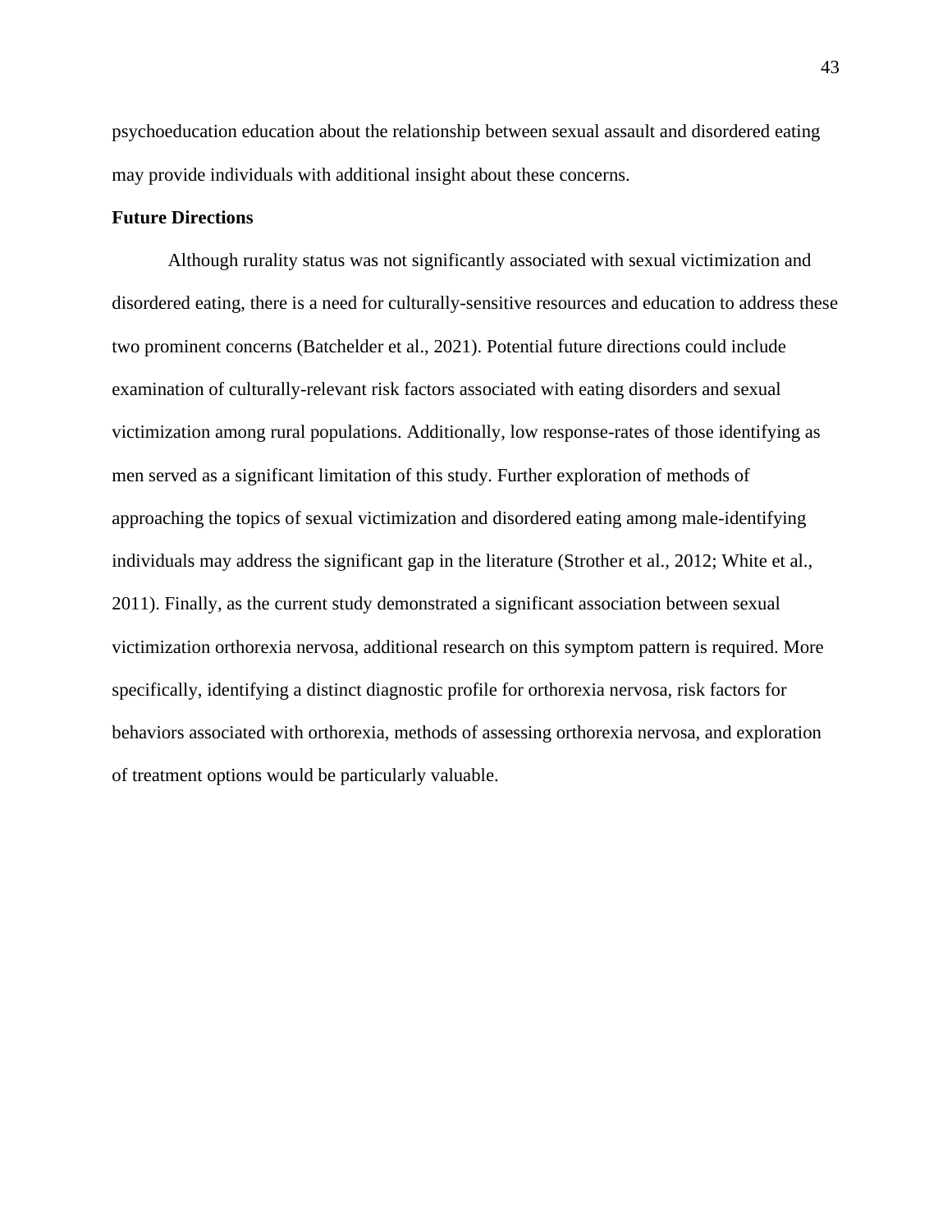psychoeducation education about the relationship between sexual assault and disordered eating may provide individuals with additional insight about these concerns.

**Future Directions**

Although rurality status was not significantly associated with sexual victimization and disordered eating, there is a need for culturally-sensitive resources and education to address these two prominent concerns (Batchelder et al., 2021). Potential future directions could include examination of culturally-relevant risk factors associated with eating disorders and sexual victimization among rural populations. Additionally, low response-rates of those identifying as men served as a significant limitation of this study. Further exploration of methods of approaching the topics of sexual victimization and disordered eating among male-identifying individuals may address the significant gap in the literature (Strother et al., 2012; White et al., 2011). Finally, as the current study demonstrated a significant association between sexual victimization orthorexia nervosa, additional research on this symptom pattern is required. More specifically, identifying a distinct diagnostic profile for orthorexia nervosa, risk factors for behaviors associated with orthorexia, methods of assessing orthorexia nervosa, and exploration of treatment options would be particularly valuable.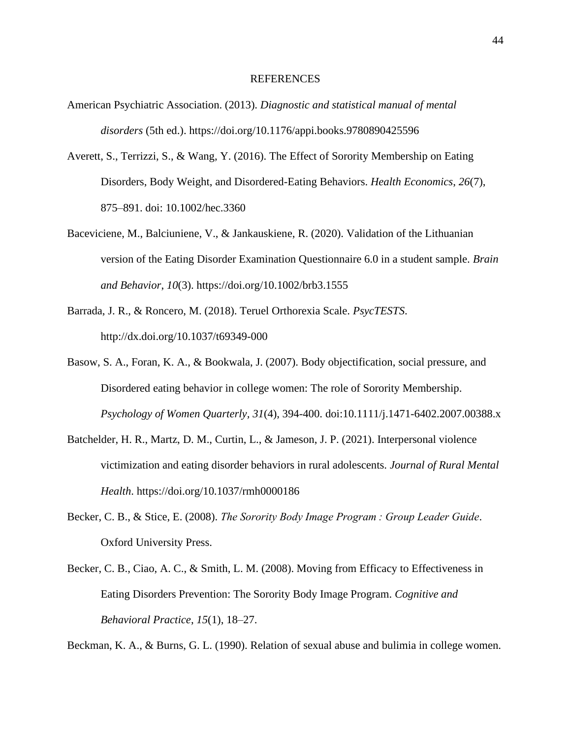# REFERENCES

American Psychiatric Association. (2013). *Diagnostic and statistical manual of mental disorders* (5th ed.). https://doi.org/10.1176/appi.books.9780890425596

Averett, S., Terrizzi, S., & Wang, Y. (2016). The Effect of Sorority Membership on Eating Disorders, Body Weight, and Disordered-Eating Behaviors. *Health Economics*, *26*(7), 875–891. doi: 10.1002/hec.3360

Baceviciene, M., Balciuniene, V., & Jankauskiene, R. (2020). Validation of the Lithuanian version of the Eating Disorder Examination Questionnaire 6.0 in a student sample. *Brain and Behavior*, *10*(3). https://doi.org/10.1002/brb3.1555

Barrada, J. R., & Roncero, M. (2018). Teruel Orthorexia Scale. *PsycTESTS*. http://dx.doi.org/10.1037/t69349-000

Basow, S. A., Foran, K. A., & Bookwala, J. (2007). Body objectification, social pressure, and Disordered eating behavior in college women: The role of Sorority Membership. *Psychology of Women Quarterly*, *31*(4), 394-400. doi:10.1111/j.1471-6402.2007.00388.x

Batchelder, H. R., Martz, D. M., Curtin, L., & Jameson, J. P. (2021). Interpersonal violence victimization and eating disorder behaviors in rural adolescents. *Journal of Rural Mental Health*. https://doi.org/10.1037/rmh0000186

Becker, C. B., & Stice, E. (2008). *The Sorority Body Image Program : Group Leader Guide*. Oxford University Press.

Becker, C. B., Ciao, A. C., & Smith, L. M. (2008). Moving from Efficacy to Effectiveness in Eating Disorders Prevention: The Sorority Body Image Program. *Cognitive and Behavioral Practice*, *15*(1), 18–27.

Beckman, K. A., & Burns, G. L. (1990). Relation of sexual abuse and bulimia in college women.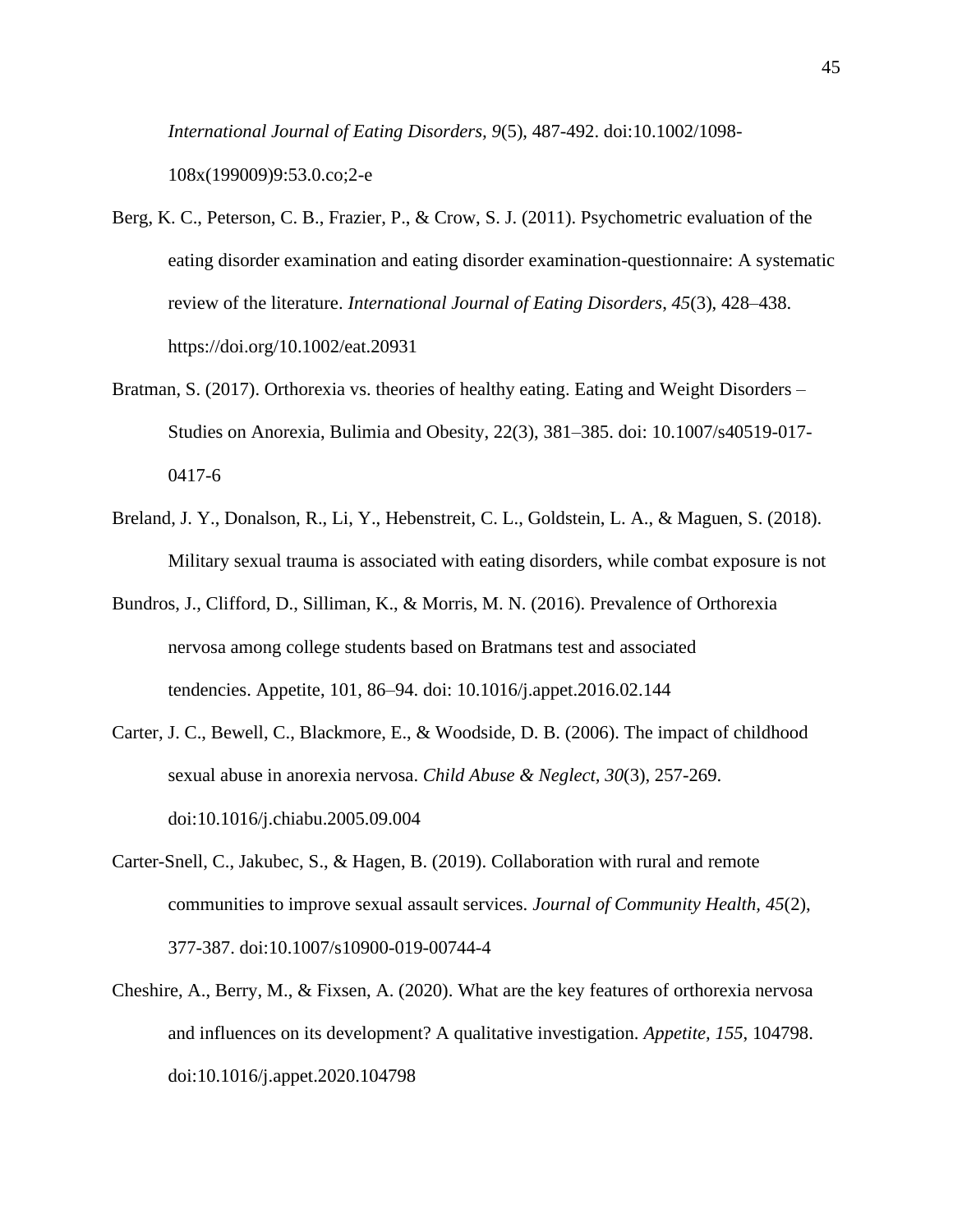*International Journal of Eating Disorders, 9*(5), 487-492. doi:10.1002/1098-108x(199009)9:53.0.co;2-e

Berg, K. C., Peterson, C. B., Frazier, P., & Crow, S. J. (2011). Psychometric evaluation of the eating disorder examination and eating disorder examination-questionnaire: A systematic review of the literature. *International Journal of Eating Disorders*, *45*(3), 428–438. https://doi.org/10.1002/eat.20931

Bratman, S. (2017). Orthorexia vs. theories of healthy eating. Eating and Weight Disorders – Studies on Anorexia, Bulimia and Obesity, 22(3), 381–385. doi: 10.1007/s40519-017-0417-6

Breland, J. Y., Donalson, R., Li, Y., Hebenstreit, C. L., Goldstein, L. A., & Maguen, S. (2018). Military sexual trauma is associated with eating disorders, while combat exposure is not

Bundros, J., Clifford, D., Silliman, K., & Morris, M. N. (2016). Prevalence of Orthorexia nervosa among college students based on Bratmans test and associated tendencies. Appetite, 101, 86–94. doi: 10.1016/j.appet.2016.02.144

Carter, J. C., Bewell, C., Blackmore, E., & Woodside, D. B. (2006). The impact of childhood sexual abuse in anorexia nervosa. *Child Abuse & Neglect*, *30*(3), 257-269. doi:10.1016/j.chiabu.2005.09.004

Carter-Snell, C., Jakubec, S., & Hagen, B. (2019). Collaboration with rural and remote communities to improve sexual assault services. *Journal of Community Health*, *45*(2), 377-387. doi:10.1007/s10900-019-00744-4

Cheshire, A., Berry, M., & Fixsen, A. (2020). What are the key features of orthorexia nervosa and influences on its development? A qualitative investigation. *Appetite, 155*, 104798. doi:10.1016/j.appet.2020.104798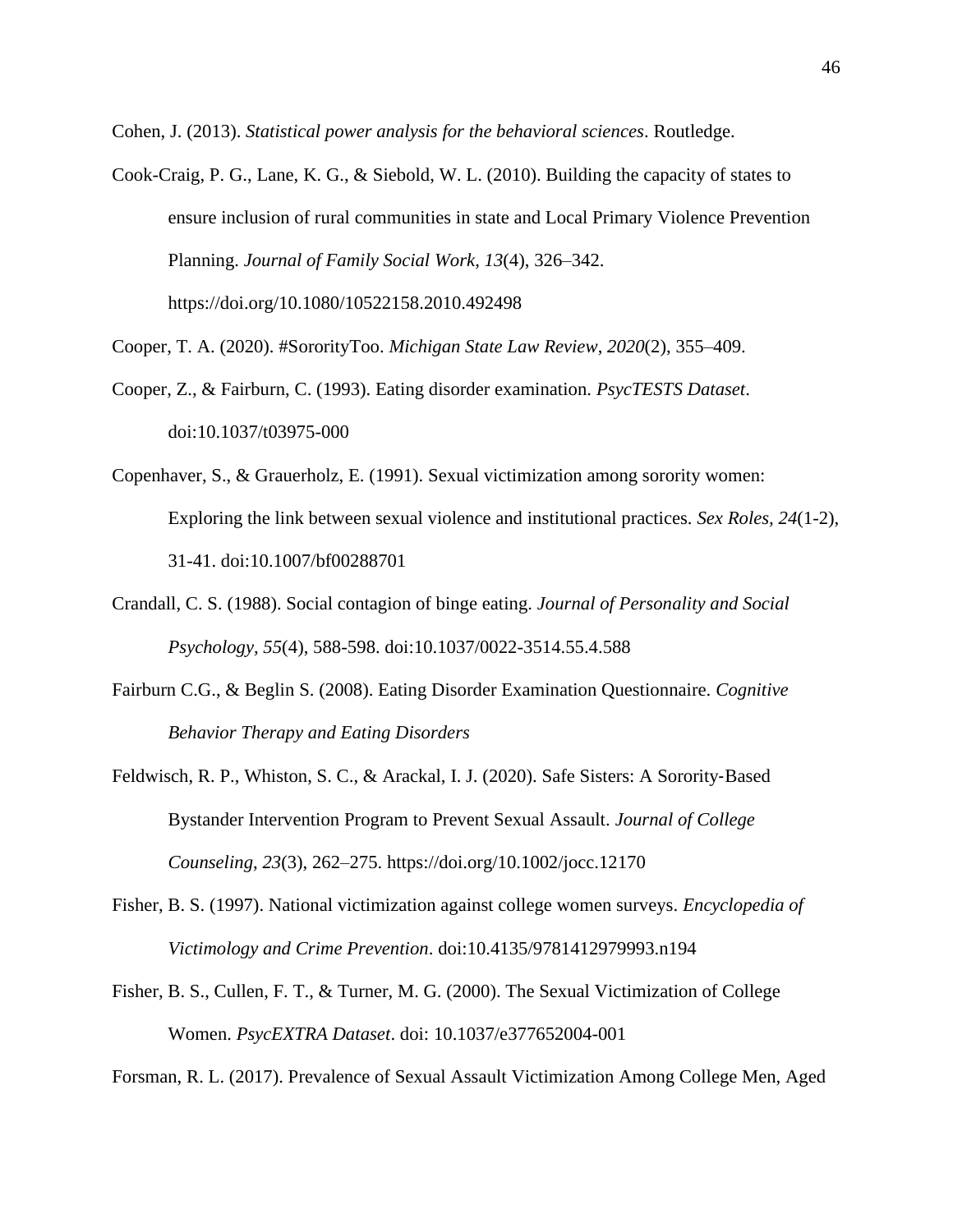Cohen, J. (2013). *Statistical power analysis for the behavioral sciences*. Routledge.

Cook-Craig, P. G., Lane, K. G., & Siebold, W. L. (2010). Building the capacity of states to ensure inclusion of rural communities in state and Local Primary Violence Prevention Planning. *Journal of Family Social Work*, *13*(4), 326–342. https://doi.org/10.1080/10522158.2010.492498

Cooper, T. A. (2020). #SororityToo. *Michigan State Law Review*, *2020*(2), 355–409.

Cooper, Z., & Fairburn, C. (1993). Eating disorder examination. *PsycTESTS Dataset*. doi:10.1037/t03975-000

Copenhaver, S., & Grauerholz, E. (1991). Sexual victimization among sorority women: Exploring the link between sexual violence and institutional practices. *Sex Roles*, *24*(1-2), 31-41. doi:10.1007/bf00288701

Crandall, C. S. (1988). Social contagion of binge eating. *Journal of Personality and Social Psychology*, *55*(4), 588-598. doi:10.1037/0022-3514.55.4.588

Fairburn C.G., & Beglin S. (2008). Eating Disorder Examination Questionnaire. *Cognitive Behavior Therapy and Eating Disorders*

Feldwisch, R. P., Whiston, S. C., & Arackal, I. J. (2020). Safe Sisters: A Sorority-Based Bystander Intervention Program to Prevent Sexual Assault. *Journal of College Counseling*, *23*(3), 262–275. https://doi.org/10.1002/jocc.12170

Fisher, B. S. (1997). National victimization against college women surveys. *Encyclopedia of Victimology and Crime Prevention*. doi:10.4135/9781412979993.n194

Fisher, B. S., Cullen, F. T., & Turner, M. G. (2000). The Sexual Victimization of College Women. *PsycEXTRA Dataset*. doi: 10.1037/e377652004-001

Forsman, R. L. (2017). Prevalence of Sexual Assault Victimization Among College Men, Aged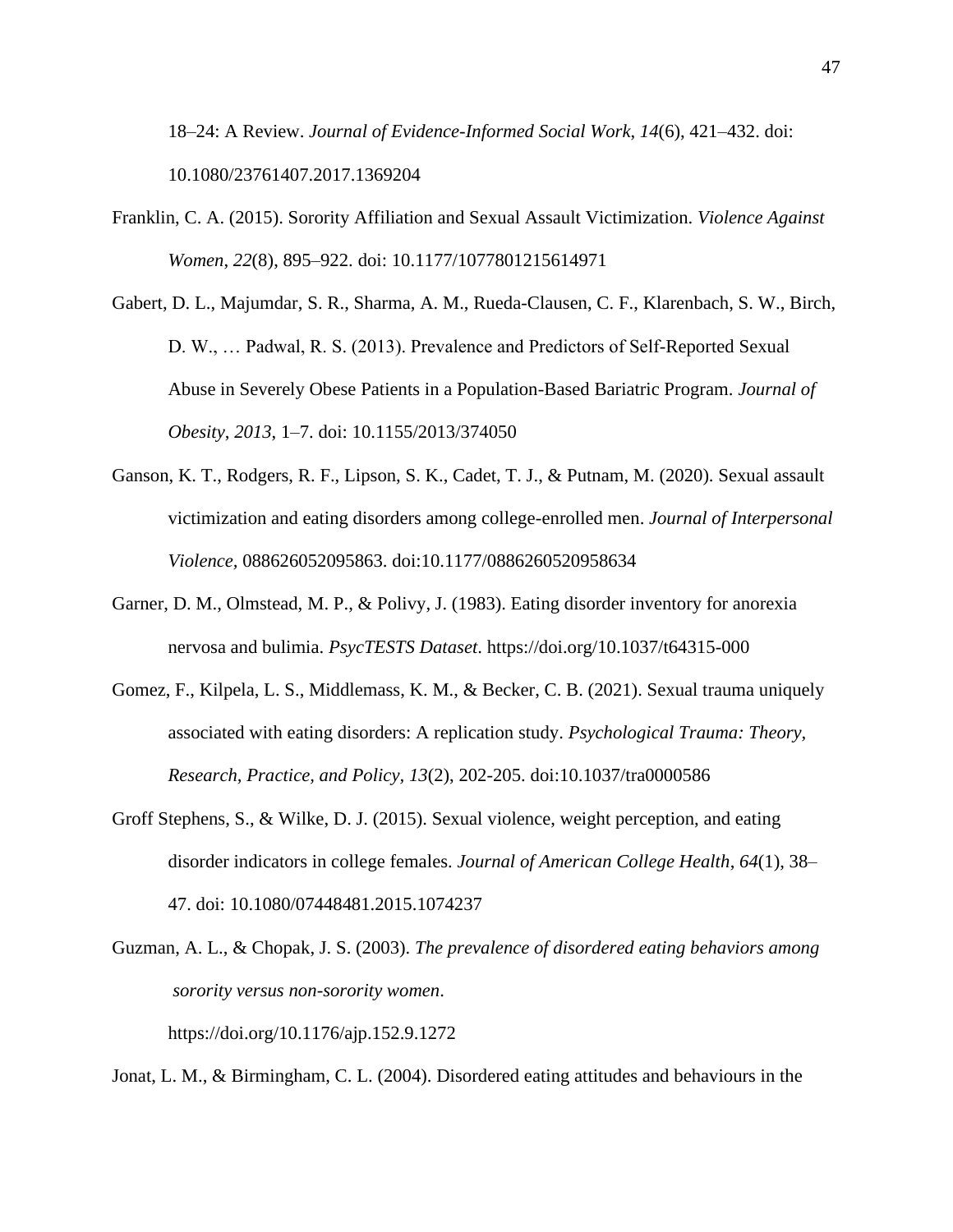18–24: A Review. *Journal of Evidence-Informed Social Work*, *14*(6), 421–432. doi: 10.1080/23761407.2017.1369204

Franklin, C. A. (2015). Sorority Affiliation and Sexual Assault Victimization. *Violence Against Women*, *22*(8), 895–922. doi: 10.1177/1077801215614971

Gabert, D. L., Majumdar, S. R., Sharma, A. M., Rueda-Clausen, C. F., Klarenbach, S. W., Birch, D. W., … Padwal, R. S. (2013). Prevalence and Predictors of Self-Reported Sexual Abuse in Severely Obese Patients in a Population-Based Bariatric Program. *Journal of Obesity*, *2013*, 1–7. doi: 10.1155/2013/374050

Ganson, K. T., Rodgers, R. F., Lipson, S. K., Cadet, T. J., & Putnam, M. (2020). Sexual assault victimization and eating disorders among college-enrolled men. *Journal of Interpersonal Violence,* 088626052095863. doi:10.1177/0886260520958634

Garner, D. M., Olmstead, M. P., & Polivy, J. (1983). Eating disorder inventory for anorexia nervosa and bulimia. *PsycTESTS Dataset*. https://doi.org/10.1037/t64315-000

Gomez, F., Kilpela, L. S., Middlemass, K. M., & Becker, C. B. (2021). Sexual trauma uniquely associated with eating disorders: A replication study. *Psychological Trauma: Theory, Research, Practice, and Policy, 13*(2), 202-205. doi:10.1037/tra0000586

Groff Stephens, S., & Wilke, D. J. (2015). Sexual violence, weight perception, and eating disorder indicators in college females. *Journal of American College Health*, *64*(1), 38–47. doi: 10.1080/07448481.2015.1074237

Guzman, A. L., & Chopak, J. S. (2003). *The prevalence of disordered eating behaviors among sorority versus non-sorority women*. https://doi.org/10.1176/ajp.152.9.1272

Jonat, L. M., & Birmingham, C. L. (2004). Disordered eating attitudes and behaviours in the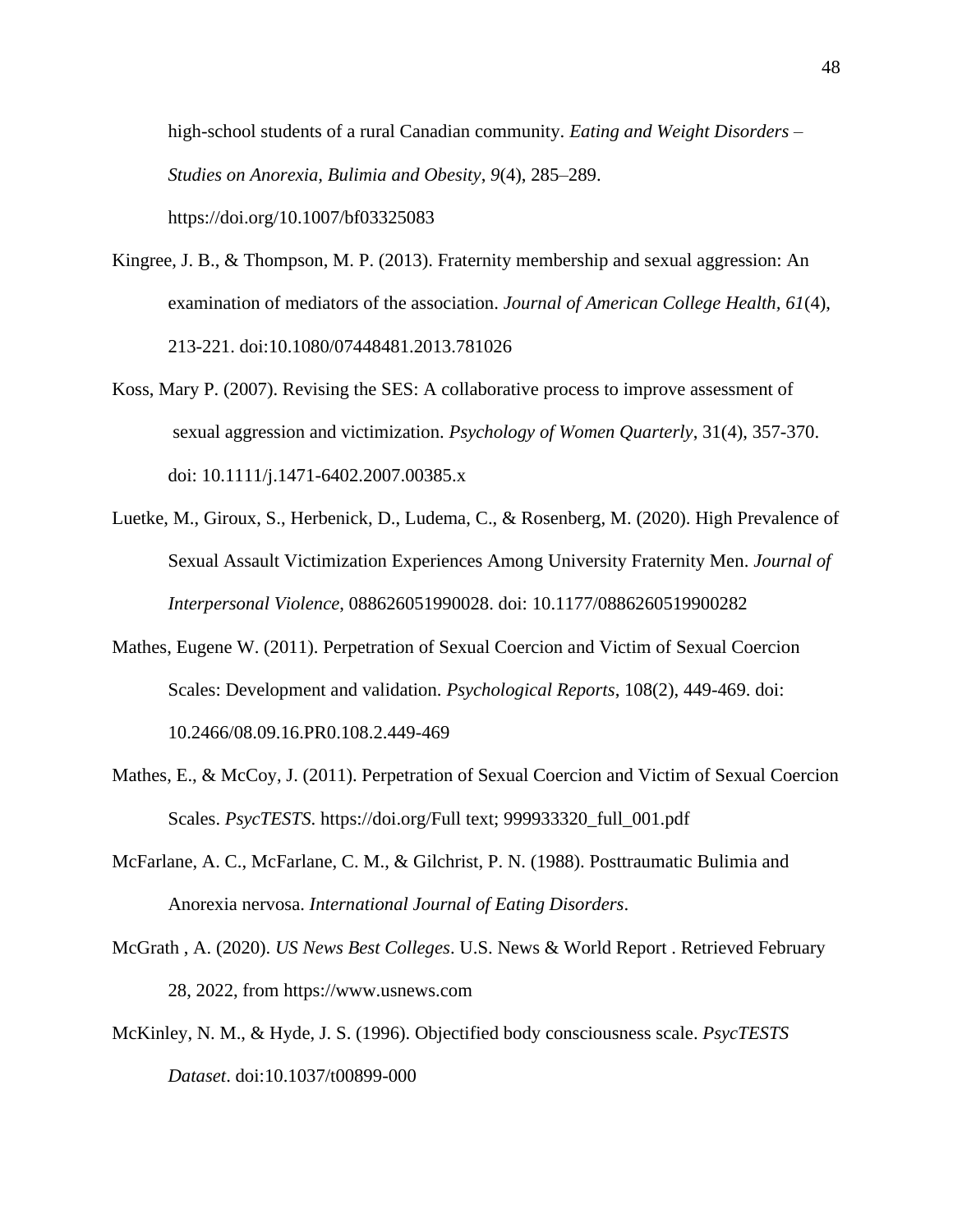high-school students of a rural Canadian community. *Eating and Weight Disorders – Studies on Anorexia, Bulimia and Obesity, 9*(4), 285–289. https://doi.org/10.1007/bf03325083

Kingree, J. B., & Thompson, M. P. (2013). Fraternity membership and sexual aggression: An examination of mediators of the association. *Journal of American College Health, 61*(4), 213-221. doi:10.1080/07448481.2013.781026

Koss, Mary P. (2007). Revising the SES: A collaborative process to improve assessment of sexual aggression and victimization. *Psychology of Women Quarterly*, 31(4), 357-370. doi: 10.1111/j.1471-6402.2007.00385.x

Luetke, M., Giroux, S., Herbenick, D., Ludema, C., & Rosenberg, M. (2020). High Prevalence of Sexual Assault Victimization Experiences Among University Fraternity Men. *Journal of Interpersonal Violence*, 088626051990028. doi: 10.1177/0886260519900282

Mathes, Eugene W. (2011). Perpetration of Sexual Coercion and Victim of Sexual Coercion Scales: Development and validation. *Psychological Reports*, 108(2), 449-469. doi: 10.2466/08.09.16.PR0.108.2.449-469

Mathes, E., & McCoy, J. (2011). Perpetration of Sexual Coercion and Victim of Sexual Coercion Scales. *PsycTESTS*. https://doi.org/Full text; 999933320_full_001.pdf

McFarlane, A. C., McFarlane, C. M., & Gilchrist, P. N. (1988). Posttraumatic Bulimia and Anorexia nervosa. *International Journal of Eating Disorders*.

McGrath , A. (2020). *US News Best Colleges*. U.S. News & World Report . Retrieved February 28, 2022, from https://www.usnews.com

McKinley, N. M., & Hyde, J. S. (1996). Objectified body consciousness scale. *PsycTESTS Dataset*. doi:10.1037/t00899-000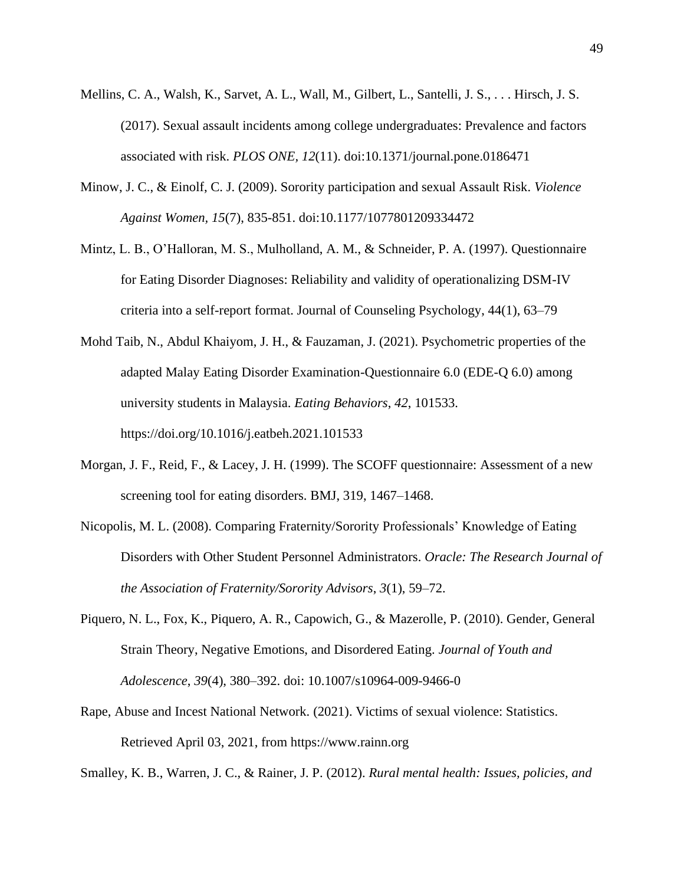Mellins, C. A., Walsh, K., Sarvet, A. L., Wall, M., Gilbert, L., Santelli, J. S., . . . Hirsch, J. S. (2017). Sexual assault incidents among college undergraduates: Prevalence and factors associated with risk. *PLOS ONE, 12*(11). doi:10.1371/journal.pone.0186471

Minow, J. C., & Einolf, C. J. (2009). Sorority participation and sexual Assault Risk. *Violence Against Women, 15*(7), 835-851. doi:10.1177/1077801209334472

Mintz, L. B., O'Halloran, M. S., Mulholland, A. M., & Schneider, P. A. (1997). Questionnaire for Eating Disorder Diagnoses: Reliability and validity of operationalizing DSM-IV criteria into a self-report format. Journal of Counseling Psychology, 44(1), 63–79

Mohd Taib, N., Abdul Khaiyom, J. H., & Fauzaman, J. (2021). Psychometric properties of the adapted Malay Eating Disorder Examination-Questionnaire 6.0 (EDE-Q 6.0) among university students in Malaysia. *Eating Behaviors*, *42*, 101533. https://doi.org/10.1016/j.eatbeh.2021.101533

Morgan, J. F., Reid, F., & Lacey, J. H. (1999). The SCOFF questionnaire: Assessment of a new screening tool for eating disorders. BMJ, 319, 1467–1468.

Nicopolis, M. L. (2008). Comparing Fraternity/Sorority Professionals' Knowledge of Eating Disorders with Other Student Personnel Administrators. *Oracle: The Research Journal of the Association of Fraternity/Sorority Advisors*, *3*(1), 59–72.

Piquero, N. L., Fox, K., Piquero, A. R., Capowich, G., & Mazerolle, P. (2010). Gender, General Strain Theory, Negative Emotions, and Disordered Eating. *Journal of Youth and Adolescence*, *39*(4), 380–392. doi: 10.1007/s10964-009-9466-0

Rape, Abuse and Incest National Network. (2021). Victims of sexual violence: Statistics. Retrieved April 03, 2021, from https://www.rainn.org

Smalley, K. B., Warren, J. C., & Rainer, J. P. (2012). *Rural mental health: Issues, policies, and*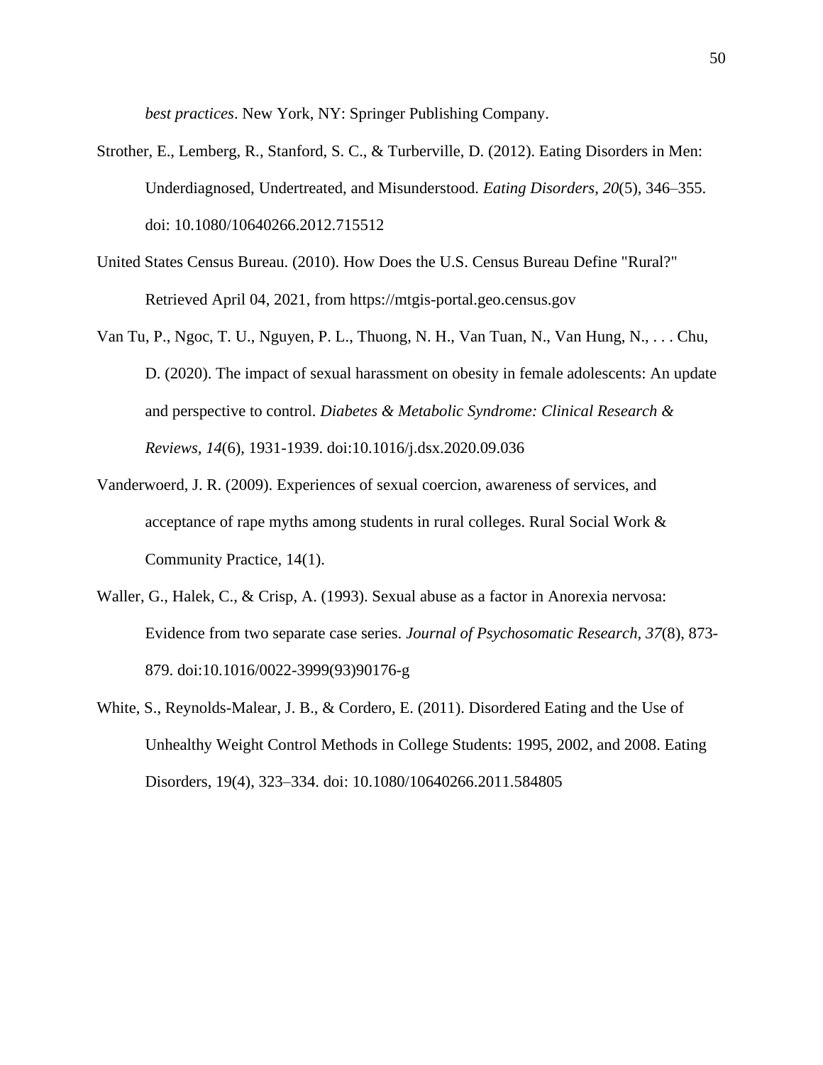*best practices*. New York, NY: Springer Publishing Company.

Strother, E., Lemberg, R., Stanford, S. C., & Turberville, D. (2012). Eating Disorders in Men: Underdiagnosed, Undertreated, and Misunderstood. *Eating Disorders*, *20*(5), 346–355. doi: 10.1080/10640266.2012.715512

United States Census Bureau. (2010). How Does the U.S. Census Bureau Define "Rural?" Retrieved April 04, 2021, from https://mtgis-portal.geo.census.gov

Van Tu, P., Ngoc, T. U., Nguyen, P. L., Thuong, N. H., Van Tuan, N., Van Hung, N., . . . Chu, D. (2020). The impact of sexual harassment on obesity in female adolescents: An update and perspective to control. *Diabetes & Metabolic Syndrome: Clinical Research & Reviews*, *14*(6), 1931-1939. doi:10.1016/j.dsx.2020.09.036

Vanderwoerd, J. R. (2009). Experiences of sexual coercion, awareness of services, and acceptance of rape myths among students in rural colleges. Rural Social Work & Community Practice, 14(1).

Waller, G., Halek, C., & Crisp, A. (1993). Sexual abuse as a factor in Anorexia nervosa: Evidence from two separate case series. *Journal of Psychosomatic Research*, *37*(8), 873-879. doi:10.1016/0022-3999(93)90176-g

White, S., Reynolds-Malear, J. B., & Cordero, E. (2011). Disordered Eating and the Use of Unhealthy Weight Control Methods in College Students: 1995, 2002, and 2008. Eating Disorders, 19(4), 323–334. doi: 10.1080/10640266.2011.584805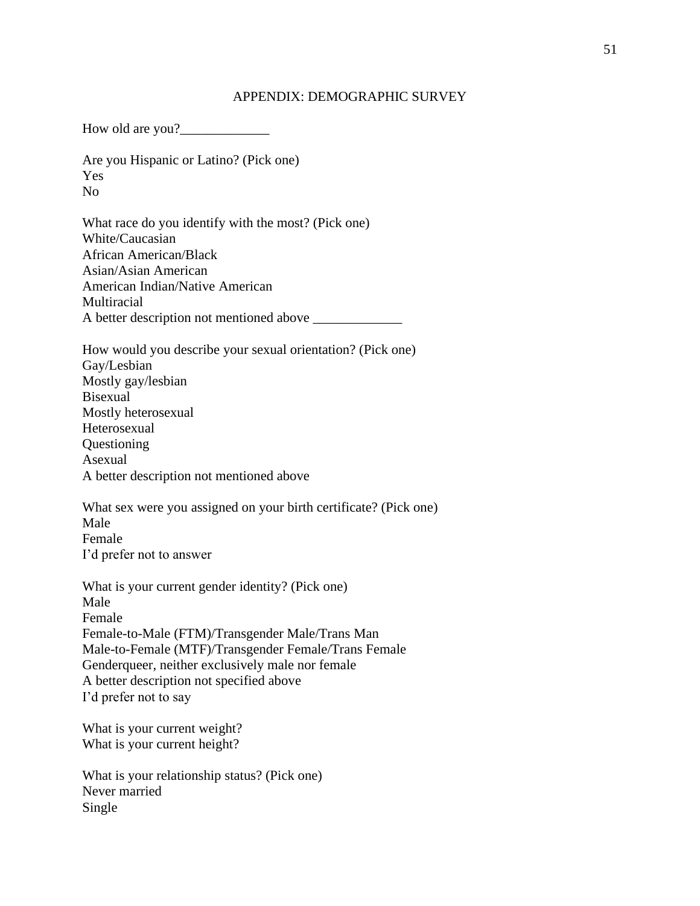# APPENDIX: DEMOGRAPHIC SURVEY

How old are you?_____________

Are you Hispanic or Latino? (Pick one)
Yes
No

What race do you identify with the most? (Pick one)
White/Caucasian
African American/Black
Asian/Asian American
American Indian/Native American
Multiracial
A better description not mentioned above _____________

How would you describe your sexual orientation? (Pick one)
Gay/Lesbian
Mostly gay/lesbian
Bisexual
Mostly heterosexual
Heterosexual
Questioning
Asexual
A better description not mentioned above

What sex were you assigned on your birth certificate? (Pick one)
Male
Female
I'd prefer not to answer

What is your current gender identity? (Pick one)
Male
Female
Female-to-Male (FTM)/Transgender Male/Trans Man
Male-to-Female (MTF)/Transgender Female/Trans Female
Genderqueer, neither exclusively male nor female
A better description not specified above
I'd prefer not to say

What is your current weight?
What is your current height?

What is your relationship status? (Pick one)
Never married
Single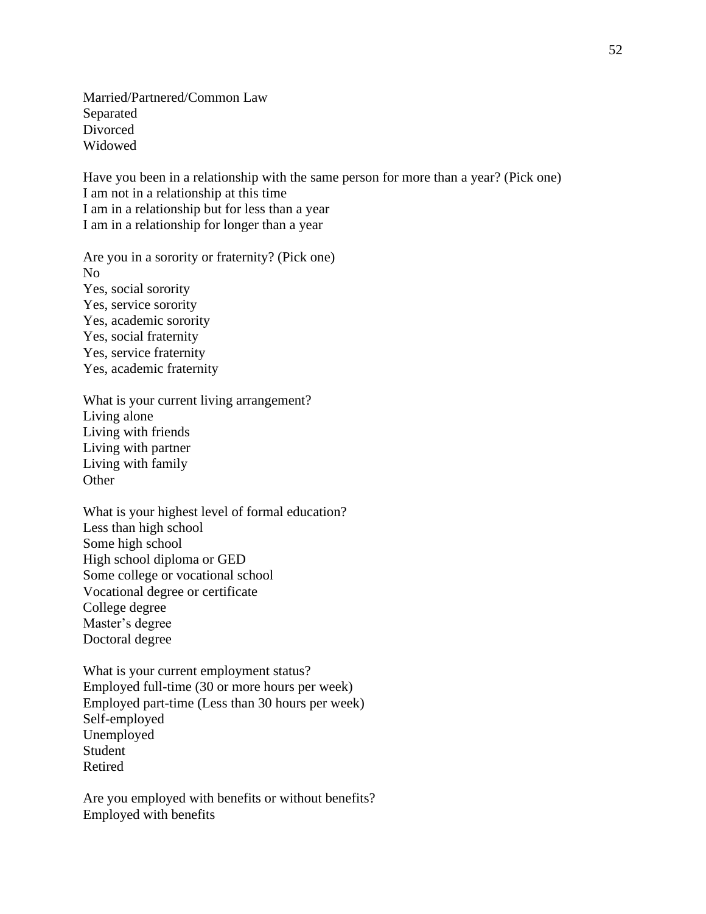Married/Partnered/Common Law
Separated
Divorced
Widowed

Have you been in a relationship with the same person for more than a year? (Pick one)
I am not in a relationship at this time
I am in a relationship but for less than a year
I am in a relationship for longer than a year

Are you in a sorority or fraternity? (Pick one)
No
Yes, social sorority
Yes, service sorority
Yes, academic sorority
Yes, social fraternity
Yes, service fraternity
Yes, academic fraternity

What is your current living arrangement?
Living alone
Living with friends
Living with partner
Living with family
Other

What is your highest level of formal education?
Less than high school
Some high school
High school diploma or GED
Some college or vocational school
Vocational degree or certificate
College degree
Master's degree
Doctoral degree

What is your current employment status?
Employed full-time (30 or more hours per week)
Employed part-time (Less than 30 hours per week)
Self-employed
Unemployed
Student
Retired

Are you employed with benefits or without benefits?
Employed with benefits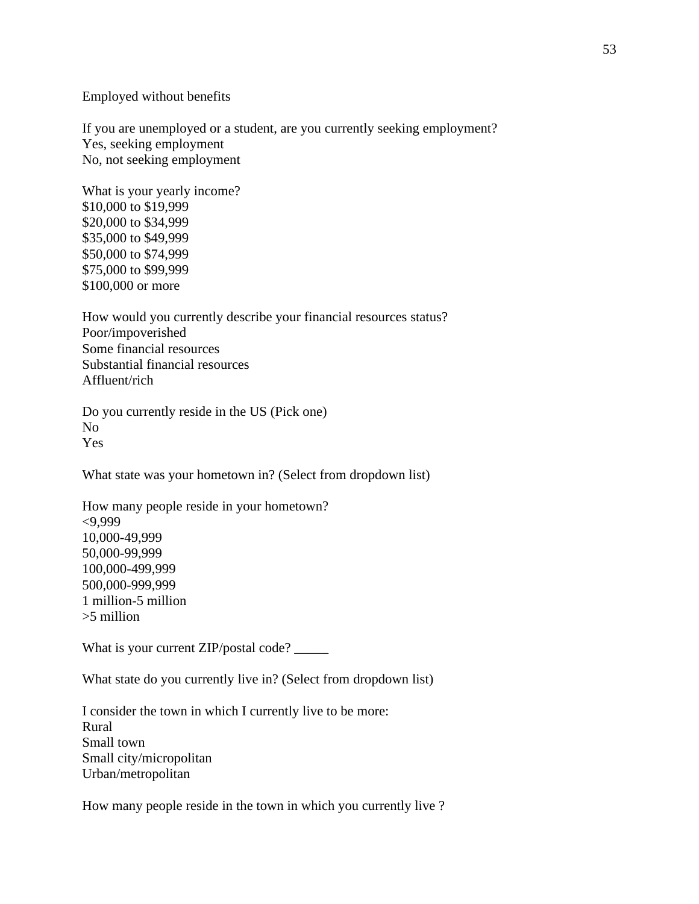Employed without benefits

If you are unemployed or a student, are you currently seeking employment?
Yes, seeking employment
No, not seeking employment

What is your yearly income?
$10,000 to $19,999
$20,000 to $34,999
$35,000 to $49,999
$50,000 to $74,999
$75,000 to $99,999
$100,000 or more

How would you currently describe your financial resources status?
Poor/impoverished
Some financial resources
Substantial financial resources
Affluent/rich

Do you currently reside in the US (Pick one)
No
Yes

What state was your hometown in? (Select from dropdown list)

How many people reside in your hometown?
<9,999
10,000-49,999
50,000-99,999
100,000-499,999
500,000-999,999
1 million-5 million
>5 million

What is your current ZIP/postal code? _____

What state do you currently live in? (Select from dropdown list)

I consider the town in which I currently live to be more:
Rural
Small town
Small city/micropolitan
Urban/metropolitan

How many people reside in the town in which you currently live ?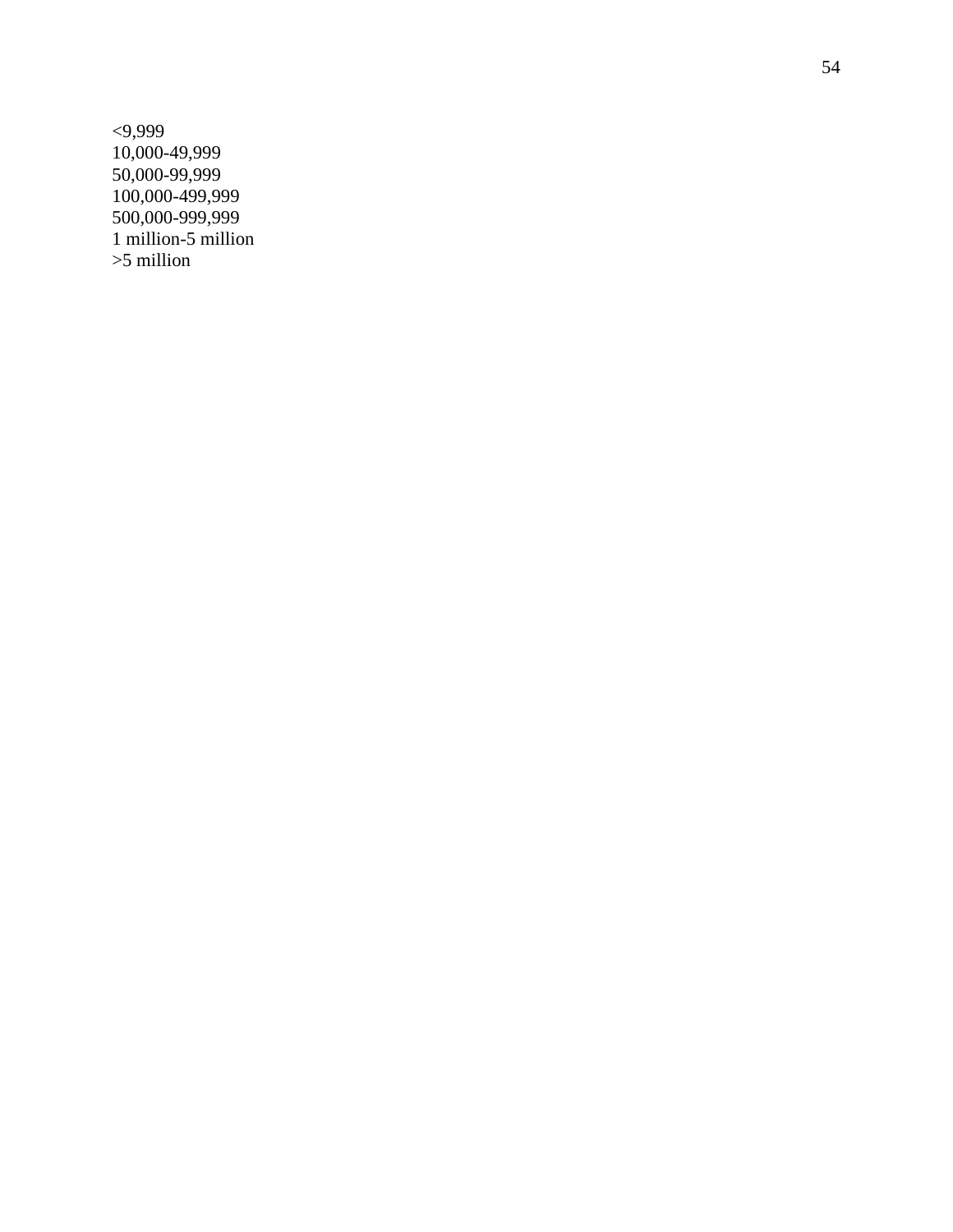<9,999
10,000-49,999
50,000-99,999
100,000-499,999
500,000-999,999
1 million-5 million
>5 million